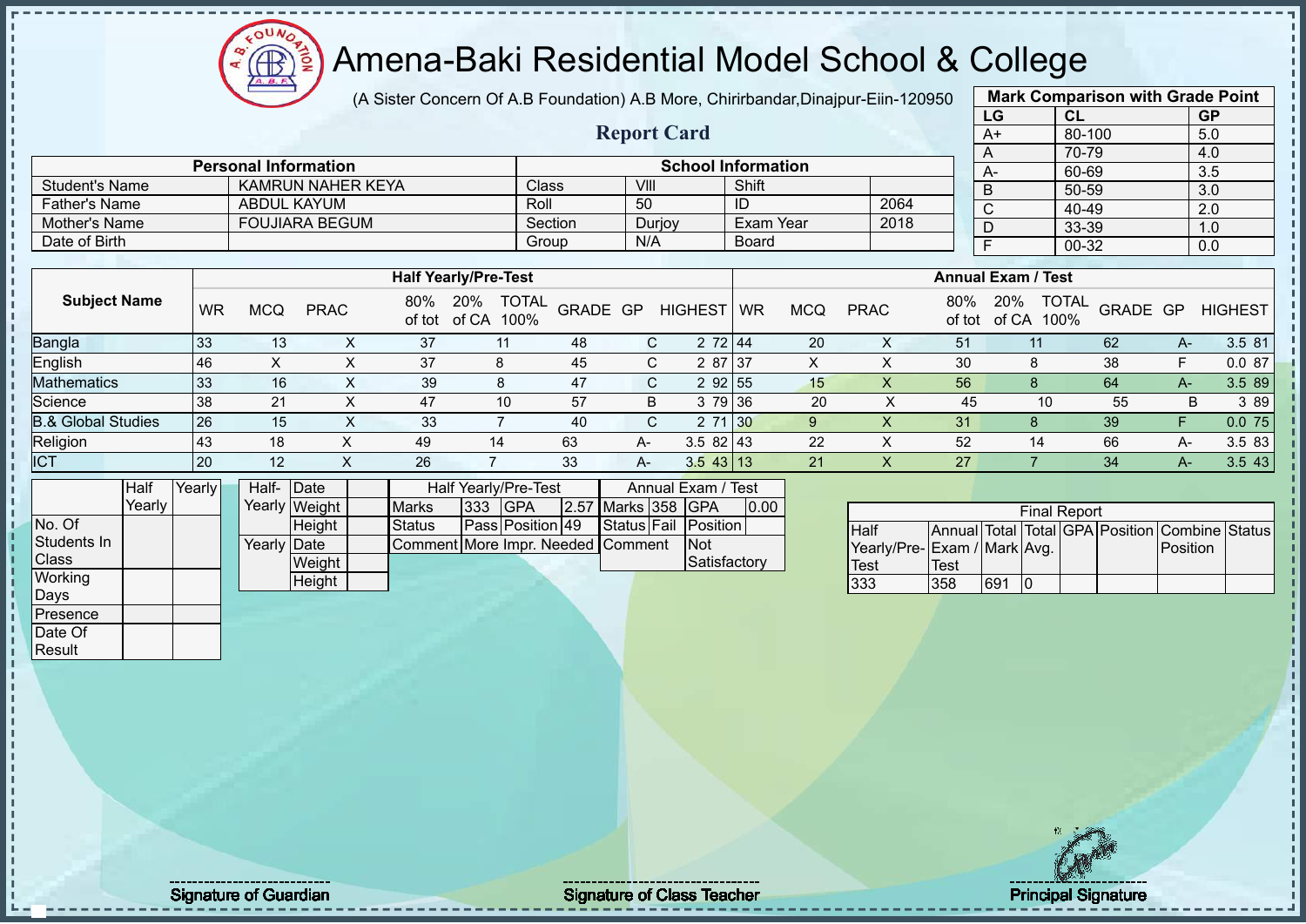# Amena-Baki Residential Model School & College

(A Sister Concern Of A.B Foundation) A.B More, Chirirbandar,Dinajpur-Eiin-120950

## Report Card

| Mark Comparison with Grade Point | | |
|---|---|---|
| LG | CL | GP |
| A+ | 80-100 | 5.0 |
| A | 70-79 | 4.0 |
| A- | 60-69 | 3.5 |
| B | 50-59 | 3.0 |
| C | 40-49 | 2.0 |
| D | 33-39 | 1.0 |
| F | 00-32 | 0.0 |

| Personal Information | | School Information | | | |
|---|---|---|---|---|---|
| Student's Name | KAMRUN NAHER KEYA | Class | VIII | Shift | |
| Father's Name | ABDUL KAYUM | Roll | 50 | ID | 2064 |
| Mother's Name | FOUJIARA BEGUM | Section | Durjoy | Exam Year | 2018 |
| Date of Birth | | Group | N/A | Board | |

| Subject Name | Half Yearly/Pre-Test | | | | | | | | | Annual Exam / Test | | | | | | | | |
|---|---|---|---|---|---|---|---|---|---|---|---|---|---|---|---|---|---|---|
| | WR | MCQ | PRAC | 80% of tot | 20% of CA | TOTAL 100% | GRADE | GP | HIGHEST | WR | MCQ | PRAC | 80% of tot | 20% of CA | TOTAL 100% | GRADE | GP | HIGHEST |
| Bangla | 33 | 13 | X | 37 | 11 | 48 | C | 2 | 72 | 44 | 20 | X | 51 | 11 | 62 | A- | 3.5 | 81 |
| English | 46 | X | X | 37 | 8 | 45 | C | 2 | 87 | 37 | X | X | 30 | 8 | 38 | F | 0.0 | 87 |
| Mathematics | 33 | 16 | X | 39 | 8 | 47 | C | 2 | 92 | 55 | 15 | X | 56 | 8 | 64 | A- | 3.5 | 89 |
| Science | 38 | 21 | X | 47 | 10 | 57 | B | 3 | 79 | 36 | 20 | X | 45 | 10 | 55 | B | 3 | 89 |
| B.& Global Studies | 26 | 15 | X | 33 | 7 | 40 | C | 2 | 71 | 30 | 9 | X | 31 | 8 | 39 | F | 0.0 | 75 |
| Religion | 43 | 18 | X | 49 | 14 | 63 | A- | 3.5 | 82 | 43 | 22 | X | 52 | 14 | 66 | A- | 3.5 | 83 |
| ICT | 20 | 12 | X | 26 | 7 | 33 | A- | 3.5 | 43 | 13 | 21 | X | 27 | 7 | 34 | A- | 3.5 | 43 |

| | Half Yearly | Yearly |
|---|---|---|
| No. Of Students In Class | | |
| Working Days | | |
| Presence | | |
| Date Of Result | | |

| | | |
|---|---|---|
| Half-Yearly | Date | |
| | Weight | |
| | Height | |
| Yearly | Date | |
| | Weight | |
| | Height | |

| Half Yearly/Pre-Test | | | |
|---|---|---|---|
| Marks | 333 | GPA | 2.57 |
| Status | Pass | Position | 49 |
| Comment | More Impr. Needed | | |

| Annual Exam / Test | | | |
|---|---|---|---|
| Marks | 358 | GPA | 0.00 |
| Status | Fail | Position | |
| Comment | | Not Satisfactory | |

| Final Report | | | | | | | |
|---|---|---|---|---|---|---|---|
| Half Yearly/Pre-Test | Annual Exam / Test | Total Mark | Total Avg. | GPA | Position | Combine Position | Status |
| 333 | 358 | 691 | 0 | | | | |

Signature of Guardian | Signature of Class Teacher | Principal Signature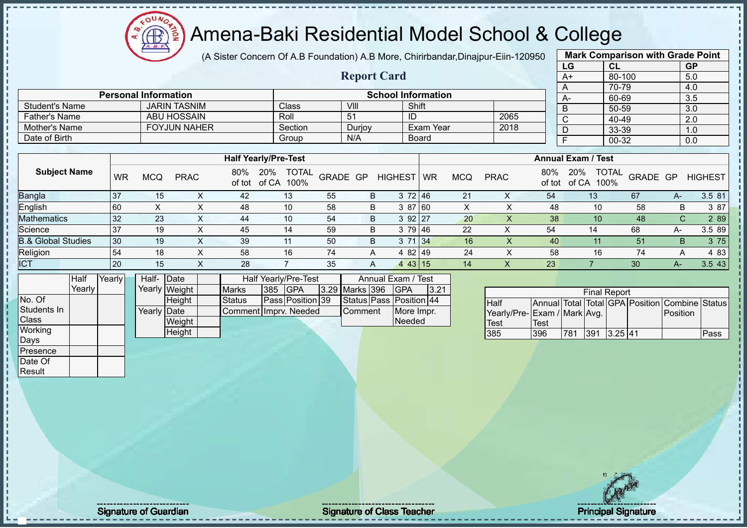# Amena-Baki Residential Model School & College

(A Sister Concern Of A.B Foundation) A.B More, Chirirbandar,Dinajpur-Eiin-120950

## Report Card

| Mark Comparison with Grade Point | | |
|---|---|---|
| LG | CL | GP |
| A+ | 80-100 | 5.0 |
| A | 70-79 | 4.0 |
| A- | 60-69 | 3.5 |
| B | 50-59 | 3.0 |
| C | 40-49 | 2.0 |
| D | 33-39 | 1.0 |
| F | 00-32 | 0.0 |

| Personal Information | | School Information | | | |
|---|---|---|---|---|---|
| Student's Name | JARIN TASNIM | Class | VIII | Shift | |
| Father's Name | ABU HOSSAIN | Roll | 51 | ID | 2065 |
| Mother's Name | FOYJUN NAHER | Section | Durjoy | Exam Year | 2018 |
| Date of Birth | | Group | N/A | Board | |

| Subject Name | Half Yearly/Pre-Test | | | | | | | | | Annual Exam / Test | | | | | | | | |
|---|---|---|---|---|---|---|---|---|---|---|---|---|---|---|---|---|---|---|
| | WR | MCQ | PRAC | 80% of tot | 20% of CA | TOTAL 100% | GRADE | GP | HIGHEST | WR | MCQ | PRAC | 80% of tot | 20% of CA | TOTAL 100% | GRADE | GP | HIGHEST |
| Bangla | 37 | 15 | X | 42 | 13 | 55 | B | 3 | 72 | 46 | 21 | X | 54 | 13 | 67 | A- | 3.5 | 81 |
| English | 60 | X | X | 48 | 10 | 58 | B | 3 | 87 | 60 | X | X | 48 | 10 | 58 | B | 3 | 87 |
| Mathematics | 32 | 23 | X | 44 | 10 | 54 | B | 3 | 92 | 27 | 20 | X | 38 | 10 | 48 | C | 2 | 89 |
| Science | 37 | 19 | X | 45 | 14 | 59 | B | 3 | 79 | 46 | 22 | X | 54 | 14 | 68 | A- | 3.5 | 89 |
| B.& Global Studies | 30 | 19 | X | 39 | 11 | 50 | B | 3 | 71 | 34 | 16 | X | 40 | 11 | 51 | B | 3 | 75 |
| Religion | 54 | 18 | X | 58 | 16 | 74 | A | 4 | 82 | 49 | 24 | X | 58 | 16 | 74 | A | 4 | 83 |
| ICT | 20 | 15 | X | 28 | 7 | 35 | A | 4 | 43 | 15 | 14 | X | 23 | 7 | 30 | A- | 3.5 | 43 |

| | Half Yearly | Yearly |
|---|---|---|
| No. Of Students In Class | | |
| Working Days | | |
| Presence | | |
| Date Of Result | | |

| | | |
|---|---|---|
| Half-Yearly | Date | |
| | Weight | |
| | Height | |
| Yearly | Date | |
| | Weight | |
| | Height | |

| Half Yearly/Pre-Test | | | | Annual Exam / Test | | | |
|---|---|---|---|---|---|---|---|
| Marks | 385 | GPA | 3.29 | Marks | 396 | GPA | 3.21 |
| Status | Pass | Position | 39 | Status | Pass | Position | 44 |
| Comment | Imprv. Needed | | | Comment | More Impr. Needed | | |

| Final Report | | | | | | | |
|---|---|---|---|---|---|---|---|
| Half Yearly/Pre-Test | Annual Exam / Test | Total Mark | Total Avg. | GPA | Position | Combine Position | Status |
| 385 | 396 | 781 | 391 | 3.25 | 41 | | Pass |

Signature of Guardian

Signature of Class Teacher

Principal Signature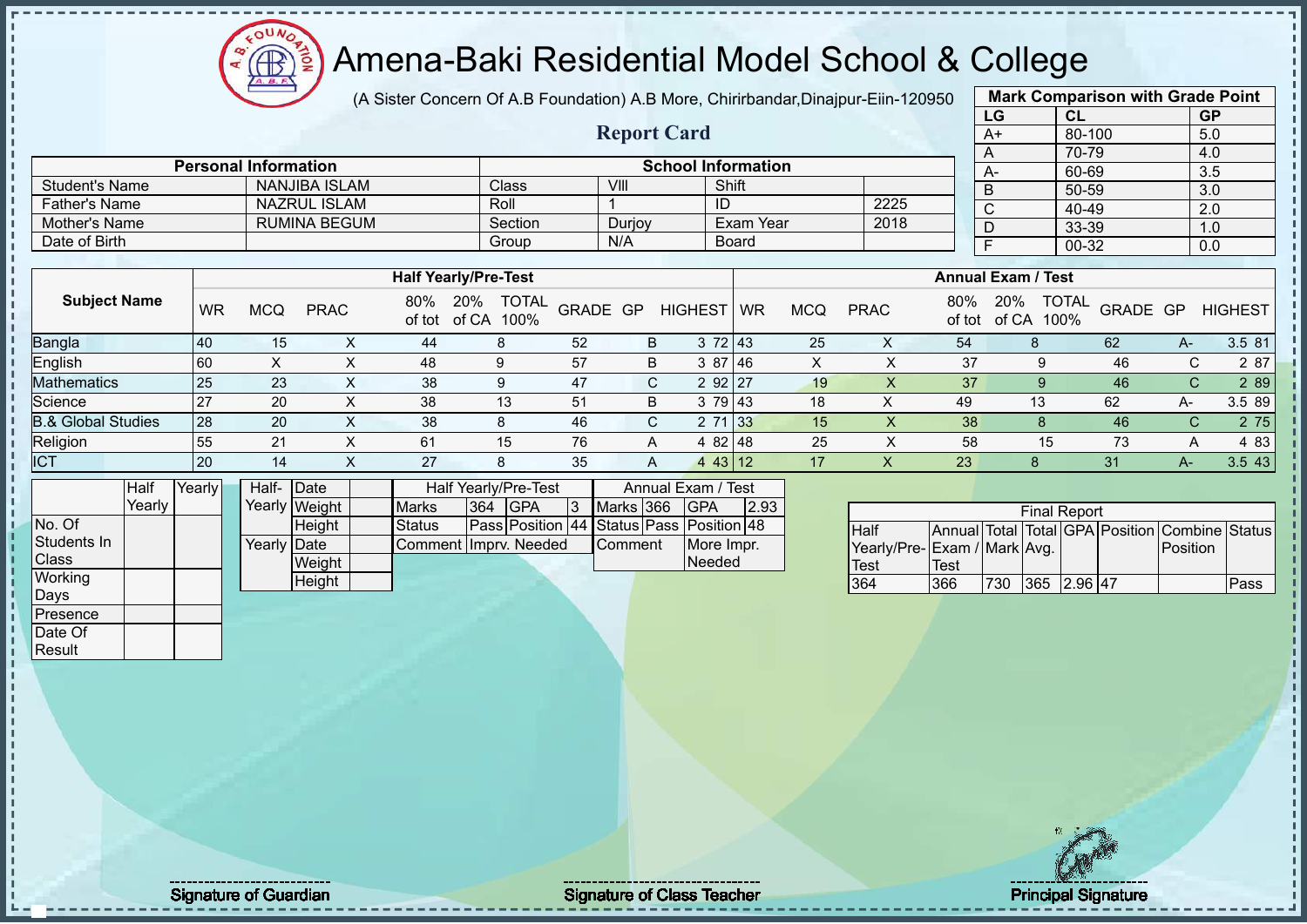# Amena-Baki Residential Model School & College

(A Sister Concern Of A.B Foundation) A.B More, Chirirbandar,Dinajpur-Eiin-120950

## Report Card

| Mark Comparison with Grade Point | | |
|---|---|---|
| LG | CL | GP |
| A+ | 80-100 | 5.0 |
| A | 70-79 | 4.0 |
| A- | 60-69 | 3.5 |
| B | 50-59 | 3.0 |
| C | 40-49 | 2.0 |
| D | 33-39 | 1.0 |
| F | 00-32 | 0.0 |

| Personal Information | | School Information | | | |
|---|---|---|---|---|---|
| Student's Name | NANJIBA ISLAM | Class | VIII | Shift | |
| Father's Name | NAZRUL ISLAM | Roll | 1 | ID | 2225 |
| Mother's Name | RUMINA BEGUM | Section | Durjoy | Exam Year | 2018 |
| Date of Birth | | Group | N/A | Board | |

| Subject Name | Half Yearly/Pre-Test | | | | | | | | | Annual Exam / Test | | | | | | | | |
|---|---|---|---|---|---|---|---|---|---|---|---|---|---|---|---|---|---|---|
| | WR | MCQ | PRAC | 80% of tot | 20% of CA | TOTAL 100% | GRADE | GP | HIGHEST | WR | MCQ | PRAC | 80% of tot | 20% of CA | TOTAL 100% | GRADE | GP | HIGHEST |
| Bangla | 40 | 15 | X | 44 | 8 | 52 | B | 3 | 72 | 43 | 25 | X | 54 | 8 | 62 | A- | 3.5 | 81 |
| English | 60 | X | X | 48 | 9 | 57 | B | 3 | 87 | 46 | X | X | 37 | 9 | 46 | C | 2 | 87 |
| Mathematics | 25 | 23 | X | 38 | 9 | 47 | C | 2 | 92 | 27 | 19 | X | 37 | 9 | 46 | C | 2 | 89 |
| Science | 27 | 20 | X | 38 | 13 | 51 | B | 3 | 79 | 43 | 18 | X | 49 | 13 | 62 | A- | 3.5 | 89 |
| B.& Global Studies | 28 | 20 | X | 38 | 8 | 46 | C | 2 | 71 | 33 | 15 | X | 38 | 8 | 46 | C | 2 | 75 |
| Religion | 55 | 21 | X | 61 | 15 | 76 | A | 4 | 82 | 48 | 25 | X | 58 | 15 | 73 | A | 4 | 83 |
| ICT | 20 | 14 | X | 27 | 8 | 35 | A | 4 | 43 | 12 | 17 | X | 23 | 8 | 31 | A- | 3.5 | 43 |

| | Half Yearly | Yearly |
|---|---|---|
| No. Of Students In Class | | |
| Working Days | | |
| Presence | | |
| Date Of Result | | |

| | | |
|---|---|---|
| Half-Yearly | Date | |
| | Weight | |
| | Height | |
| Yearly | Date | |
| | Weight | |
| | Height | |

| Half Yearly/Pre-Test | | | | Annual Exam / Test | | | |
|---|---|---|---|---|---|---|---|
| Marks | 364 | GPA | 3 | Marks | 366 | GPA | 2.93 |
| Status | Pass | Position | 44 | Status | Pass | Position | 48 |
| Comment | Imprv. Needed | | | Comment | | More Impr. Needed | |

| Final Report | | | | | | | |
|---|---|---|---|---|---|---|---|
| Half Yearly/Pre-Test | Annual Exam / Test | Total Mark | Total Avg. | GPA | Position | Combine Position | Status |
| 364 | 366 | 730 | 365 | 2.96 | 47 | | Pass |

Signature of Guardian

Signature of Class Teacher

Principal Signature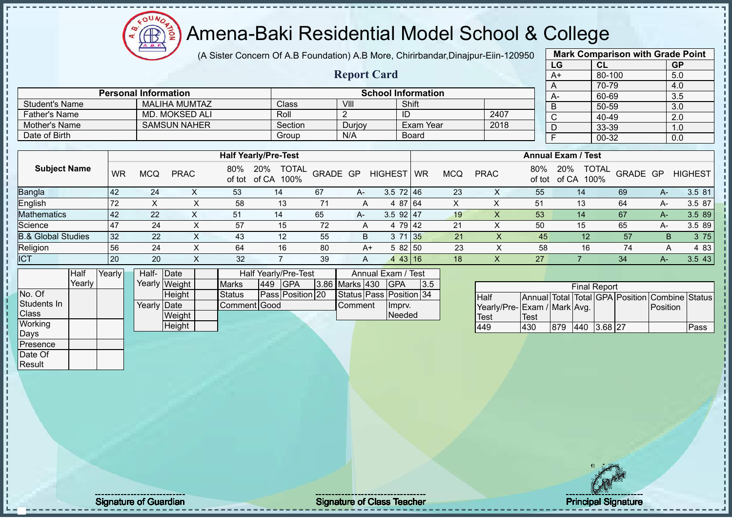# Amena-Baki Residential Model School & College

(A Sister Concern Of A.B Foundation) A.B More, Chirirbandar,Dinajpur-Eiin-120950

## Report Card

| Mark Comparison with Grade Point | | |
|---|---|---|
| LG | CL | GP |
| A+ | 80-100 | 5.0 |
| A | 70-79 | 4.0 |
| A- | 60-69 | 3.5 |
| B | 50-59 | 3.0 |
| C | 40-49 | 2.0 |
| D | 33-39 | 1.0 |
| F | 00-32 | 0.0 |

| Personal Information | | School Information | | | |
|---|---|---|---|---|---|
| Student's Name | MALIHA MUMTAZ | Class | VIII | Shift | |
| Father's Name | MD. MOKSED ALI | Roll | 2 | ID | 2407 |
| Mother's Name | SAMSUN NAHER | Section | Durjoy | Exam Year | 2018 |
| Date of Birth | | Group | N/A | Board | |

| Subject Name | Half Yearly/Pre-Test | | | | | | | | | Annual Exam / Test | | | | | | | | |
|---|---|---|---|---|---|---|---|---|---|---|---|---|---|---|---|---|---|---|
| | WR | MCQ | PRAC | 80% of tot | 20% of CA | TOTAL 100% | GRADE | GP | HIGHEST | WR | MCQ | PRAC | 80% of tot | 20% of CA | TOTAL 100% | GRADE | GP | HIGHEST |
| Bangla | 42 | 24 | X | 53 | 14 | 67 | A- | 3.5 | 72 | 46 | 23 | X | 55 | 14 | 69 | A- | 3.5 | 81 |
| English | 72 | X | X | 58 | 13 | 71 | A | 4 | 87 | 64 | X | X | 51 | 13 | 64 | A- | 3.5 | 87 |
| Mathematics | 42 | 22 | X | 51 | 14 | 65 | A- | 3.5 | 92 | 47 | 19 | X | 53 | 14 | 67 | A- | 3.5 | 89 |
| Science | 47 | 24 | X | 57 | 15 | 72 | A | 4 | 79 | 42 | 21 | X | 50 | 15 | 65 | A- | 3.5 | 89 |
| B.& Global Studies | 32 | 22 | X | 43 | 12 | 55 | B | 3 | 71 | 35 | 21 | X | 45 | 12 | 57 | B | 3 | 75 |
| Religion | 56 | 24 | X | 64 | 16 | 80 | A+ | 5 | 82 | 50 | 23 | X | 58 | 16 | 74 | A | 4 | 83 |
| ICT | 20 | 20 | X | 32 | 7 | 39 | A | 4 | 43 | 16 | 18 | X | 27 | 7 | 34 | A- | 3.5 | 43 |

| | Half Yearly | Yearly |
|---|---|---|
| No. Of Students In Class | | |
| Working Days | | |
| Presence | | |
| Date Of Result | | |

| | | |
|---|---|---|
| Half-Yearly | Date | |
| | Weight | |
| | Height | |
| Yearly | Date | |
| | Weight | |
| | Height | |

| Half Yearly/Pre-Test | | | | Annual Exam / Test | | | |
|---|---|---|---|---|---|---|---|
| Marks | 449 | GPA | 3.86 | Marks | 430 | GPA | 3.5 |
| Status | Pass | Position | 20 | Status | Pass | Position | 34 |
| Comment | Good | | | Comment | Imprv. Needed | | |

| Final Report | | | | | | | |
|---|---|---|---|---|---|---|---|
| Half Yearly/Pre-Test | Annual Exam / Test | Total Mark | Total Avg. | GPA | Position | Combine Position | Status |
| 449 | 430 | 879 | 440 | 3.68 | 27 | | Pass |

Signature of Guardian

Signature of Class Teacher

Principal Signature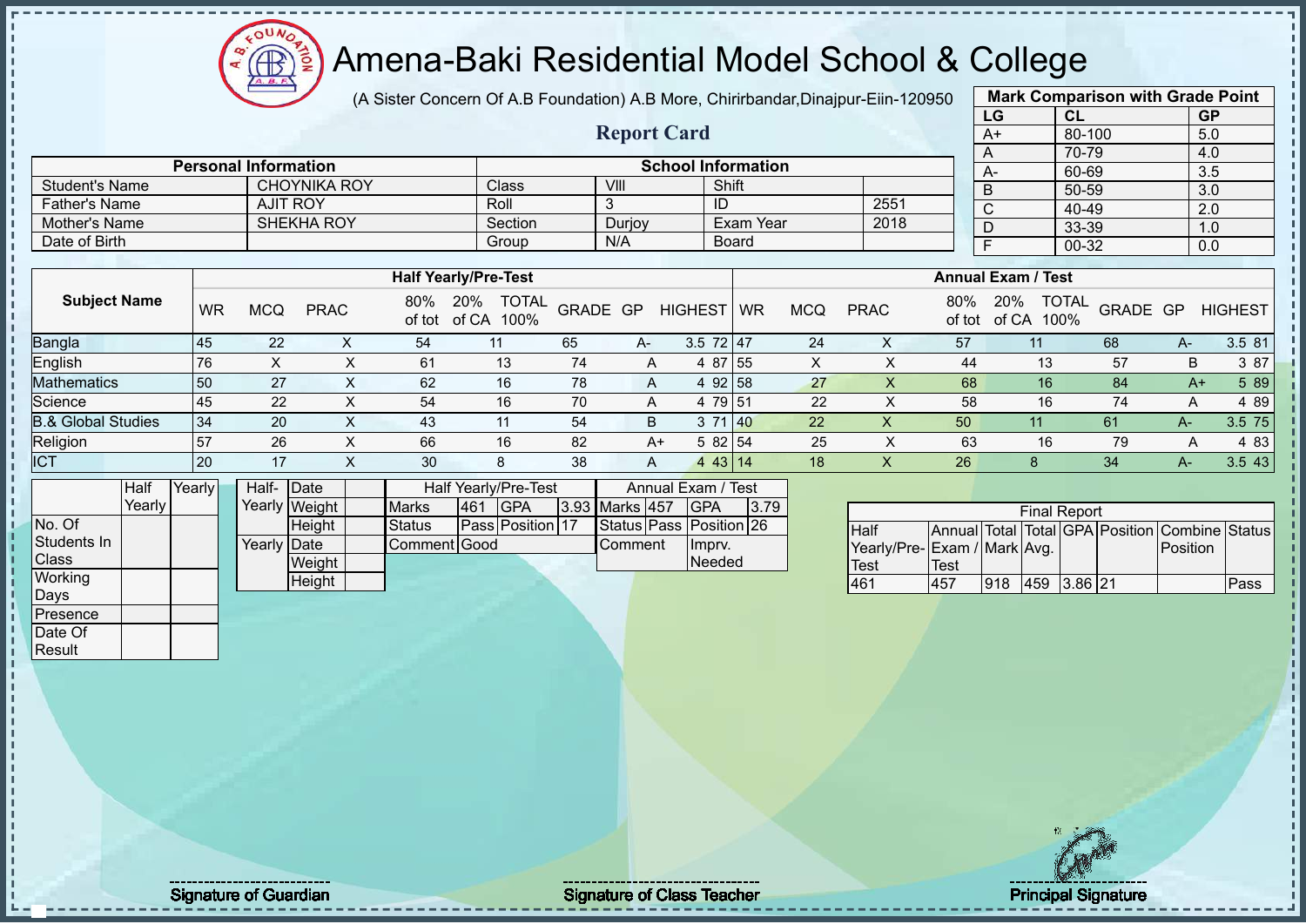# Amena-Baki Residential Model School & College

(A Sister Concern Of A.B Foundation) A.B More, Chirirbandar,Dinajpur-Eiin-120950

## Report Card

| Mark Comparison with Grade Point | | |
|---|---|---|
| LG | CL | GP |
| A+ | 80-100 | 5.0 |
| A | 70-79 | 4.0 |
| A- | 60-69 | 3.5 |
| B | 50-59 | 3.0 |
| C | 40-49 | 2.0 |
| D | 33-39 | 1.0 |
| F | 00-32 | 0.0 |

| Personal Information | | School Information | | | |
|---|---|---|---|---|---|
| Student's Name | CHOYNIKA ROY | Class | VIII | Shift | |
| Father's Name | AJIT ROY | Roll | 3 | ID | 2551 |
| Mother's Name | SHEKHA ROY | Section | Durjoy | Exam Year | 2018 |
| Date of Birth | | Group | N/A | Board | |

| Subject Name | Half Yearly/Pre-Test | | | | | | | | | Annual Exam / Test | | | | | | | | |
|---|---|---|---|---|---|---|---|---|---|---|---|---|---|---|---|---|---|---|
| | WR | MCQ | PRAC | 80% of tot | 20% of CA | TOTAL 100% | GRADE | GP | HIGHEST | WR | MCQ | PRAC | 80% of tot | 20% of CA | TOTAL 100% | GRADE | GP | HIGHEST |
| Bangla | 45 | 22 | X | 54 | 11 | 65 | A- | 3.5 | 72 | 47 | 24 | X | 57 | 11 | 68 | A- | 3.5 | 81 |
| English | 76 | X | X | 61 | 13 | 74 | A | 4 | 87 | 55 | X | X | 44 | 13 | 57 | B | 3 | 87 |
| Mathematics | 50 | 27 | X | 62 | 16 | 78 | A | 4 | 92 | 58 | 27 | X | 68 | 16 | 84 | A+ | 5 | 89 |
| Science | 45 | 22 | X | 54 | 16 | 70 | A | 4 | 79 | 51 | 22 | X | 58 | 16 | 74 | A | 4 | 89 |
| B.& Global Studies | 34 | 20 | X | 43 | 11 | 54 | B | 3 | 71 | 40 | 22 | X | 50 | 11 | 61 | A- | 3.5 | 75 |
| Religion | 57 | 26 | X | 66 | 16 | 82 | A+ | 5 | 82 | 54 | 25 | X | 63 | 16 | 79 | A | 4 | 83 |
| ICT | 20 | 17 | X | 30 | 8 | 38 | A | 4 | 43 | 14 | 18 | X | 26 | 8 | 34 | A- | 3.5 | 43 |

| | Half Yearly | Yearly |
|---|---|---|
| No. Of Students In Class | | |
| Working Days | | |
| Presence | | |
| Date Of Result | | |

| | | |
|---|---|---|
| Half-Yearly | Date | |
| | Weight | |
| | Height | |
| Yearly | Date | |
| | Weight | |
| | Height | |

| Half Yearly/Pre-Test | | | | Annual Exam / Test | | | |
|---|---|---|---|---|---|---|---|
| Marks | 461 | GPA | 3.93 | Marks | 457 | GPA | 3.79 |
| Status | Pass | Position | 17 | Status | Pass | Position | 26 |
| Comment | Good | | | Comment | Imprv. Needed | | |

| Final Report | | | | | | | |
|---|---|---|---|---|---|---|---|
| Half Yearly/Pre-Test | Annual Exam / Test | Total Mark | Total Avg. | GPA | Position | Combine Position | Status |
| 461 | 457 | 918 | 459 | 3.86 | 21 | | Pass |

Signature of Guardian | Signature of Class Teacher | Principal Signature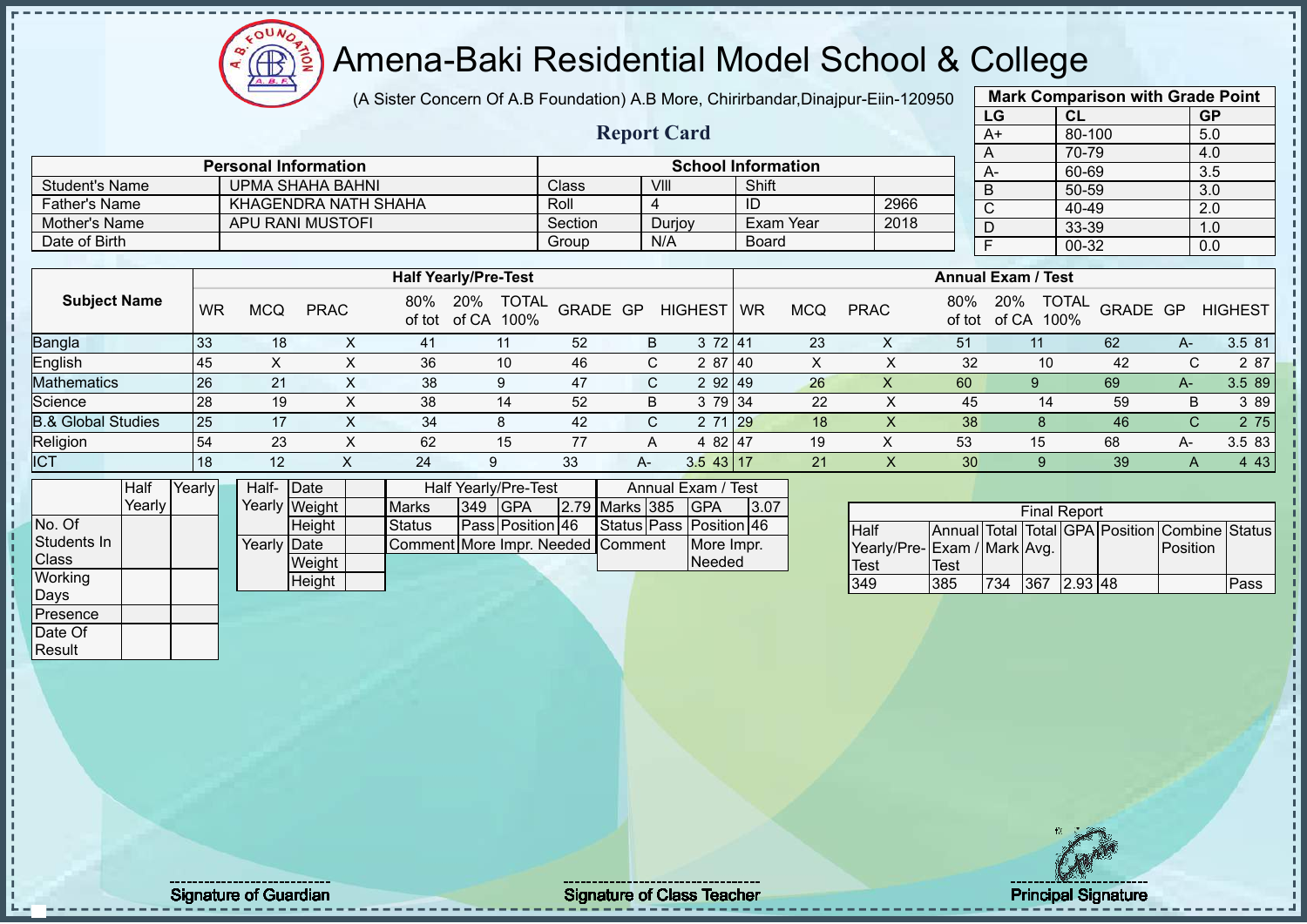# Amena-Baki Residential Model School & College

(A Sister Concern Of A.B Foundation) A.B More, Chirirbandar,Dinajpur-Eiin-120950

## Report Card

| Mark Comparison with Grade Point | | |
|---|---|---|
| LG | CL | GP |
| A+ | 80-100 | 5.0 |
| A | 70-79 | 4.0 |
| A- | 60-69 | 3.5 |
| B | 50-59 | 3.0 |
| C | 40-49 | 2.0 |
| D | 33-39 | 1.0 |
| F | 00-32 | 0.0 |

| Personal Information | | School Information | | | |
|---|---|---|---|---|---|
| Student's Name | UPMA SHAHA BAHNI | Class | VIII | Shift | |
| Father's Name | KHAGENDRA NATH SHAHA | Roll | 4 | ID | 2966 |
| Mother's Name | APU RANI MUSTOFI | Section | Durjoy | Exam Year | 2018 |
| Date of Birth | | Group | N/A | Board | |

| Subject Name | Half Yearly/Pre-Test | | | | | | | | | Annual Exam / Test | | | | | | | | |
|---|---|---|---|---|---|---|---|---|---|---|---|---|---|---|---|---|---|---|
| | WR | MCQ | PRAC | 80% of tot | 20% of CA | TOTAL 100% | GRADE | GP | HIGHEST | WR | MCQ | PRAC | 80% of tot | 20% of CA | TOTAL 100% | GRADE | GP | HIGHEST |
| Bangla | 33 | 18 | X | 41 | 11 | 52 | B | 3 | 72 | 41 | 23 | X | 51 | 11 | 62 | A- | 3.5 | 81 |
| English | 45 | X | X | 36 | 10 | 46 | C | 2 | 87 | 40 | X | X | 32 | 10 | 42 | C | 2 | 87 |
| Mathematics | 26 | 21 | X | 38 | 9 | 47 | C | 2 | 92 | 49 | 26 | X | 60 | 9 | 69 | A- | 3.5 | 89 |
| Science | 28 | 19 | X | 38 | 14 | 52 | B | 3 | 79 | 34 | 22 | X | 45 | 14 | 59 | B | 3 | 89 |
| B.& Global Studies | 25 | 17 | X | 34 | 8 | 42 | C | 2 | 71 | 29 | 18 | X | 38 | 8 | 46 | C | 2 | 75 |
| Religion | 54 | 23 | X | 62 | 15 | 77 | A | 4 | 82 | 47 | 19 | X | 53 | 15 | 68 | A- | 3.5 | 83 |
| ICT | 18 | 12 | X | 24 | 9 | 33 | A- | 3.5 | 43 | 17 | 21 | X | 30 | 9 | 39 | A | 4 | 43 |

| | Half Yearly | Yearly |
|---|---|---|
| No. Of Students In Class | | |
| Working Days | | |
| Presence | | |
| Date Of Result | | |

| | | |
|---|---|---|
| Half-Yearly | Date | |
| | Weight | |
| | Height | |
| Yearly | Date | |
| | Weight | |
| | Height | |

| Half Yearly/Pre-Test | | | | Annual Exam / Test | | | |
|---|---|---|---|---|---|---|---|
| Marks | 349 | GPA | 2.79 | Marks | 385 | GPA | 3.07 |
| Status | Pass | Position | 46 | Status | Pass | Position | 46 |
| Comment | More Impr. Needed | | | Comment | More Impr. Needed | | |

| Final Report | | | | | | | |
|---|---|---|---|---|---|---|---|
| Half Yearly/Pre-Test | Annual Exam / Test | Total Mark | Total Avg. | GPA | Position | Combine Position | Status |
| 349 | 385 | 734 | 367 | 2.93 | 48 | | Pass |

Signature of Guardian

Signature of Class Teacher

Principal Signature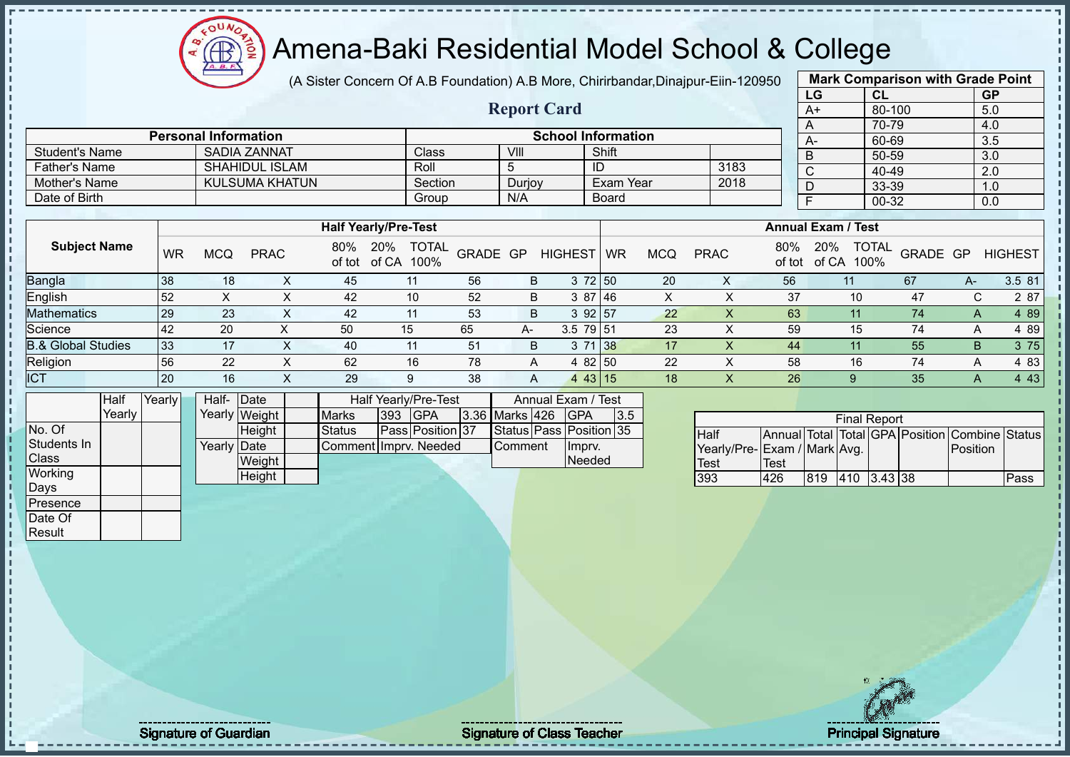# Amena-Baki Residential Model School & College

(A Sister Concern Of A.B Foundation) A.B More, Chirirbandar,Dinajpur-Eiin-120950

## Report Card

| Mark Comparison with Grade Point | | |
|---|---|---|
| LG | CL | GP |
| A+ | 80-100 | 5.0 |
| A | 70-79 | 4.0 |
| A- | 60-69 | 3.5 |
| B | 50-59 | 3.0 |
| C | 40-49 | 2.0 |
| D | 33-39 | 1.0 |
| F | 00-32 | 0.0 |

| Personal Information | | School Information | | | |
|---|---|---|---|---|---|
| Student's Name | SADIA ZANNAT | Class | VIII | Shift | |
| Father's Name | SHAHIDUL ISLAM | Roll | 5 | ID | 3183 |
| Mother's Name | KULSUMA KHATUN | Section | Durjoy | Exam Year | 2018 |
| Date of Birth | | Group | N/A | Board | |

| Subject Name | Half Yearly/Pre-Test | | | | | | | | | Annual Exam / Test | | | | | | | | |
|---|---|---|---|---|---|---|---|---|---|---|---|---|---|---|---|---|---|---|
| | WR | MCQ | PRAC | 80% of tot | 20% of CA | TOTAL 100% | GRADE | GP | HIGHEST | WR | MCQ | PRAC | 80% of tot | 20% of CA | TOTAL 100% | GRADE | GP | HIGHEST |
| Bangla | 38 | 18 | X | 45 | 11 | 56 | B | 3 | 72 | 50 | 20 | X | 56 | 11 | 67 | A- | 3.5 | 81 |
| English | 52 | X | X | 42 | 10 | 52 | B | 3 | 87 | 46 | X | X | 37 | 10 | 47 | C | 2 | 87 |
| Mathematics | 29 | 23 | X | 42 | 11 | 53 | B | 3 | 92 | 57 | 22 | X | 63 | 11 | 74 | A | 4 | 89 |
| Science | 42 | 20 | X | 50 | 15 | 65 | A- | 3.5 | 79 | 51 | 23 | X | 59 | 15 | 74 | A | 4 | 89 |
| B.& Global Studies | 33 | 17 | X | 40 | 11 | 51 | B | 3 | 71 | 38 | 17 | X | 44 | 11 | 55 | B | 3 | 75 |
| Religion | 56 | 22 | X | 62 | 16 | 78 | A | 4 | 82 | 50 | 22 | X | 58 | 16 | 74 | A | 4 | 83 |
| ICT | 20 | 16 | X | 29 | 9 | 38 | A | 4 | 43 | 15 | 18 | X | 26 | 9 | 35 | A | 4 | 43 |

| | Half Yearly | Yearly |
|---|---|---|
| No. Of Students In Class | | |
| Working Days | | |
| Presence | | |
| Date Of Result | | |

| | | |
|---|---|---|
| Half-Yearly | Date | |
| | Weight | |
| | Height | |
| Yearly | Date | |
| | Weight | |
| | Height | |

| Half Yearly/Pre-Test | | | | Annual Exam / Test | | | |
|---|---|---|---|---|---|---|---|
| Marks | 393 | GPA | 3.36 | Marks | 426 | GPA | 3.5 |
| Status | Pass | Position | 37 | Status | Pass | Position | 35 |
| Comment | Imprv. Needed | | | Comment | Imprv. Needed | | |

| Final Report | | | | | | | |
|---|---|---|---|---|---|---|---|
| Half Yearly/Pre-Test | Annual Exam / Test | Total Mark | Total Avg. | GPA | Position | Combine Position | Status |
| 393 | 426 | 819 | 410 | 3.43 | 38 | | Pass |

Signature of Guardian

Signature of Class Teacher

Principal Signature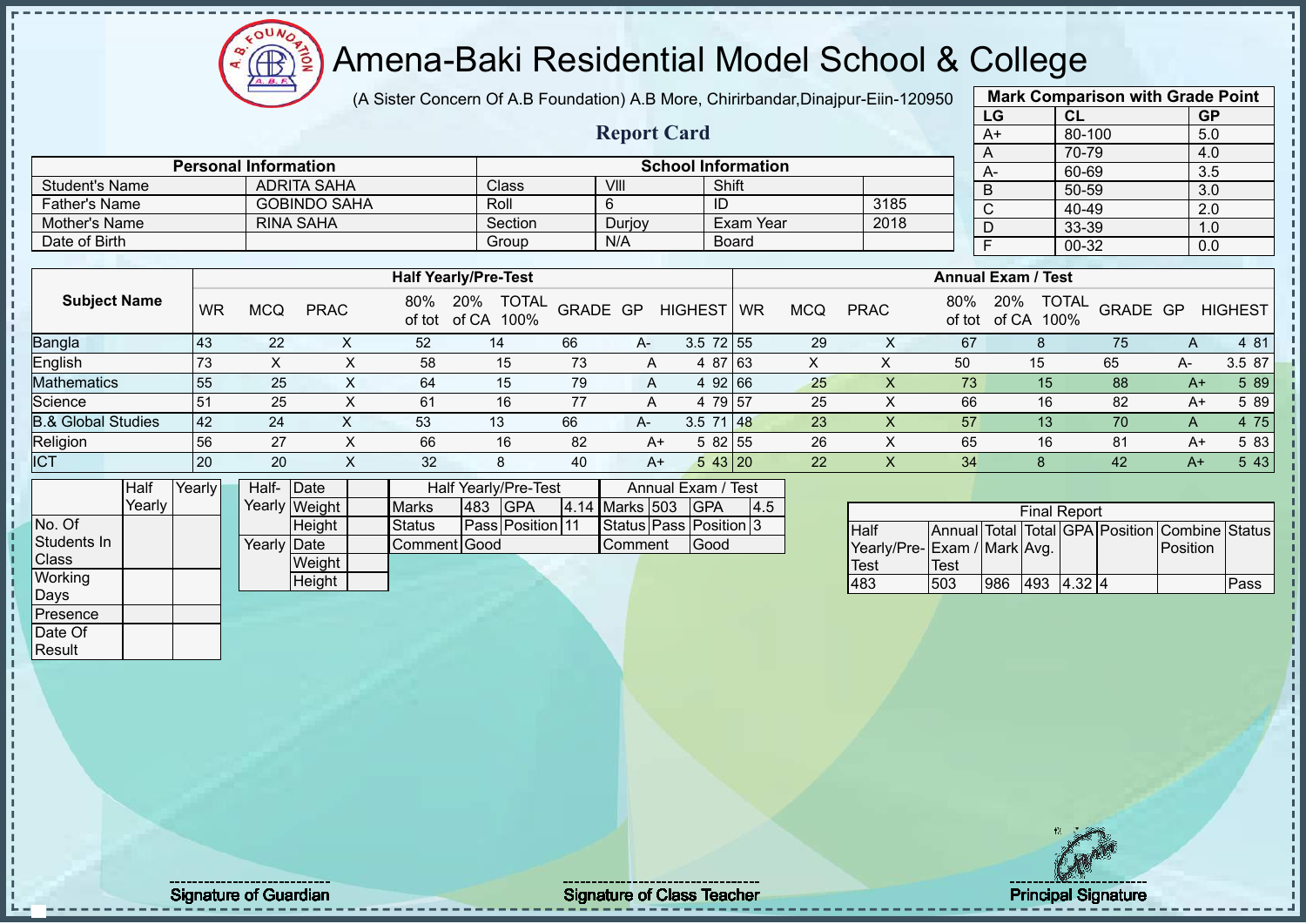# Amena-Baki Residential Model School & College

(A Sister Concern Of A.B Foundation) A.B More, Chirirbandar,Dinajpur-Eiin-120950

## Report Card

| Mark Comparison with Grade Point | | |
|---|---|---|
| LG | CL | GP |
| A+ | 80-100 | 5.0 |
| A | 70-79 | 4.0 |
| A- | 60-69 | 3.5 |
| B | 50-59 | 3.0 |
| C | 40-49 | 2.0 |
| D | 33-39 | 1.0 |
| F | 00-32 | 0.0 |

| Personal Information | | School Information | | | |
|---|---|---|---|---|---|
| Student's Name | ADRITA SAHA | Class | VIII | Shift | |
| Father's Name | GOBINDO SAHA | Roll | 6 | ID | 3185 |
| Mother's Name | RINA SAHA | Section | Durjoy | Exam Year | 2018 |
| Date of Birth | | Group | N/A | Board | |

| Subject Name | Half Yearly/Pre-Test | | | | | | | | | Annual Exam / Test | | | | | | | | |
|---|---|---|---|---|---|---|---|---|---|---|---|---|---|---|---|---|---|---|
| | WR | MCQ | PRAC | 80% of tot | 20% of CA | TOTAL 100% | GRADE | GP | HIGHEST | WR | MCQ | PRAC | 80% of tot | 20% of CA | TOTAL 100% | GRADE | GP | HIGHEST |
| Bangla | 43 | 22 | X | 52 | 14 | 66 | A- | 3.5 | 72 | 55 | 29 | X | 67 | 8 | 75 | A | 4 | 81 |
| English | 73 | X | X | 58 | 15 | 73 | A | 4 | 87 | 63 | X | X | 50 | 15 | 65 | A- | 3.5 | 87 |
| Mathematics | 55 | 25 | X | 64 | 15 | 79 | A | 4 | 92 | 66 | 25 | X | 73 | 15 | 88 | A+ | 5 | 89 |
| Science | 51 | 25 | X | 61 | 16 | 77 | A | 4 | 79 | 57 | 25 | X | 66 | 16 | 82 | A+ | 5 | 89 |
| B.& Global Studies | 42 | 24 | X | 53 | 13 | 66 | A- | 3.5 | 71 | 48 | 23 | X | 57 | 13 | 70 | A | 4 | 75 |
| Religion | 56 | 27 | X | 66 | 16 | 82 | A+ | 5 | 82 | 55 | 26 | X | 65 | 16 | 81 | A+ | 5 | 83 |
| ICT | 20 | 20 | X | 32 | 8 | 40 | A+ | 5 | 43 | 20 | 22 | X | 34 | 8 | 42 | A+ | 5 | 43 |

| | Half Yearly | Yearly |
|---|---|---|
| No. Of Students In Class | | |
| Working Days | | |
| Presence | | |
| Date Of Result | | |

| | | |
|---|---|---|
| Half-Yearly | Date | |
| | Weight | |
| | Height | |
| Yearly | Date | |
| | Weight | |
| | Height | |

| Half Yearly/Pre-Test | | | | Annual Exam / Test | | | |
|---|---|---|---|---|---|---|---|
| Marks | 483 | GPA | 4.14 | Marks | 503 | GPA | 4.5 |
| Status | Pass | Position | 11 | Status | Pass | Position | 3 |
| Comment | Good | | | Comment | Good | | |

| Final Report | | | | | | | |
|---|---|---|---|---|---|---|---|
| Half Yearly/Pre-Test | Annual Exam / Test | Total Mark | Total Avg. | GPA | Position | Combine Position | Status |
| 483 | 503 | 986 | 493 | 4.32 | 4 | | Pass |

Signature of Guardian

Signature of Class Teacher

Principal Signature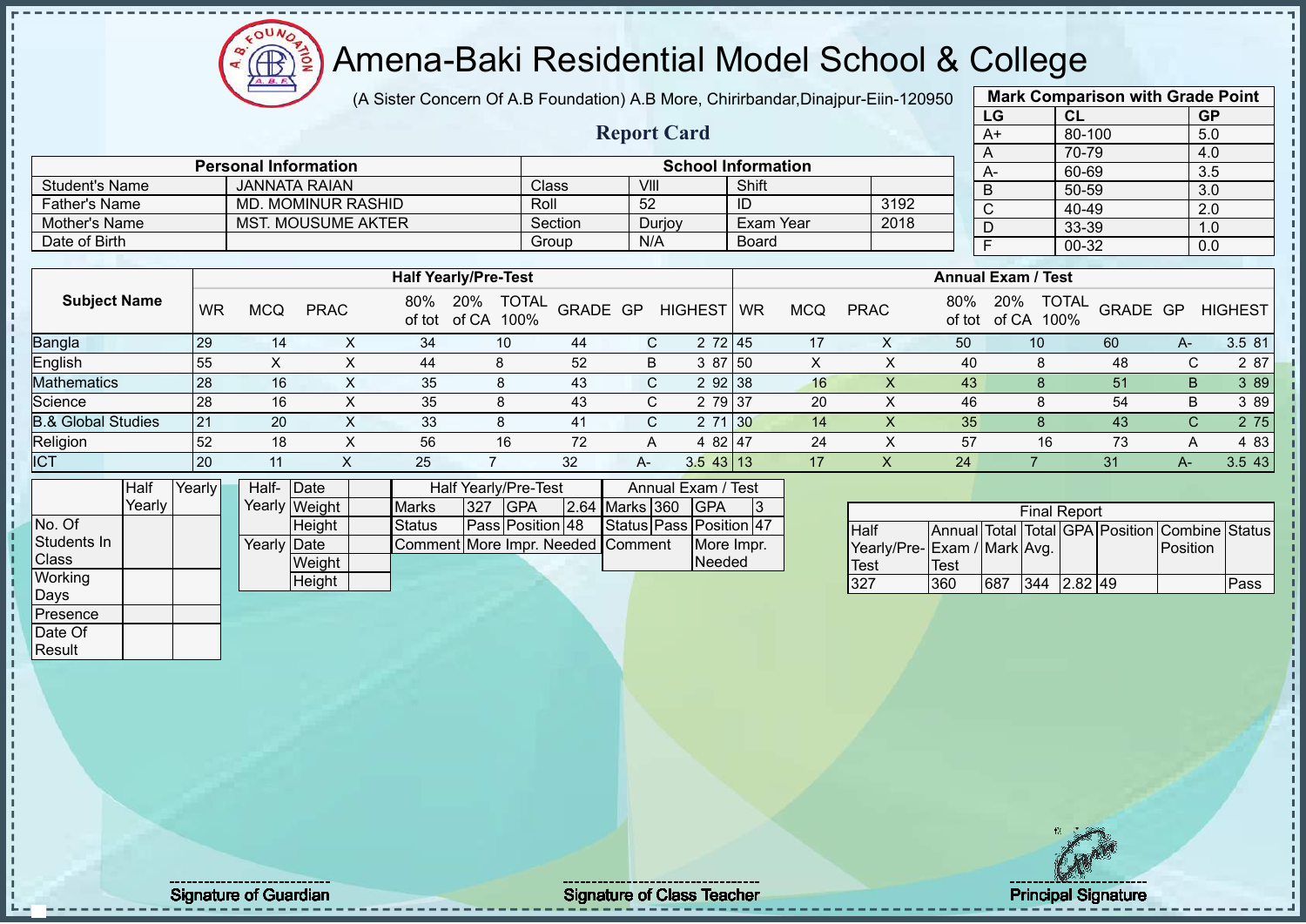# Amena-Baki Residential Model School & College

(A Sister Concern Of A.B Foundation) A.B More, Chirirbandar,Dinajpur-Eiin-120950

## Report Card

| Mark Comparison with Grade Point | | |
|---|---|---|
| LG | CL | GP |
| A+ | 80-100 | 5.0 |
| A | 70-79 | 4.0 |
| A- | 60-69 | 3.5 |
| B | 50-59 | 3.0 |
| C | 40-49 | 2.0 |
| D | 33-39 | 1.0 |
| F | 00-32 | 0.0 |

| Personal Information | | School Information | | | |
|---|---|---|---|---|---|
| Student's Name | JANNATA RAIAN | Class | VIII | Shift | |
| Father's Name | MD. MOMINUR RASHID | Roll | 52 | ID | 3192 |
| Mother's Name | MST. MOUSUME AKTER | Section | Durjoy | Exam Year | 2018 |
| Date of Birth | | Group | N/A | Board | |

| Subject Name | Half Yearly/Pre-Test | | | | | | | | | Annual Exam / Test | | | | | | | | |
|---|---|---|---|---|---|---|---|---|---|---|---|---|---|---|---|---|---|---|
| | WR | MCQ | PRAC | 80% of tot | 20% of CA | TOTAL 100% | GRADE | GP | HIGHEST | WR | MCQ | PRAC | 80% of tot | 20% of CA | TOTAL 100% | GRADE | GP | HIGHEST |
| Bangla | 29 | 14 | X | 34 | 10 | 44 | C | 2 | 72 | 45 | 17 | X | 50 | 10 | 60 | A- | 3.5 | 81 |
| English | 55 | X | X | 44 | 8 | 52 | B | 3 | 87 | 50 | X | X | 40 | 8 | 48 | C | 2 | 87 |
| Mathematics | 28 | 16 | X | 35 | 8 | 43 | C | 2 | 92 | 38 | 16 | X | 43 | 8 | 51 | B | 3 | 89 |
| Science | 28 | 16 | X | 35 | 8 | 43 | C | 2 | 79 | 37 | 20 | X | 46 | 8 | 54 | B | 3 | 89 |
| B.& Global Studies | 21 | 20 | X | 33 | 8 | 41 | C | 2 | 71 | 30 | 14 | X | 35 | 8 | 43 | C | 2 | 75 |
| Religion | 52 | 18 | X | 56 | 16 | 72 | A | 4 | 82 | 47 | 24 | X | 57 | 16 | 73 | A | 4 | 83 |
| ICT | 20 | 11 | X | 25 | 7 | 32 | A- | 3.5 | 43 | 13 | 17 | X | 24 | 7 | 31 | A- | 3.5 | 43 |

| | Half Yearly | Yearly |
|---|---|---|
| No. Of Students In Class | | |
| Working Days | | |
| Presence | | |
| Date Of Result | | |

| | | |
|---|---|---|
| Half-Yearly | Date | |
| | Weight | |
| | Height | |
| Yearly | Date | |
| | Weight | |
| | Height | |

| Half Yearly/Pre-Test | | | | Annual Exam / Test | | | |
|---|---|---|---|---|---|---|---|
| Marks | 327 | GPA | 2.64 | Marks | 360 | GPA | 3 |
| Status | Pass | Position | 48 | Status | Pass | Position | 47 |
| Comment | More Impr. Needed | | | Comment | More Impr. Needed | | |

| Final Report | | | | | | | |
|---|---|---|---|---|---|---|---|
| Half Yearly/Pre-Test | Annual Exam / Test | Total Mark | Total Avg. | GPA | Position | Combine Position | Status |
| 327 | 360 | 687 | 344 | 2.82 | 49 | | Pass |

Signature of Guardian

Signature of Class Teacher

Principal Signature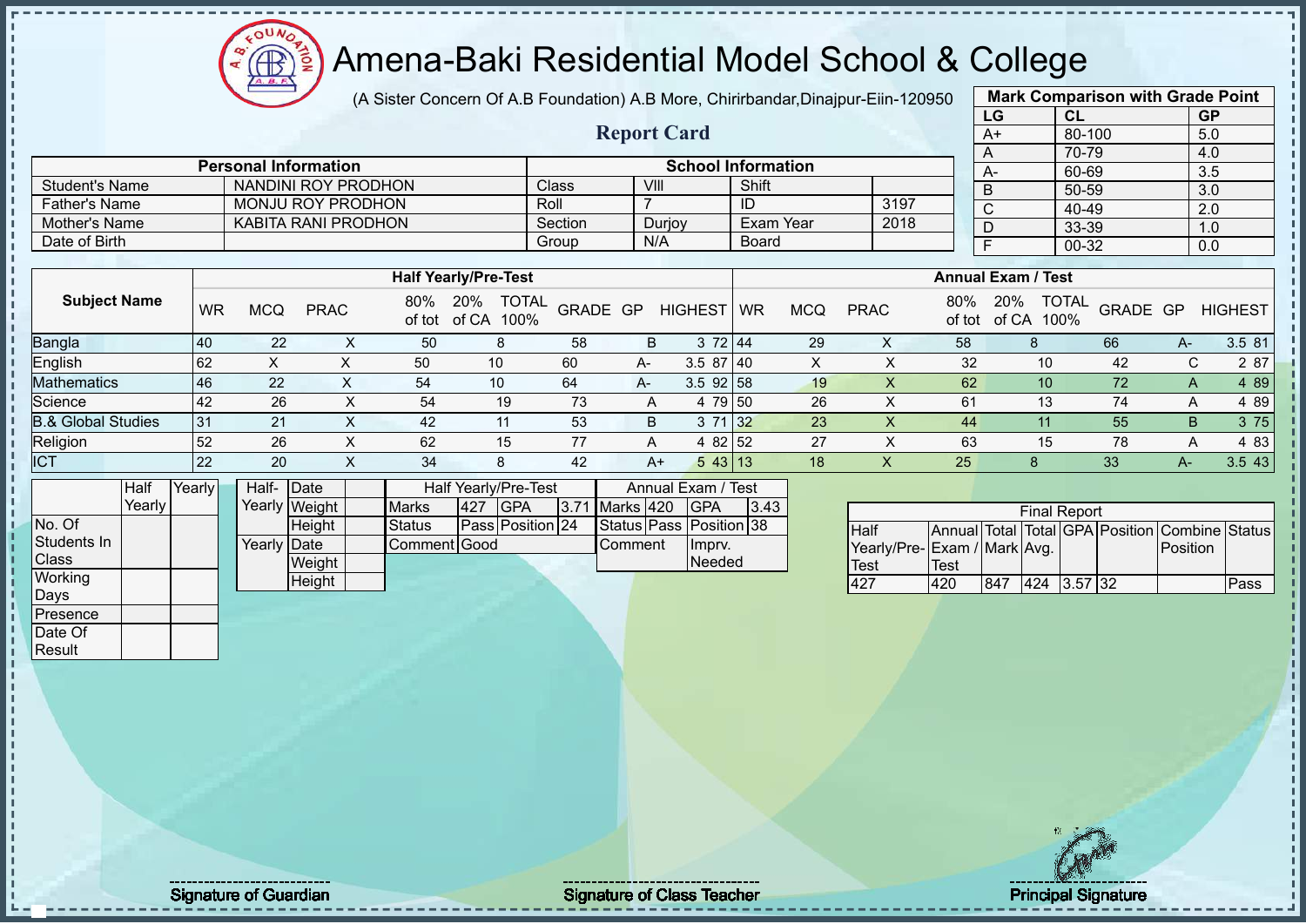# Amena-Baki Residential Model School & College

(A Sister Concern Of A.B Foundation) A.B More, Chirirbandar,Dinajpur-Eiin-120950

## Report Card

| Mark Comparison with Grade Point | | |
|---|---|---|
| LG | CL | GP |
| A+ | 80-100 | 5.0 |
| A | 70-79 | 4.0 |
| A- | 60-69 | 3.5 |
| B | 50-59 | 3.0 |
| C | 40-49 | 2.0 |
| D | 33-39 | 1.0 |
| F | 00-32 | 0.0 |

| Personal Information | | School Information | | | |
|---|---|---|---|---|---|
| Student's Name | NANDINI ROY PRODHON | Class | VIII | Shift | |
| Father's Name | MONJU ROY PRODHON | Roll | 7 | ID | 3197 |
| Mother's Name | KABITA RANI PRODHON | Section | Durjoy | Exam Year | 2018 |
| Date of Birth | | Group | N/A | Board | |

| Subject Name | Half Yearly/Pre-Test | | | | | | | | | Annual Exam / Test | | | | | | | | |
|---|---|---|---|---|---|---|---|---|---|---|---|---|---|---|---|---|---|---|
| | WR | MCQ | PRAC | 80% of tot | 20% of CA | TOTAL 100% | GRADE | GP | HIGHEST | WR | MCQ | PRAC | 80% of tot | 20% of CA | TOTAL 100% | GRADE | GP | HIGHEST |
| Bangla | 40 | 22 | X | 50 | 8 | 58 | B | 3 | 72 | 44 | 29 | X | 58 | 8 | 66 | A- | 3.5 | 81 |
| English | 62 | X | X | 50 | 10 | 60 | A- | 3.5 | 87 | 40 | X | X | 32 | 10 | 42 | C | 2 | 87 |
| Mathematics | 46 | 22 | X | 54 | 10 | 64 | A- | 3.5 | 92 | 58 | 19 | X | 62 | 10 | 72 | A | 4 | 89 |
| Science | 42 | 26 | X | 54 | 19 | 73 | A | 4 | 79 | 50 | 26 | X | 61 | 13 | 74 | A | 4 | 89 |
| B.& Global Studies | 31 | 21 | X | 42 | 11 | 53 | B | 3 | 71 | 32 | 23 | X | 44 | 11 | 55 | B | 3 | 75 |
| Religion | 52 | 26 | X | 62 | 15 | 77 | A | 4 | 82 | 52 | 27 | X | 63 | 15 | 78 | A | 4 | 83 |
| ICT | 22 | 20 | X | 34 | 8 | 42 | A+ | 5 | 43 | 13 | 18 | X | 25 | 8 | 33 | A- | 3.5 | 43 |

| | Half Yearly | Yearly |
|---|---|---|
| No. Of Students In Class | | |
| Working Days | | |
| Presence | | |
| Date Of Result | | |

| | | |
|---|---|---|
| Half-Yearly | Date | |
| | Weight | |
| | Height | |
| Yearly | Date | |
| | Weight | |
| | Height | |

| Half Yearly/Pre-Test | | | | Annual Exam / Test | | | |
|---|---|---|---|---|---|---|---|
| Marks | 427 | GPA | 3.71 | Marks | 420 | GPA | 3.43 |
| Status | Pass | Position | 24 | Status | Pass | Position | 38 |
| Comment | Good | | | Comment | Imprv. Needed | | |

| Final Report | | | | | | | |
|---|---|---|---|---|---|---|---|
| Half Yearly/Pre-Test | Annual Exam / Test | Total Mark | Total Avg. | GPA | Position | Combine Position | Status |
| 427 | 420 | 847 | 424 | 3.57 | 32 | | Pass |

Signature of Guardian

Signature of Class Teacher

Principal Signature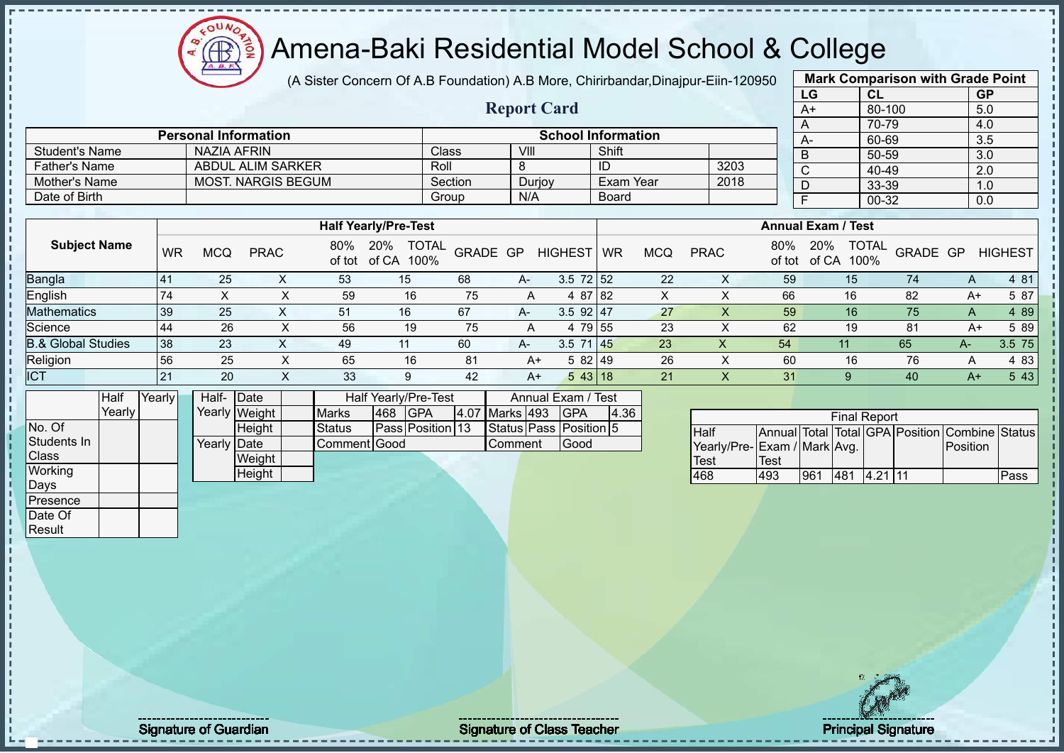# Amena-Baki Residential Model School & College

(A Sister Concern Of A.B Foundation) A.B More, Chirirbandar,Dinajpur-Eiin-120950

## Report Card

| Mark Comparison with Grade Point | | |
|---|---|---|
| LG | CL | GP |
| A+ | 80-100 | 5.0 |
| A | 70-79 | 4.0 |
| A- | 60-69 | 3.5 |
| B | 50-59 | 3.0 |
| C | 40-49 | 2.0 |
| D | 33-39 | 1.0 |
| F | 00-32 | 0.0 |

| Personal Information | | School Information | | | |
|---|---|---|---|---|---|
| Student's Name | NAZIA AFRIN | Class | VIII | Shift | |
| Father's Name | ABDUL ALIM SARKER | Roll | 8 | ID | 3203 |
| Mother's Name | MOST. NARGIS BEGUM | Section | Durjoy | Exam Year | 2018 |
| Date of Birth | | Group | N/A | Board | |

| Subject Name | Half Yearly/Pre-Test | | | | | | | | | Annual Exam / Test | | | | | | | | |
|---|---|---|---|---|---|---|---|---|---|---|---|---|---|---|---|---|---|---|
| | WR | MCQ | PRAC | 80% of tot | 20% of CA | TOTAL 100% | GRADE | GP | HIGHEST | WR | MCQ | PRAC | 80% of tot | 20% of CA | TOTAL 100% | GRADE | GP | HIGHEST |
| Bangla | 41 | 25 | X | 53 | 15 | 68 | A- | 3.5 | 72 | 52 | 22 | X | 59 | 15 | 74 | A | 4 | 81 |
| English | 74 | X | X | 59 | 16 | 75 | A | 4 | 87 | 82 | X | X | 66 | 16 | 82 | A+ | 5 | 87 |
| Mathematics | 39 | 25 | X | 51 | 16 | 67 | A- | 3.5 | 92 | 47 | 27 | X | 59 | 16 | 75 | A | 4 | 89 |
| Science | 44 | 26 | X | 56 | 19 | 75 | A | 4 | 79 | 55 | 23 | X | 62 | 19 | 81 | A+ | 5 | 89 |
| B.& Global Studies | 38 | 23 | X | 49 | 11 | 60 | A- | 3.5 | 71 | 45 | 23 | X | 54 | 11 | 65 | A- | 3.5 | 75 |
| Religion | 56 | 25 | X | 65 | 16 | 81 | A+ | 5 | 82 | 49 | 26 | X | 60 | 16 | 76 | A | 4 | 83 |
| ICT | 21 | 20 | X | 33 | 9 | 42 | A+ | 5 | 43 | 18 | 21 | X | 31 | 9 | 40 | A+ | 5 | 43 |

| | Half Yearly | Yearly |
|---|---|---|
| No. Of Students In Class | | |
| Working Days | | |
| Presence | | |
| Date Of Result | | |

| | | |
|---|---|---|
| Half-Yearly | Date | |
| | Weight | |
| | Height | |
| Yearly | Date | |
| | Weight | |
| | Height | |

| Half Yearly/Pre-Test | | | | Annual Exam / Test | | | |
|---|---|---|---|---|---|---|---|
| Marks | 468 | GPA | 4.07 | Marks | 493 | GPA | 4.36 |
| Status | Pass | Position | 13 | Status | Pass | Position | 5 |
| Comment | Good | | | Comment | Good | | |

| Final Report | | | | | | | |
|---|---|---|---|---|---|---|---|
| Half Yearly/Pre-Test | Annual Exam / Test | Total Mark | Total Avg. | GPA | Position | Combine Position | Status |
| 468 | 493 | 961 | 481 | 4.21 | 11 | | Pass |

Signature of Guardian

Signature of Class Teacher

Principal Signature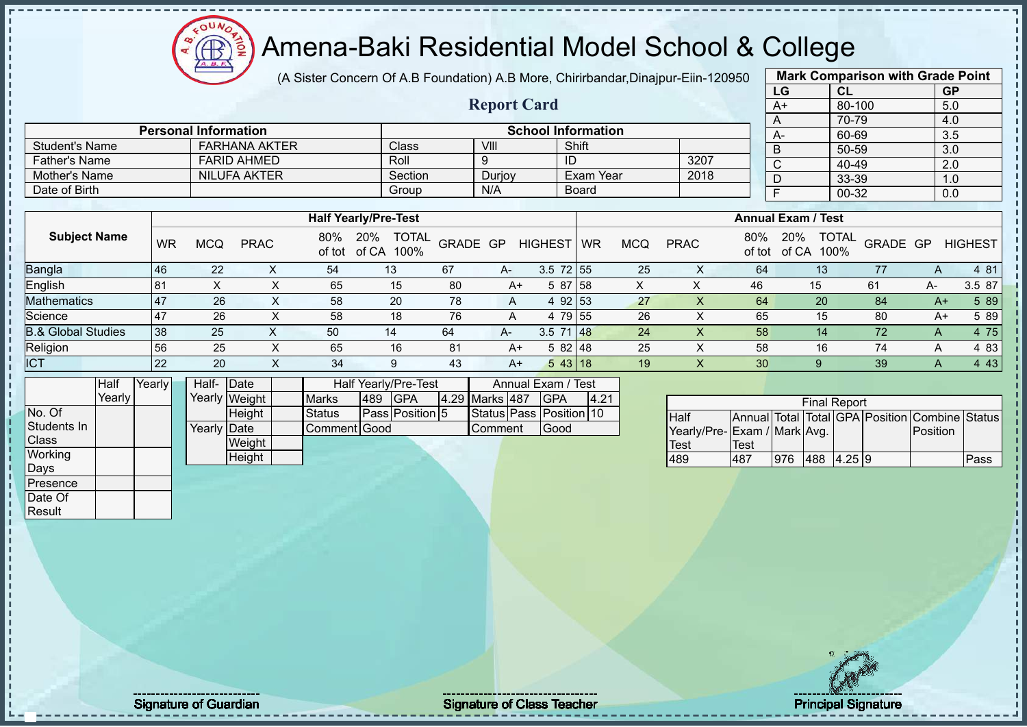# Amena-Baki Residential Model School & College

(A Sister Concern Of A.B Foundation) A.B More, Chirirbandar,Dinajpur-Eiin-120950

## Report Card

| Mark Comparison with Grade Point | | |
|---|---|---|
| LG | CL | GP |
| A+ | 80-100 | 5.0 |
| A | 70-79 | 4.0 |
| A- | 60-69 | 3.5 |
| B | 50-59 | 3.0 |
| C | 40-49 | 2.0 |
| D | 33-39 | 1.0 |
| F | 00-32 | 0.0 |

| Personal Information | | School Information | | | |
|---|---|---|---|---|---|
| Student's Name | FARHANA AKTER | Class | VIII | Shift | |
| Father's Name | FARID AHMED | Roll | 9 | ID | 3207 |
| Mother's Name | NILUFA AKTER | Section | Durjoy | Exam Year | 2018 |
| Date of Birth | | Group | N/A | Board | |

| Subject Name | Half Yearly/Pre-Test | | | | | | | | | Annual Exam / Test | | | | | | | | |
|---|---|---|---|---|---|---|---|---|---|---|---|---|---|---|---|---|---|---|
| | WR | MCQ | PRAC | 80% of tot | 20% of CA | TOTAL 100% | GRADE | GP | HIGHEST | WR | MCQ | PRAC | 80% of tot | 20% of CA | TOTAL 100% | GRADE | GP | HIGHEST |
| Bangla | 46 | 22 | X | 54 | 13 | 67 | A- | 3.5 | 72 | 55 | 25 | X | 64 | 13 | 77 | A | 4 | 81 |
| English | 81 | X | X | 65 | 15 | 80 | A+ | 5 | 87 | 58 | X | X | 46 | 15 | 61 | A- | 3.5 | 87 |
| Mathematics | 47 | 26 | X | 58 | 20 | 78 | A | 4 | 92 | 53 | 27 | X | 64 | 20 | 84 | A+ | 5 | 89 |
| Science | 47 | 26 | X | 58 | 18 | 76 | A | 4 | 79 | 55 | 26 | X | 65 | 15 | 80 | A+ | 5 | 89 |
| B.& Global Studies | 38 | 25 | X | 50 | 14 | 64 | A- | 3.5 | 71 | 48 | 24 | X | 58 | 14 | 72 | A | 4 | 75 |
| Religion | 56 | 25 | X | 65 | 16 | 81 | A+ | 5 | 82 | 48 | 25 | X | 58 | 16 | 74 | A | 4 | 83 |
| ICT | 22 | 20 | X | 34 | 9 | 43 | A+ | 5 | 43 | 18 | 19 | X | 30 | 9 | 39 | A | 4 | 43 |

| | Half Yearly | Yearly |
|---|---|---|
| No. Of Students In Class | | |
| Working Days | | |
| Presence | | |
| Date Of Result | | |

| | | |
|---|---|---|
| Half-Yearly | Date | |
| | Weight | |
| | Height | |
| Yearly | Date | |
| | Weight | |
| | Height | |

| Half Yearly/Pre-Test | | | | Annual Exam / Test | | | |
|---|---|---|---|---|---|---|---|
| Marks | 489 | GPA | 4.29 | Marks | 487 | GPA | 4.21 |
| Status | Pass | Position | 5 | Status | Pass | Position | 10 |
| Comment | Good | | | Comment | Good | | |

| Final Report | | | | | | | |
|---|---|---|---|---|---|---|---|
| Half Yearly/Pre-Test | Annual Exam / Test | Total Mark | Total Avg. | GPA | Position | Combine Position | Status |
| 489 | 487 | 976 | 488 | 4.25 | 9 | | Pass |

Signature of Guardian

Signature of Class Teacher

Principal Signature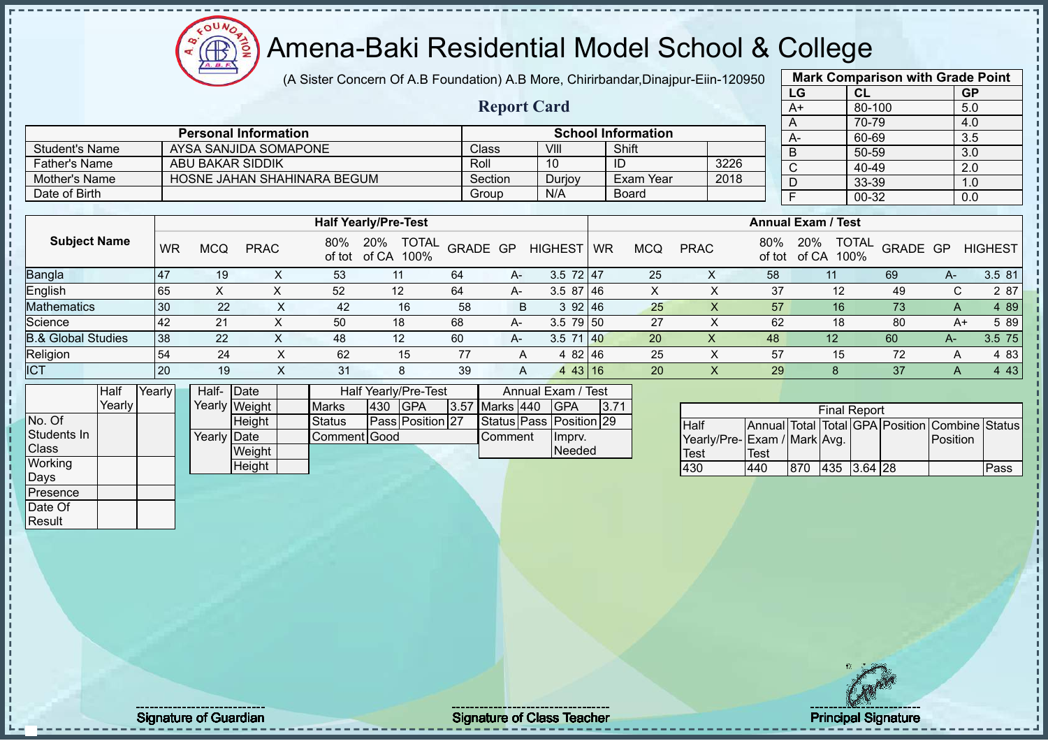# Amena-Baki Residential Model School & College

(A Sister Concern Of A.B Foundation) A.B More, Chirirbandar,Dinajpur-Eiin-120950

## Report Card

| Mark Comparison with Grade Point | | |
|---|---|---|
| LG | CL | GP |
| A+ | 80-100 | 5.0 |
| A | 70-79 | 4.0 |
| A- | 60-69 | 3.5 |
| B | 50-59 | 3.0 |
| C | 40-49 | 2.0 |
| D | 33-39 | 1.0 |
| F | 00-32 | 0.0 |

| Personal Information | | School Information | | | |
|---|---|---|---|---|---|
| Student's Name | AYSA SANJIDA SOMAPONE | Class | VIII | Shift | |
| Father's Name | ABU BAKAR SIDDIK | Roll | 10 | ID | 3226 |
| Mother's Name | HOSNE JAHAN SHAHINARA BEGUM | Section | Durjoy | Exam Year | 2018 |
| Date of Birth | | Group | N/A | Board | |

| Subject Name | Half Yearly/Pre-Test | | | | | | | | | Annual Exam / Test | | | | | | | | |
|---|---|---|---|---|---|---|---|---|---|---|---|---|---|---|---|---|---|---|
| | WR | MCQ | PRAC | 80% of tot | 20% of CA | TOTAL 100% | GRADE | GP | HIGHEST | WR | MCQ | PRAC | 80% of tot | 20% of CA | TOTAL 100% | GRADE | GP | HIGHEST |
| Bangla | 47 | 19 | X | 53 | 11 | 64 | A- | 3.5 | 72 | 47 | 25 | X | 58 | 11 | 69 | A- | 3.5 | 81 |
| English | 65 | X | X | 52 | 12 | 64 | A- | 3.5 | 87 | 46 | X | X | 37 | 12 | 49 | C | 2 | 87 |
| Mathematics | 30 | 22 | X | 42 | 16 | 58 | B | 3 | 92 | 46 | 25 | X | 57 | 16 | 73 | A | 4 | 89 |
| Science | 42 | 21 | X | 50 | 18 | 68 | A- | 3.5 | 79 | 50 | 27 | X | 62 | 18 | 80 | A+ | 5 | 89 |
| B.& Global Studies | 38 | 22 | X | 48 | 12 | 60 | A- | 3.5 | 71 | 40 | 20 | X | 48 | 12 | 60 | A- | 3.5 | 75 |
| Religion | 54 | 24 | X | 62 | 15 | 77 | A | 4 | 82 | 46 | 25 | X | 57 | 15 | 72 | A | 4 | 83 |
| ICT | 20 | 19 | X | 31 | 8 | 39 | A | 4 | 43 | 16 | 20 | X | 29 | 8 | 37 | A | 4 | 43 |

| | Half Yearly | Yearly |
|---|---|---|
| No. Of Students In Class | | |
| Working Days | | |
| Presence | | |
| Date Of Result | | |

| | | |
|---|---|---|
| Half-Yearly | Date | |
| | Weight | |
| | Height | |
| Yearly | Date | |
| | Weight | |
| | Height | |

| Half Yearly/Pre-Test | | | | Annual Exam / Test | | | |
|---|---|---|---|---|---|---|---|
| Marks | 430 | GPA | 3.57 | Marks | 440 | GPA | 3.71 |
| Status | Pass | Position | 27 | Status | Pass | Position | 29 |
| Comment | Good | | | Comment | | Imprv. Needed | |

| Final Report | | | | | | | |
|---|---|---|---|---|---|---|---|
| Half Yearly/Pre-Test | Annual Exam / Test | Total Mark | Total Avg. | GPA | Position | Combine Position | Status |
| 430 | 440 | 870 | 435 | 3.64 | 28 | | Pass |

Signature of Guardian

Signature of Class Teacher

Principal Signature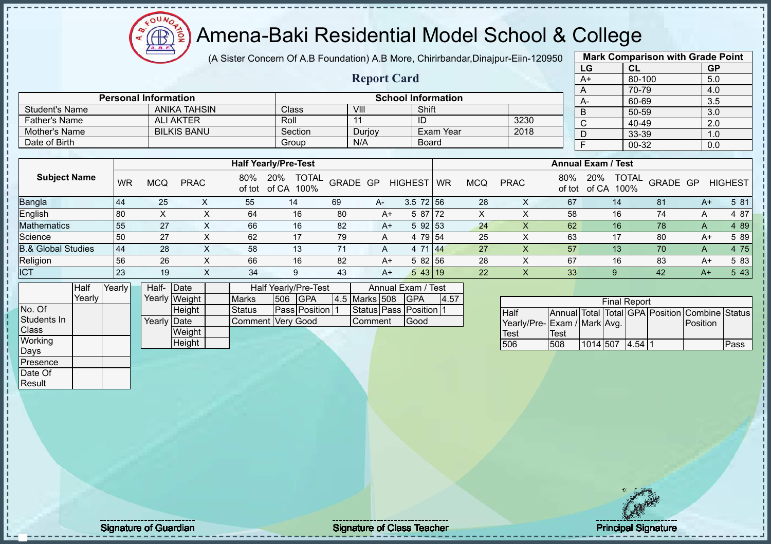# Amena-Baki Residential Model School & College

(A Sister Concern Of A.B Foundation) A.B More, Chirirbandar,Dinajpur-Eiin-120950

## Report Card

| Mark Comparison with Grade Point | | |
|---|---|---|
| LG | CL | GP |
| A+ | 80-100 | 5.0 |
| A | 70-79 | 4.0 |
| A- | 60-69 | 3.5 |
| B | 50-59 | 3.0 |
| C | 40-49 | 2.0 |
| D | 33-39 | 1.0 |
| F | 00-32 | 0.0 |

| Personal Information | | School Information | | | |
|---|---|---|---|---|---|
| Student's Name | ANIKA TAHSIN | Class | VIII | Shift | |
| Father's Name | ALI AKTER | Roll | 11 | ID | 3230 |
| Mother's Name | BILKIS BANU | Section | Durjoy | Exam Year | 2018 |
| Date of Birth | | Group | N/A | Board | |

| Subject Name | Half Yearly/Pre-Test | | | | | | | | | Annual Exam / Test | | | | | | | | |
|---|---|---|---|---|---|---|---|---|---|---|---|---|---|---|---|---|---|---|
| | WR | MCQ | PRAC | 80% of tot | 20% of CA | TOTAL 100% | GRADE | GP | HIGHEST | WR | MCQ | PRAC | 80% of tot | 20% of CA | TOTAL 100% | GRADE | GP | HIGHEST |
| Bangla | 44 | 25 | X | 55 | 14 | 69 | A- | 3.5 | 72 | 56 | 28 | X | 67 | 14 | 81 | A+ | 5 | 81 |
| English | 80 | X | X | 64 | 16 | 80 | A+ | 5 | 87 | 72 | X | X | 58 | 16 | 74 | A | 4 | 87 |
| Mathematics | 55 | 27 | X | 66 | 16 | 82 | A+ | 5 | 92 | 53 | 24 | X | 62 | 16 | 78 | A | 4 | 89 |
| Science | 50 | 27 | X | 62 | 17 | 79 | A | 4 | 79 | 54 | 25 | X | 63 | 17 | 80 | A+ | 5 | 89 |
| B.& Global Studies | 44 | 28 | X | 58 | 13 | 71 | A | 4 | 71 | 44 | 27 | X | 57 | 13 | 70 | A | 4 | 75 |
| Religion | 56 | 26 | X | 66 | 16 | 82 | A+ | 5 | 82 | 56 | 28 | X | 67 | 16 | 83 | A+ | 5 | 83 |
| ICT | 23 | 19 | X | 34 | 9 | 43 | A+ | 5 | 43 | 19 | 22 | X | 33 | 9 | 42 | A+ | 5 | 43 |

| | Half Yearly | Yearly |
|---|---|---|
| No. Of Students In Class | | |
| Working Days | | |
| Presence | | |
| Date Of Result | | |

| | | |
|---|---|---|
| Half-Yearly | Date | |
| | Weight | |
| | Height | |
| Yearly | Date | |
| | Weight | |
| | Height | |

| Half Yearly/Pre-Test | | | | Annual Exam / Test | | | |
|---|---|---|---|---|---|---|---|
| Marks | 506 | GPA | 4.5 | Marks | 508 | GPA | 4.57 |
| Status | Pass | Position | 1 | Status | Pass | Position | 1 |
| Comment | Very Good | | | Comment | Good | | |

| Final Report | | | | | | | |
|---|---|---|---|---|---|---|---|
| Half Yearly/Pre-Test | Annual Exam / Test | Total Mark | Total Avg. | GPA | Position | Combine Position | Status |
| 506 | 508 | 1014 | 507 | 4.54 | 1 | | Pass |

Signature of Guardian

Signature of Class Teacher

Principal Signature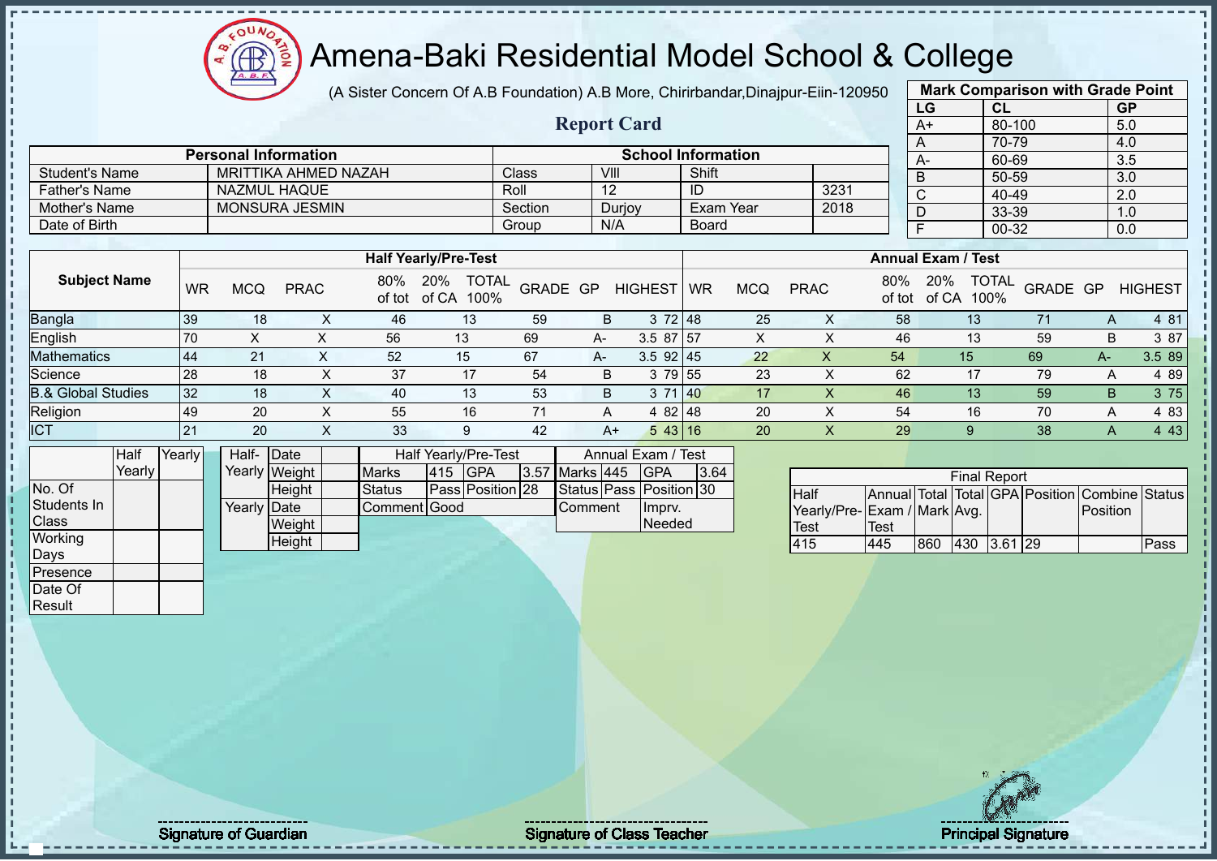# Amena-Baki Residential Model School & College

(A Sister Concern Of A.B Foundation) A.B More, Chirirbandar,Dinajpur-Eiin-120950

## Report Card

| Mark Comparison with Grade Point | | |
|---|---|---|
| LG | CL | GP |
| A+ | 80-100 | 5.0 |
| A | 70-79 | 4.0 |
| A- | 60-69 | 3.5 |
| B | 50-59 | 3.0 |
| C | 40-49 | 2.0 |
| D | 33-39 | 1.0 |
| F | 00-32 | 0.0 |

| Personal Information | | School Information | | | |
|---|---|---|---|---|---|
| Student's Name | MRITTIKA AHMED NAZAH | Class | VIII | Shift | |
| Father's Name | NAZMUL HAQUE | Roll | 12 | ID | 3231 |
| Mother's Name | MONSURA JESMIN | Section | Durjoy | Exam Year | 2018 |
| Date of Birth | | Group | N/A | Board | |

| Subject Name | Half Yearly/Pre-Test | | | | | | | | | Annual Exam / Test | | | | | | | | |
|---|---|---|---|---|---|---|---|---|---|---|---|---|---|---|---|---|---|---|
| | WR | MCQ | PRAC | 80% of tot | 20% of CA | TOTAL 100% | GRADE | GP | HIGHEST | WR | MCQ | PRAC | 80% of tot | 20% of CA | TOTAL 100% | GRADE | GP | HIGHEST |
| Bangla | 39 | 18 | X | 46 | 13 | 59 | B | 3 | 72 | 48 | 25 | X | 58 | 13 | 71 | A | 4 | 81 |
| English | 70 | X | X | 56 | 13 | 69 | A- | 3.5 | 87 | 57 | X | X | 46 | 13 | 59 | B | 3 | 87 |
| Mathematics | 44 | 21 | X | 52 | 15 | 67 | A- | 3.5 | 92 | 45 | 22 | X | 54 | 15 | 69 | A- | 3.5 | 89 |
| Science | 28 | 18 | X | 37 | 17 | 54 | B | 3 | 79 | 55 | 23 | X | 62 | 17 | 79 | A | 4 | 89 |
| B.& Global Studies | 32 | 18 | X | 40 | 13 | 53 | B | 3 | 71 | 40 | 17 | X | 46 | 13 | 59 | B | 3 | 75 |
| Religion | 49 | 20 | X | 55 | 16 | 71 | A | 4 | 82 | 48 | 20 | X | 54 | 16 | 70 | A | 4 | 83 |
| ICT | 21 | 20 | X | 33 | 9 | 42 | A+ | 5 | 43 | 16 | 20 | X | 29 | 9 | 38 | A | 4 | 43 |

| | Half Yearly | Yearly |
|---|---|---|
| No. Of Students In Class | | |
| Working Days | | |
| Presence | | |
| Date Of Result | | |

| | | |
|---|---|---|
| Half-Yearly | Date | |
| | Weight | |
| | Height | |
| Yearly | Date | |
| | Weight | |
| | Height | |

| Half Yearly/Pre-Test | | | | Annual Exam / Test | | | |
|---|---|---|---|---|---|---|---|
| Marks | 415 | GPA | 3.57 | Marks | 445 | GPA | 3.64 |
| Status | Pass | Position | 28 | Status | Pass | Position | 30 |
| Comment | Good | | | Comment | Imprv. Needed | | |

| Final Report | | | | | | | |
|---|---|---|---|---|---|---|---|
| Half Yearly/Pre-Test | Annual Exam / Test | Total Mark | Total Avg. | GPA | Position | Combine Position | Status |
| 415 | 445 | 860 | 430 | 3.61 | 29 | | Pass |

Signature of Guardian | Signature of Class Teacher | Principal Signature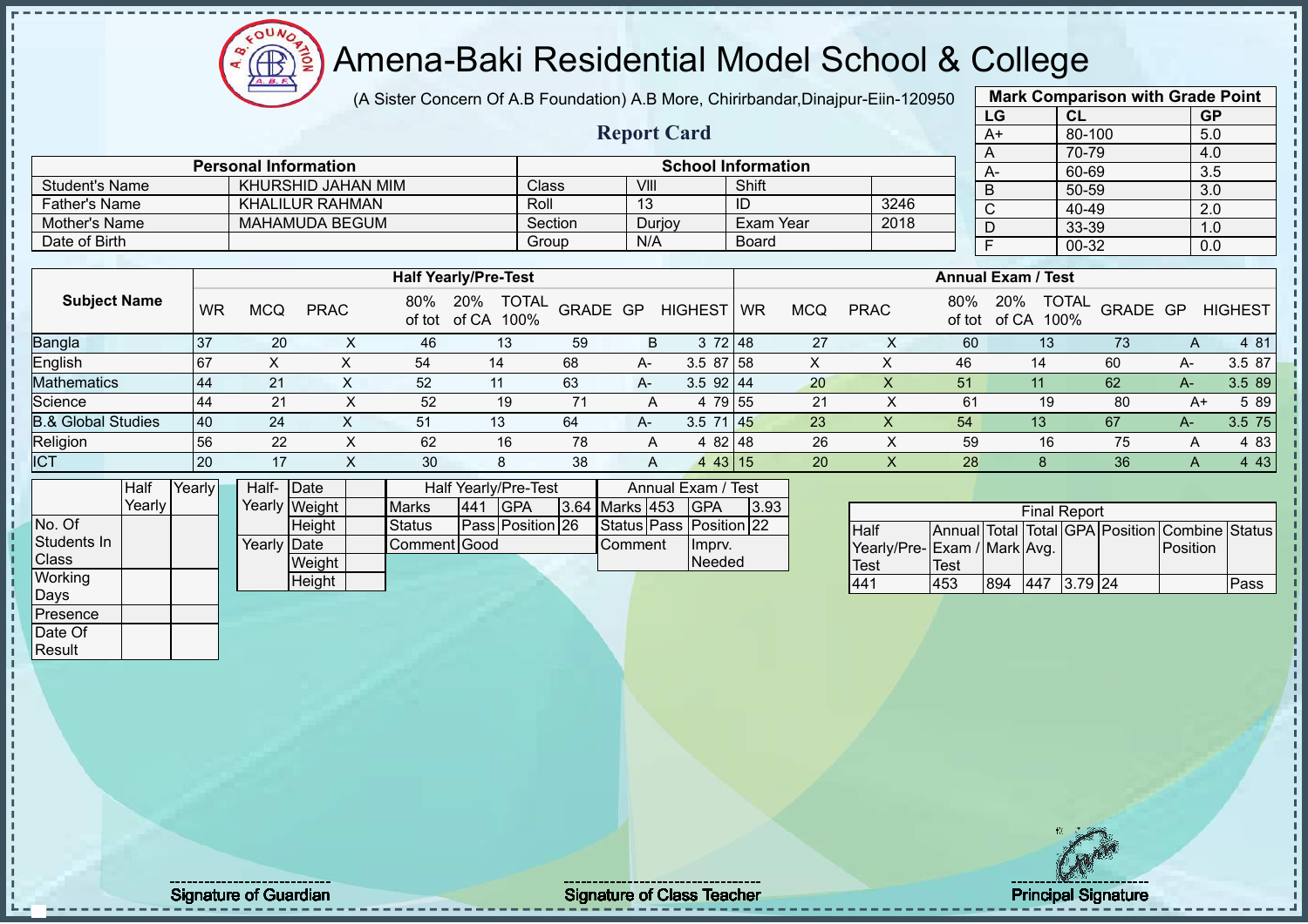# Amena-Baki Residential Model School & College

(A Sister Concern Of A.B Foundation) A.B More, Chirirbandar,Dinajpur-Eiin-120950

## Report Card

| Mark Comparison with Grade Point | | |
|---|---|---|
| LG | CL | GP |
| A+ | 80-100 | 5.0 |
| A | 70-79 | 4.0 |
| A- | 60-69 | 3.5 |
| B | 50-59 | 3.0 |
| C | 40-49 | 2.0 |
| D | 33-39 | 1.0 |
| F | 00-32 | 0.0 |

| Personal Information | | School Information | | | |
|---|---|---|---|---|---|
| Student's Name | KHURSHID JAHAN MIM | Class | VIII | Shift | |
| Father's Name | KHALILUR RAHMAN | Roll | 13 | ID | 3246 |
| Mother's Name | MAHAMUDA BEGUM | Section | Durjoy | Exam Year | 2018 |
| Date of Birth | | Group | N/A | Board | |

| Subject Name | Half Yearly/Pre-Test | | | | | | | | | Annual Exam / Test | | | | | | | | |
|---|---|---|---|---|---|---|---|---|---|---|---|---|---|---|---|---|---|---|
| | WR | MCQ | PRAC | 80% of tot | 20% of CA | TOTAL 100% | GRADE | GP | HIGHEST | WR | MCQ | PRAC | 80% of tot | 20% of CA | TOTAL 100% | GRADE | GP | HIGHEST |
| Bangla | 37 | 20 | X | 46 | 13 | 59 | B | 3 | 72 | 48 | 27 | X | 60 | 13 | 73 | A | 4 | 81 |
| English | 67 | X | X | 54 | 14 | 68 | A- | 3.5 | 87 | 58 | X | X | 46 | 14 | 60 | A- | 3.5 | 87 |
| Mathematics | 44 | 21 | X | 52 | 11 | 63 | A- | 3.5 | 92 | 44 | 20 | X | 51 | 11 | 62 | A- | 3.5 | 89 |
| Science | 44 | 21 | X | 52 | 19 | 71 | A | 4 | 79 | 55 | 21 | X | 61 | 19 | 80 | A+ | 5 | 89 |
| B.& Global Studies | 40 | 24 | X | 51 | 13 | 64 | A- | 3.5 | 71 | 45 | 23 | X | 54 | 13 | 67 | A- | 3.5 | 75 |
| Religion | 56 | 22 | X | 62 | 16 | 78 | A | 4 | 82 | 48 | 26 | X | 59 | 16 | 75 | A | 4 | 83 |
| ICT | 20 | 17 | X | 30 | 8 | 38 | A | 4 | 43 | 15 | 20 | X | 28 | 8 | 36 | A | 4 | 43 |

| | Half Yearly | Yearly |
|---|---|---|
| No. Of Students In Class | | |
| Working Days | | |
| Presence | | |
| Date Of Result | | |

| | | |
|---|---|---|
| Half-Yearly | Date | |
| | Weight | |
| | Height | |
| Yearly | Date | |
| | Weight | |
| | Height | |

| Half Yearly/Pre-Test | | | | Annual Exam / Test | | | |
|---|---|---|---|---|---|---|---|
| Marks | 441 | GPA | 3.64 | Marks | 453 | GPA | 3.93 |
| Status | Pass | Position | 26 | Status | Pass | Position | 22 |
| Comment | Good | | | Comment | | Imprv. Needed | |

| Final Report | | | | | | | |
|---|---|---|---|---|---|---|---|
| Half Yearly/Pre-Test | Annual Exam / Test | Total Mark | Total Avg. | GPA | Position | Combine Position | Status |
| 441 | 453 | 894 | 447 | 3.79 | 24 | | Pass |

Signature of Guardian

Signature of Class Teacher

Principal Signature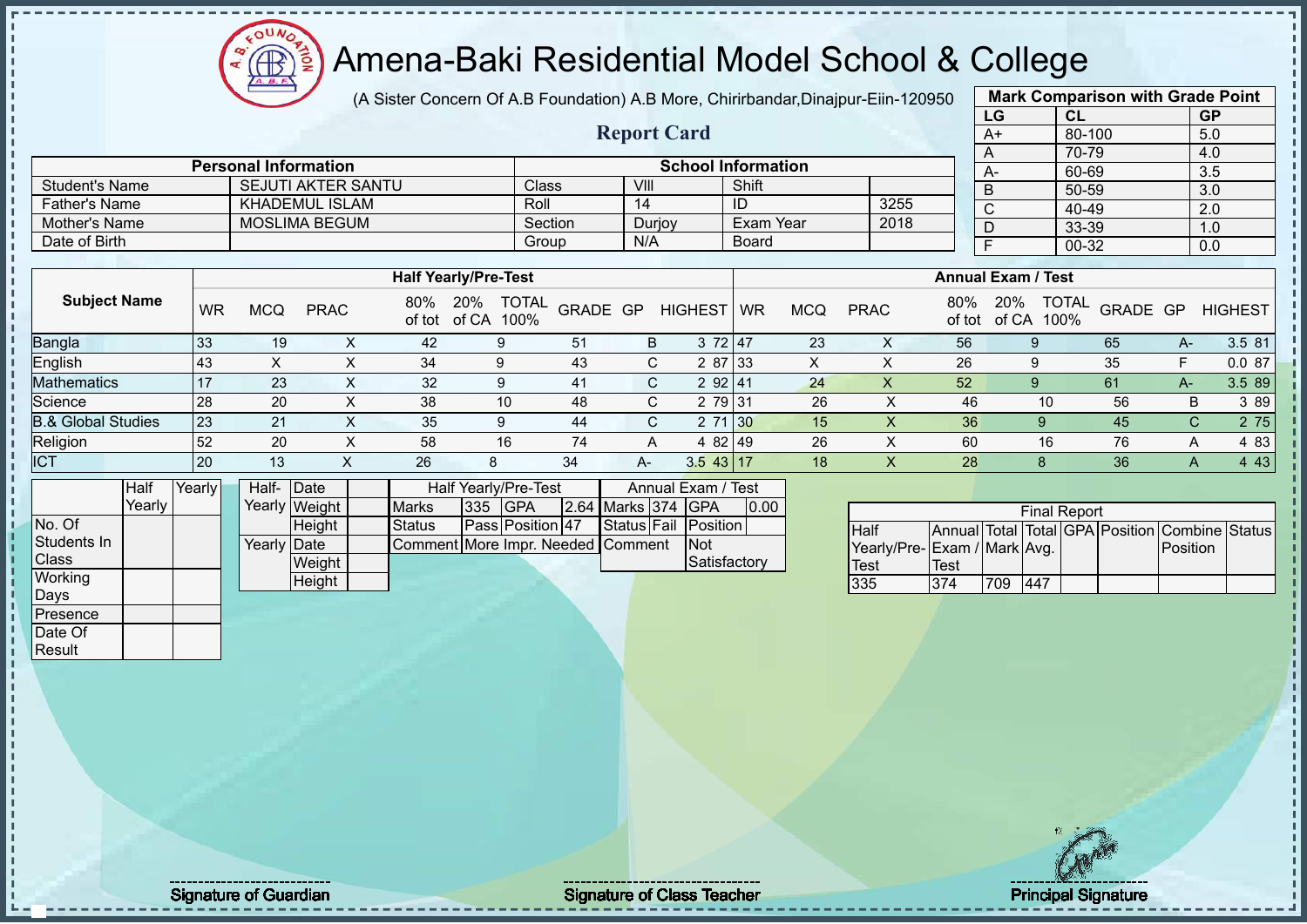# Amena-Baki Residential Model School & College

(A Sister Concern Of A.B Foundation) A.B More, Chirirbandar,Dinajpur-Eiin-120950

## Report Card

| Mark Comparison with Grade Point | | |
|---|---|---|
| LG | CL | GP |
| A+ | 80-100 | 5.0 |
| A | 70-79 | 4.0 |
| A- | 60-69 | 3.5 |
| B | 50-59 | 3.0 |
| C | 40-49 | 2.0 |
| D | 33-39 | 1.0 |
| F | 00-32 | 0.0 |

| Personal Information | | School Information | | | |
|---|---|---|---|---|---|
| Student's Name | SEJUTI AKTER SANTU | Class | VIII | Shift | |
| Father's Name | KHADEMUL ISLAM | Roll | 14 | ID | 3255 |
| Mother's Name | MOSLIMA BEGUM | Section | Durjoy | Exam Year | 2018 |
| Date of Birth | | Group | N/A | Board | |

| Subject Name | Half Yearly/Pre-Test | | | | | | | | | Annual Exam / Test | | | | | | | | |
|---|---|---|---|---|---|---|---|---|---|---|---|---|---|---|---|---|---|---|
| | WR | MCQ | PRAC | 80% of tot | 20% of CA | TOTAL 100% | GRADE | GP | HIGHEST | WR | MCQ | PRAC | 80% of tot | 20% of CA | TOTAL 100% | GRADE | GP | HIGHEST |
| Bangla | 33 | 19 | X | 42 | 9 | 51 | B | 3 | 72 | 47 | 23 | X | 56 | 9 | 65 | A- | 3.5 | 81 |
| English | 43 | X | X | 34 | 9 | 43 | C | 2 | 87 | 33 | X | X | 26 | 9 | 35 | F | 0.0 | 87 |
| Mathematics | 17 | 23 | X | 32 | 9 | 41 | C | 2 | 92 | 41 | 24 | X | 52 | 9 | 61 | A- | 3.5 | 89 |
| Science | 28 | 20 | X | 38 | 10 | 48 | C | 2 | 79 | 31 | 26 | X | 46 | 10 | 56 | B | 3 | 89 |
| B.& Global Studies | 23 | 21 | X | 35 | 9 | 44 | C | 2 | 71 | 30 | 15 | X | 36 | 9 | 45 | C | 2 | 75 |
| Religion | 52 | 20 | X | 58 | 16 | 74 | A | 4 | 82 | 49 | 26 | X | 60 | 16 | 76 | A | 4 | 83 |
| ICT | 20 | 13 | X | 26 | 8 | 34 | A- | 3.5 | 43 | 17 | 18 | X | 28 | 8 | 36 | A | 4 | 43 |

| | Half Yearly | Yearly |
|---|---|---|
| No. Of Students In Class | | |
| Working Days | | |
| Presence | | |
| Date Of Result | | |

| | | |
|---|---|---|
| Half-Yearly | Date | |
| | Weight | |
| | Height | |
| Yearly | Date | |
| | Weight | |
| | Height | |

| Half Yearly/Pre-Test | | | |
|---|---|---|---|
| Marks | 335 | GPA | 2.64 |
| Status | Pass | Position | 47 |
| Comment | More Impr. Needed | | |

| Annual Exam / Test | | | |
|---|---|---|---|
| Marks | 374 | GPA | 0.00 |
| Status | Fail | Position | |
| Comment | Not Satisfactory | | |

| Final Report | | | | | | | |
|---|---|---|---|---|---|---|---|
| Half Yearly/Pre-Test | Annual Exam / Test | Total Mark | Total Avg. | GPA | Position | Combine Position | Status |
| 335 | 374 | 709 | 447 | | | | |

Signature of Guardian

Signature of Class Teacher

Principal Signature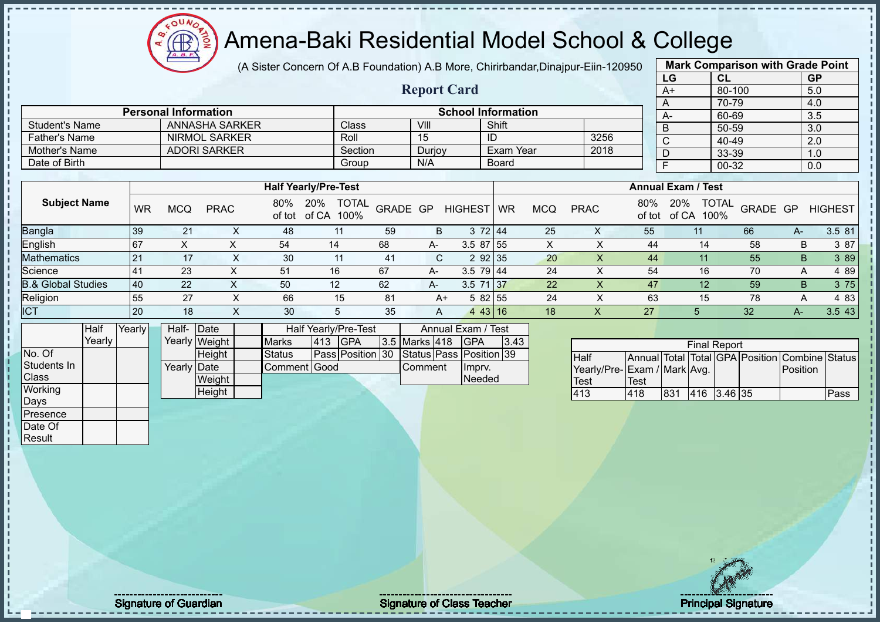# Amena-Baki Residential Model School & College

(A Sister Concern Of A.B Foundation) A.B More, Chirirbandar,Dinajpur-Eiin-120950

## Report Card

| Mark Comparison with Grade Point | | |
|---|---|---|
| LG | CL | GP |
| A+ | 80-100 | 5.0 |
| A | 70-79 | 4.0 |
| A- | 60-69 | 3.5 |
| B | 50-59 | 3.0 |
| C | 40-49 | 2.0 |
| D | 33-39 | 1.0 |
| F | 00-32 | 0.0 |

| Personal Information | | School Information | | | |
|---|---|---|---|---|---|
| Student's Name | ANNASHA SARKER | Class | VIII | Shift | |
| Father's Name | NIRMOL SARKER | Roll | 15 | ID | 3256 |
| Mother's Name | ADORI SARKER | Section | Durjoy | Exam Year | 2018 |
| Date of Birth | | Group | N/A | Board | |

| Subject Name | Half Yearly/Pre-Test | | | | | | | | | Annual Exam / Test | | | | | | | | |
|---|---|---|---|---|---|---|---|---|---|---|---|---|---|---|---|---|---|---|
| | WR | MCQ | PRAC | 80% of tot | 20% of CA | TOTAL 100% | GRADE | GP | HIGHEST | WR | MCQ | PRAC | 80% of tot | 20% of CA | TOTAL 100% | GRADE | GP | HIGHEST |
| Bangla | 39 | 21 | X | 48 | 11 | 59 | B | 3 | 72 | 44 | 25 | X | 55 | 11 | 66 | A- | 3.5 | 81 |
| English | 67 | X | X | 54 | 14 | 68 | A- | 3.5 | 87 | 55 | X | X | 44 | 14 | 58 | B | 3 | 87 |
| Mathematics | 21 | 17 | X | 30 | 11 | 41 | C | 2 | 92 | 35 | 20 | X | 44 | 11 | 55 | B | 3 | 89 |
| Science | 41 | 23 | X | 51 | 16 | 67 | A- | 3.5 | 79 | 44 | 24 | X | 54 | 16 | 70 | A | 4 | 89 |
| B.& Global Studies | 40 | 22 | X | 50 | 12 | 62 | A- | 3.5 | 71 | 37 | 22 | X | 47 | 12 | 59 | B | 3 | 75 |
| Religion | 55 | 27 | X | 66 | 15 | 81 | A+ | 5 | 82 | 55 | 24 | X | 63 | 15 | 78 | A | 4 | 83 |
| ICT | 20 | 18 | X | 30 | 5 | 35 | A | 4 | 43 | 16 | 18 | X | 27 | 5 | 32 | A- | 3.5 | 43 |

| | Half Yearly | Yearly |
|---|---|---|
| No. Of Students In Class | | |
| Working Days | | |
| Presence | | |
| Date Of Result | | |

| | | |
|---|---|---|
| Half-Yearly | Date | |
| | Weight | |
| | Height | |
| Yearly | Date | |
| | Weight | |
| | Height | |

| Half Yearly/Pre-Test | | | | Annual Exam / Test | | | |
|---|---|---|---|---|---|---|---|
| Marks | 413 | GPA | 3.5 | Marks | 418 | GPA | 3.43 |
| Status | Pass | Position | 30 | Status | Pass | Position | 39 |
| Comment | Good | | | Comment | | Imprv. Needed | |

| Final Report | | | | | | | |
|---|---|---|---|---|---|---|---|
| Half Yearly/Pre-Test | Annual Exam / Test | Total Mark | Total Avg. | GPA | Position | Combine Position | Status |
| 413 | 418 | 831 | 416 | 3.46 | 35 | | Pass |

Signature of Guardian

Signature of Class Teacher

Principal Signature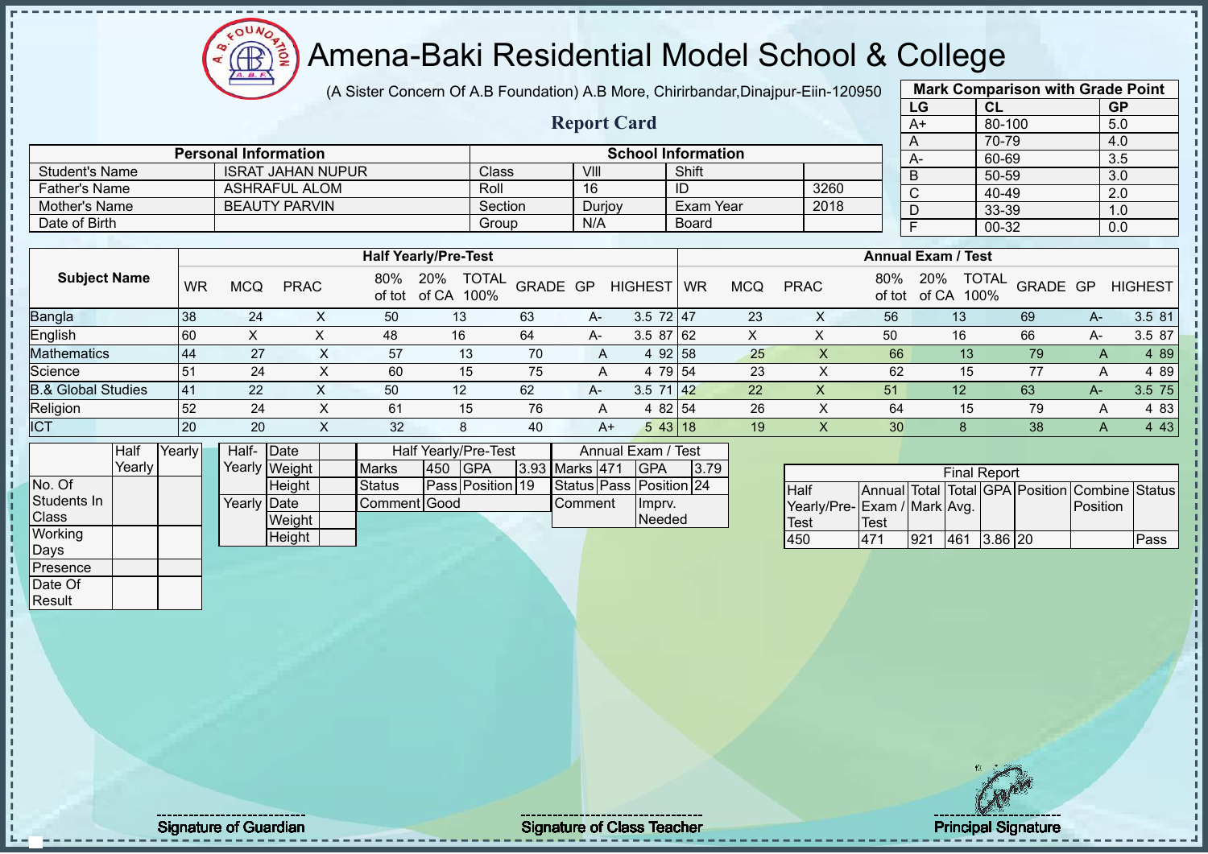# Amena-Baki Residential Model School & College

(A Sister Concern Of A.B Foundation) A.B More, Chirirbandar,Dinajpur-Eiin-120950

## Report Card

| Mark Comparison with Grade Point | | |
|---|---|---|
| LG | CL | GP |
| A+ | 80-100 | 5.0 |
| A | 70-79 | 4.0 |
| A- | 60-69 | 3.5 |
| B | 50-59 | 3.0 |
| C | 40-49 | 2.0 |
| D | 33-39 | 1.0 |
| F | 00-32 | 0.0 |

| Personal Information | | School Information | | | |
|---|---|---|---|---|---|
| Student's Name | ISRAT JAHAN NUPUR | Class | VIII | Shift | |
| Father's Name | ASHRAFUL ALOM | Roll | 16 | ID | 3260 |
| Mother's Name | BEAUTY PARVIN | Section | Durjoy | Exam Year | 2018 |
| Date of Birth | | Group | N/A | Board | |

| Subject Name | Half Yearly/Pre-Test | | | | | | | | | Annual Exam / Test | | | | | | | | |
|---|---|---|---|---|---|---|---|---|---|---|---|---|---|---|---|---|---|---|
| | WR | MCQ | PRAC | 80% of tot | 20% of CA | TOTAL 100% | GRADE | GP | HIGHEST | WR | MCQ | PRAC | 80% of tot | 20% of CA | TOTAL 100% | GRADE | GP | HIGHEST |
| Bangla | 38 | 24 | X | 50 | 13 | 63 | A- | 3.5 | 72 | 47 | 23 | X | 56 | 13 | 69 | A- | 3.5 | 81 |
| English | 60 | X | X | 48 | 16 | 64 | A- | 3.5 | 87 | 62 | X | X | 50 | 16 | 66 | A- | 3.5 | 87 |
| Mathematics | 44 | 27 | X | 57 | 13 | 70 | A | 4 | 92 | 58 | 25 | X | 66 | 13 | 79 | A | 4 | 89 |
| Science | 51 | 24 | X | 60 | 15 | 75 | A | 4 | 79 | 54 | 23 | X | 62 | 15 | 77 | A | 4 | 89 |
| B.& Global Studies | 41 | 22 | X | 50 | 12 | 62 | A- | 3.5 | 71 | 42 | 22 | X | 51 | 12 | 63 | A- | 3.5 | 75 |
| Religion | 52 | 24 | X | 61 | 15 | 76 | A | 4 | 82 | 54 | 26 | X | 64 | 15 | 79 | A | 4 | 83 |
| ICT | 20 | 20 | X | 32 | 8 | 40 | A+ | 5 | 43 | 18 | 19 | X | 30 | 8 | 38 | A | 4 | 43 |

| | Half Yearly | Yearly |
|---|---|---|
| No. Of Students In Class | | |
| Working Days | | |
| Presence | | |
| Date Of Result | | |

| | | |
|---|---|---|
| Half-Yearly | Date | |
| | Weight | |
| | Height | |
| Yearly | Date | |
| | Weight | |
| | Height | |

| Half Yearly/Pre-Test | | | | Annual Exam / Test | | | |
|---|---|---|---|---|---|---|---|
| Marks | 450 | GPA | 3.93 | Marks | 471 | GPA | 3.79 |
| Status | Pass | Position | 19 | Status | Pass | Position | 24 |
| Comment | Good | | | Comment | Imprv. Needed | | |

| Final Report | | | | | | | |
|---|---|---|---|---|---|---|---|
| Half Yearly/Pre-Test | Annual Exam / Test | Total Mark | Total Avg. | GPA | Position | Combine Position | Status |
| 450 | 471 | 921 | 461 | 3.86 | 20 | | Pass |

Signature of Guardian

Signature of Class Teacher

Principal Signature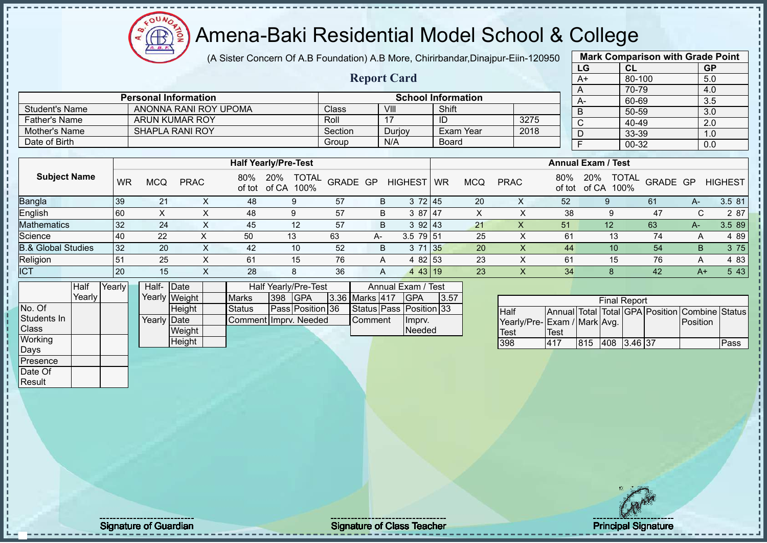# Amena-Baki Residential Model School & College

(A Sister Concern Of A.B Foundation) A.B More, Chirirbandar,Dinajpur-Eiin-120950

## Report Card

| Mark Comparison with Grade Point | | |
|---|---|---|
| LG | CL | GP |
| A+ | 80-100 | 5.0 |
| A | 70-79 | 4.0 |
| A- | 60-69 | 3.5 |
| B | 50-59 | 3.0 |
| C | 40-49 | 2.0 |
| D | 33-39 | 1.0 |
| F | 00-32 | 0.0 |

| Personal Information | | School Information | | | |
|---|---|---|---|---|---|
| Student's Name | ANONNA RANI ROY UPOMA | Class | VIII | Shift | |
| Father's Name | ARUN KUMAR ROY | Roll | 17 | ID | 3275 |
| Mother's Name | SHAPLA RANI ROY | Section | Durjoy | Exam Year | 2018 |
| Date of Birth | | Group | N/A | Board | |

| Subject Name | Half Yearly/Pre-Test | | | | | | | | | Annual Exam / Test | | | | | | | | |
|---|---|---|---|---|---|---|---|---|---|---|---|---|---|---|---|---|---|---|
| | WR | MCQ | PRAC | 80% of tot | 20% of CA | TOTAL 100% | GRADE | GP | HIGHEST | WR | MCQ | PRAC | 80% of tot | 20% of CA | TOTAL 100% | GRADE | GP | HIGHEST |
| Bangla | 39 | 21 | X | 48 | 9 | 57 | B | 3 | 72 | 45 | 20 | X | 52 | 9 | 61 | A- | 3.5 | 81 |
| English | 60 | X | X | 48 | 9 | 57 | B | 3 | 87 | 47 | X | X | 38 | 9 | 47 | C | 2 | 87 |
| Mathematics | 32 | 24 | X | 45 | 12 | 57 | B | 3 | 92 | 43 | 21 | X | 51 | 12 | 63 | A- | 3.5 | 89 |
| Science | 40 | 22 | X | 50 | 13 | 63 | A- | 3.5 | 79 | 51 | 25 | X | 61 | 13 | 74 | A | 4 | 89 |
| B.& Global Studies | 32 | 20 | X | 42 | 10 | 52 | B | 3 | 71 | 35 | 20 | X | 44 | 10 | 54 | B | 3 | 75 |
| Religion | 51 | 25 | X | 61 | 15 | 76 | A | 4 | 82 | 53 | 23 | X | 61 | 15 | 76 | A | 4 | 83 |
| ICT | 20 | 15 | X | 28 | 8 | 36 | A | 4 | 43 | 19 | 23 | X | 34 | 8 | 42 | A+ | 5 | 43 |

| | Half Yearly | Yearly |
|---|---|---|
| No. Of Students In Class | | |
| Working Days | | |
| Presence | | |
| Date Of Result | | |

| | | |
|---|---|---|
| Half-Yearly | Date | |
| | Weight | |
| | Height | |
| Yearly | Date | |
| | Weight | |
| | Height | |

| Half Yearly/Pre-Test | | | | Annual Exam / Test | | | |
|---|---|---|---|---|---|---|---|
| Marks | 398 | GPA | 3.36 | Marks | 417 | GPA | 3.57 |
| Status | Pass | Position | 36 | Status | Pass | Position | 33 |
| Comment | Imprv. Needed | | | Comment | | Imprv. Needed | |

| Final Report | | | | | | | |
|---|---|---|---|---|---|---|---|
| Half Yearly/Pre-Test | Annual Exam / Test | Total Mark | Total Avg. | GPA | Position | Combine Position | Status |
| 398 | 417 | 815 | 408 | 3.46 | 37 | | Pass |

Signature of Guardian

Signature of Class Teacher

Principal Signature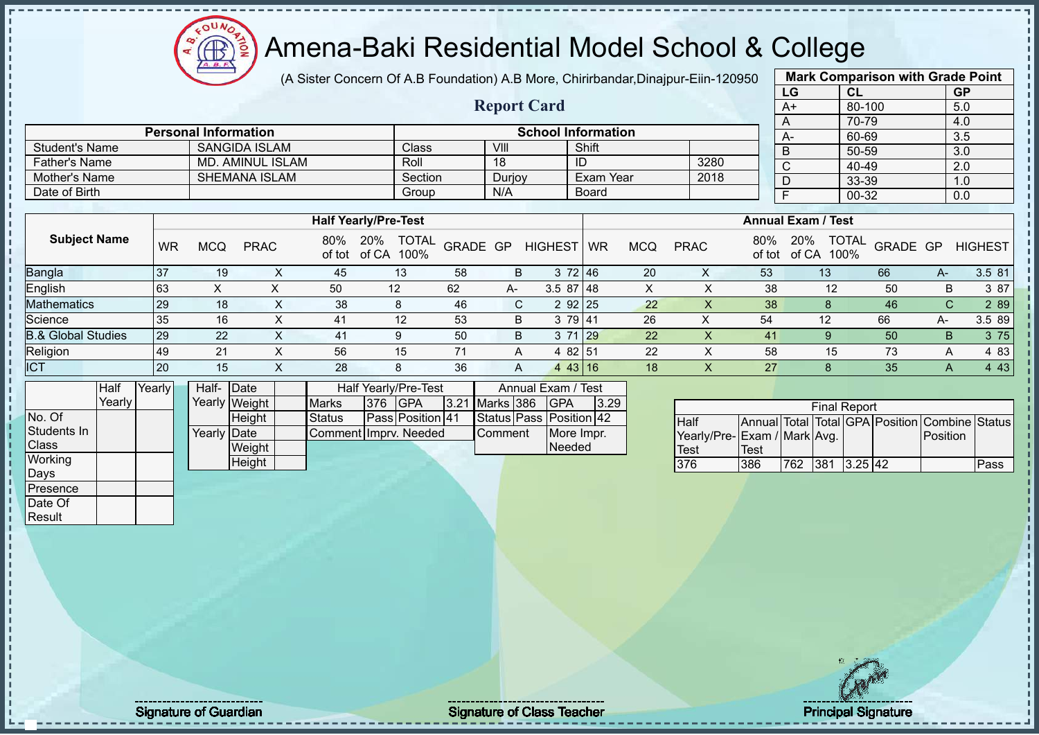# Amena-Baki Residential Model School & College

(A Sister Concern Of A.B Foundation) A.B More, Chirirbandar,Dinajpur-Eiin-120950

## Report Card

**Mark Comparison with Grade Point**

| LG | CL | GP |
|---|---|---|
| A+ | 80-100 | 5.0 |
| A | 70-79 | 4.0 |
| A- | 60-69 | 3.5 |
| B | 50-59 | 3.0 |
| C | 40-49 | 2.0 |
| D | 33-39 | 1.0 |
| F | 00-32 | 0.0 |

| Personal Information | | School Information | | | |
|---|---|---|---|---|---|
| Student's Name | SANGIDA ISLAM | Class | VIII | Shift | |
| Father's Name | MD. AMINUL ISLAM | Roll | 18 | ID | 3280 |
| Mother's Name | SHEMANA ISLAM | Section | Durjoy | Exam Year | 2018 |
| Date of Birth | | Group | N/A | Board | |

| Subject Name | Half Yearly/Pre-Test | | | | | | | | | Annual Exam / Test | | | | | | | | |
|---|---|---|---|---|---|---|---|---|---|---|---|---|---|---|---|---|---|---|
| | WR | MCQ | PRAC | 80% of tot | 20% of CA | TOTAL 100% | GRADE | GP | HIGHEST | WR | MCQ | PRAC | 80% of tot | 20% of CA | TOTAL 100% | GRADE | GP | HIGHEST |
| Bangla | 37 | 19 | X | 45 | 13 | 58 | B | 3 | 72 | 46 | 20 | X | 53 | 13 | 66 | A- | 3.5 | 81 |
| English | 63 | X | X | 50 | 12 | 62 | A- | 3.5 | 87 | 48 | X | X | 38 | 12 | 50 | B | 3 | 87 |
| Mathematics | 29 | 18 | X | 38 | 8 | 46 | C | 2 | 92 | 25 | 22 | X | 38 | 8 | 46 | C | 2 | 89 |
| Science | 35 | 16 | X | 41 | 12 | 53 | B | 3 | 79 | 41 | 26 | X | 54 | 12 | 66 | A- | 3.5 | 89 |
| B.& Global Studies | 29 | 22 | X | 41 | 9 | 50 | B | 3 | 71 | 29 | 22 | X | 41 | 9 | 50 | B | 3 | 75 |
| Religion | 49 | 21 | X | 56 | 15 | 71 | A | 4 | 82 | 51 | 22 | X | 58 | 15 | 73 | A | 4 | 83 |
| ICT | 20 | 15 | X | 28 | 8 | 36 | A | 4 | 43 | 16 | 18 | X | 27 | 8 | 35 | A | 4 | 43 |

| | Half Yearly | Yearly |
|---|---|---|
| No. Of Students In Class | | |
| Working Days | | |
| Presence | | |
| Date Of Result | | |

| | | |
|---|---|---|
| Half-Yearly | Date | |
| | Weight | |
| | Height | |
| Yearly | Date | |
| | Weight | |
| | Height | |

| Half Yearly/Pre-Test | | | | Annual Exam / Test | | | |
|---|---|---|---|---|---|---|---|
| Marks | 376 | GPA | 3.21 | Marks | 386 | GPA | 3.29 |
| Status | Pass | Position | 41 | Status | Pass | Position | 42 |
| Comment | Imprv. Needed | | | Comment | More Impr. Needed | | |

**Final Report**

| Half Yearly/Pre-Test | Annual Exam / Test | Total Mark | Total Avg. | GPA | Position | Combine Position | Status |
|---|---|---|---|---|---|---|---|
| 376 | 386 | 762 | 381 | 3.25 | 42 | | Pass |

Signature of Guardian

Signature of Class Teacher

Principal Signature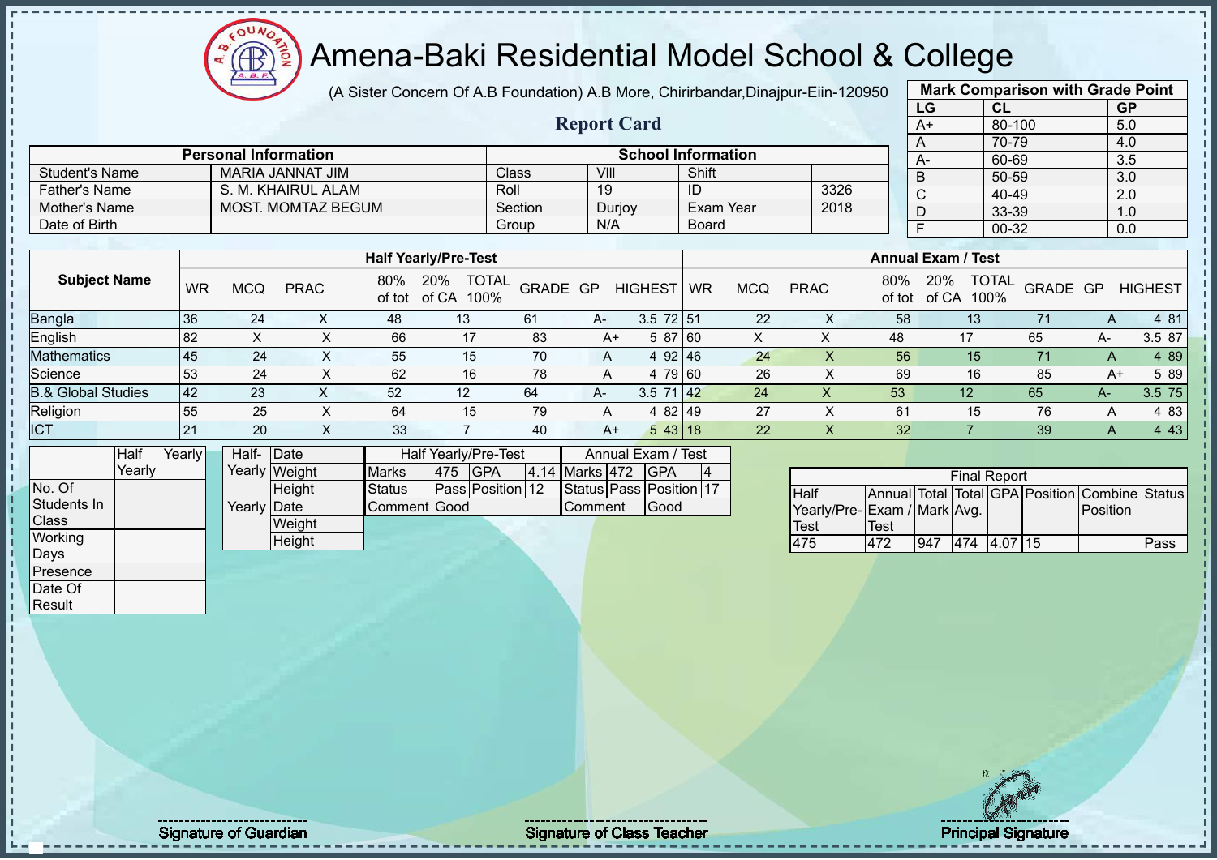# Amena-Baki Residential Model School & College

(A Sister Concern Of A.B Foundation) A.B More, Chirirbandar,Dinajpur-Eiin-120950

## Report Card

| Mark Comparison with Grade Point | | |
|---|---|---|
| LG | CL | GP |
| A+ | 80-100 | 5.0 |
| A | 70-79 | 4.0 |
| A- | 60-69 | 3.5 |
| B | 50-59 | 3.0 |
| C | 40-49 | 2.0 |
| D | 33-39 | 1.0 |
| F | 00-32 | 0.0 |

| Personal Information | | School Information | | | |
|---|---|---|---|---|---|
| Student's Name | MARIA JANNAT JIM | Class | VIII | Shift | |
| Father's Name | S. M. KHAIRUL ALAM | Roll | 19 | ID | 3326 |
| Mother's Name | MOST. MOMTAZ BEGUM | Section | Durjoy | Exam Year | 2018 |
| Date of Birth | | Group | N/A | Board | |

| Subject Name | Half Yearly/Pre-Test | | | | | | | | | Annual Exam / Test | | | | | | | | |
|---|---|---|---|---|---|---|---|---|---|---|---|---|---|---|---|---|---|---|
| | WR | MCQ | PRAC | 80% of tot | 20% of CA | TOTAL 100% | GRADE | GP | HIGHEST | WR | MCQ | PRAC | 80% of tot | 20% of CA | TOTAL 100% | GRADE | GP | HIGHEST |
| Bangla | 36 | 24 | X | 48 | 13 | 61 | A- | 3.5 | 72 | 51 | 22 | X | 58 | 13 | 71 | A | 4 | 81 |
| English | 82 | X | X | 66 | 17 | 83 | A+ | 5 | 87 | 60 | X | X | 48 | 17 | 65 | A- | 3.5 | 87 |
| Mathematics | 45 | 24 | X | 55 | 15 | 70 | A | 4 | 92 | 46 | 24 | X | 56 | 15 | 71 | A | 4 | 89 |
| Science | 53 | 24 | X | 62 | 16 | 78 | A | 4 | 79 | 60 | 26 | X | 69 | 16 | 85 | A+ | 5 | 89 |
| B.& Global Studies | 42 | 23 | X | 52 | 12 | 64 | A- | 3.5 | 71 | 42 | 24 | X | 53 | 12 | 65 | A- | 3.5 | 75 |
| Religion | 55 | 25 | X | 64 | 15 | 79 | A | 4 | 82 | 49 | 27 | X | 61 | 15 | 76 | A | 4 | 83 |
| ICT | 21 | 20 | X | 33 | 7 | 40 | A+ | 5 | 43 | 18 | 22 | X | 32 | 7 | 39 | A | 4 | 43 |

| | Half Yearly | Yearly |
|---|---|---|
| No. Of Students In Class | | |
| Working Days | | |
| Presence | | |
| Date Of Result | | |

| | | |
|---|---|---|
| Half-Yearly | Date | |
| | Weight | |
| | Height | |
| Yearly | Date | |
| | Weight | |
| | Height | |

| Half Yearly/Pre-Test | | | | Annual Exam / Test | | | |
|---|---|---|---|---|---|---|---|
| Marks | 475 | GPA | 4.14 | Marks | 472 | GPA | 4 |
| Status | Pass | Position | 12 | Status | Pass | Position | 17 |
| Comment | Good | | | Comment | Good | | |

| Final Report | | | | | | | |
|---|---|---|---|---|---|---|---|
| Half Yearly/Pre-Test | Annual Exam / Test | Total Mark | Total Avg. | GPA | Position | Combine Position | Status |
| 475 | 472 | 947 | 474 | 4.07 | 15 | | Pass |

Signature of Guardian — Signature of Class Teacher — Principal Signature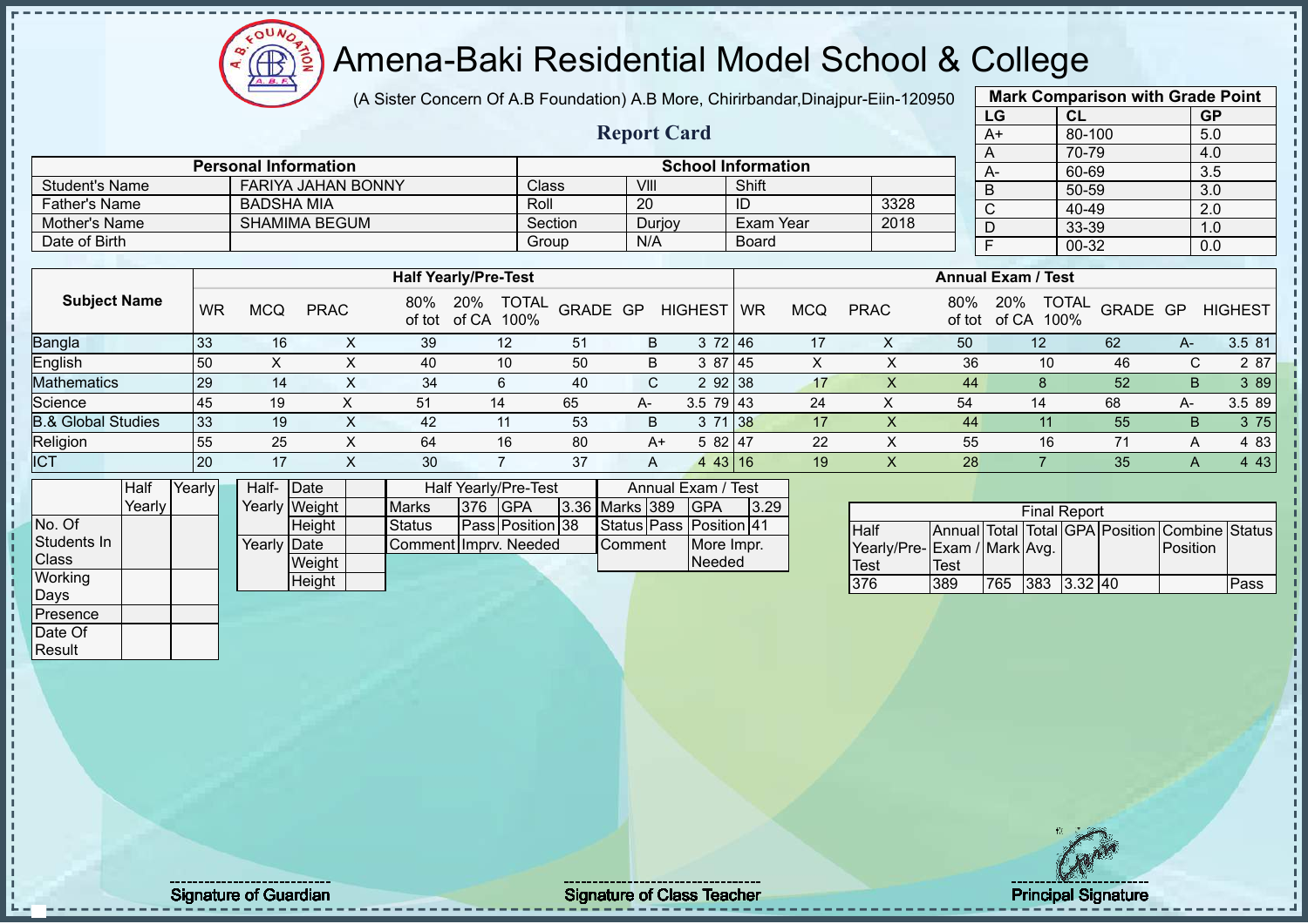# Amena-Baki Residential Model School & College

(A Sister Concern Of A.B Foundation) A.B More, Chirirbandar,Dinajpur-Eiin-120950

## Report Card

| Mark Comparison with Grade Point | | |
|---|---|---|
| LG | CL | GP |
| A+ | 80-100 | 5.0 |
| A | 70-79 | 4.0 |
| A- | 60-69 | 3.5 |
| B | 50-59 | 3.0 |
| C | 40-49 | 2.0 |
| D | 33-39 | 1.0 |
| F | 00-32 | 0.0 |

| Personal Information | | School Information | | | |
|---|---|---|---|---|---|
| Student's Name | FARIYA JAHAN BONNY | Class | VIII | Shift | |
| Father's Name | BADSHA MIA | Roll | 20 | ID | 3328 |
| Mother's Name | SHAMIMA BEGUM | Section | Durjoy | Exam Year | 2018 |
| Date of Birth | | Group | N/A | Board | |

| Subject Name | Half Yearly/Pre-Test | | | | | | | | | Annual Exam / Test | | | | | | | | |
|---|---|---|---|---|---|---|---|---|---|---|---|---|---|---|---|---|---|---|
| | WR | MCQ | PRAC | 80% of tot | 20% of CA | TOTAL 100% | GRADE | GP | HIGHEST | WR | MCQ | PRAC | 80% of tot | 20% of CA | TOTAL 100% | GRADE | GP | HIGHEST |
| Bangla | 33 | 16 | X | 39 | 12 | 51 | B | 3 | 72 | 46 | 17 | X | 50 | 12 | 62 | A- | 3.5 | 81 |
| English | 50 | X | X | 40 | 10 | 50 | B | 3 | 87 | 45 | X | X | 36 | 10 | 46 | C | 2 | 87 |
| Mathematics | 29 | 14 | X | 34 | 6 | 40 | C | 2 | 92 | 38 | 17 | X | 44 | 8 | 52 | B | 3 | 89 |
| Science | 45 | 19 | X | 51 | 14 | 65 | A- | 3.5 | 79 | 43 | 24 | X | 54 | 14 | 68 | A- | 3.5 | 89 |
| B.& Global Studies | 33 | 19 | X | 42 | 11 | 53 | B | 3 | 71 | 38 | 17 | X | 44 | 11 | 55 | B | 3 | 75 |
| Religion | 55 | 25 | X | 64 | 16 | 80 | A+ | 5 | 82 | 47 | 22 | X | 55 | 16 | 71 | A | 4 | 83 |
| ICT | 20 | 17 | X | 30 | 7 | 37 | A | 4 | 43 | 16 | 19 | X | 28 | 7 | 35 | A | 4 | 43 |

| | Half Yearly | Yearly |
|---|---|---|
| No. Of Students In Class | | |
| Working Days | | |
| Presence | | |
| Date Of Result | | |

| | | |
|---|---|---|
| Half-Yearly | Date | |
| | Weight | |
| | Height | |
| Yearly | Date | |
| | Weight | |
| | Height | |

| Half Yearly/Pre-Test | | | | Annual Exam / Test | | | |
|---|---|---|---|---|---|---|---|
| Marks | 376 | GPA | 3.36 | Marks | 389 | GPA | 3.29 |
| Status | Pass | Position | 38 | Status | Pass | Position | 41 |
| Comment | Imprv. Needed | | | Comment | | More Impr. Needed | |

| Final Report | | | | | | | |
|---|---|---|---|---|---|---|---|
| Half Yearly/Pre-Test | Annual Exam / Test | Total Mark | Total Avg. | GPA | Position | Combine Position | Status |
| 376 | 389 | 765 | 383 | 3.32 | 40 | | Pass |

Signature of Guardian

Signature of Class Teacher

Principal Signature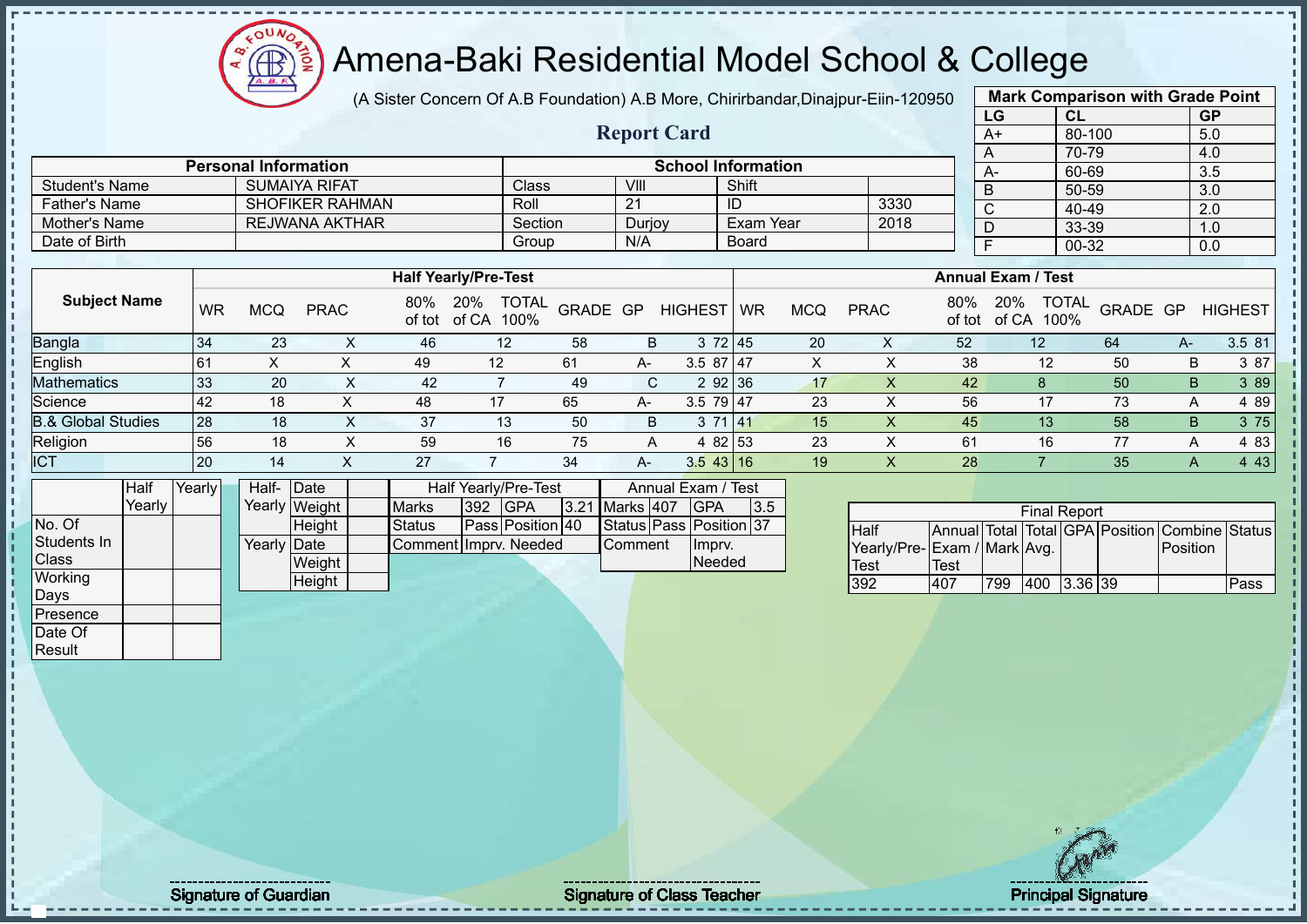# Amena-Baki Residential Model School & College

(A Sister Concern Of A.B Foundation) A.B More, Chirirbandar,Dinajpur-Eiin-120950

## Report Card

| Mark Comparison with Grade Point | | |
|---|---|---|
| LG | CL | GP |
| A+ | 80-100 | 5.0 |
| A | 70-79 | 4.0 |
| A- | 60-69 | 3.5 |
| B | 50-59 | 3.0 |
| C | 40-49 | 2.0 |
| D | 33-39 | 1.0 |
| F | 00-32 | 0.0 |

| Personal Information | | School Information | | | |
|---|---|---|---|---|---|
| Student's Name | SUMAIYA RIFAT | Class | VIII | Shift | |
| Father's Name | SHOFIKER RAHMAN | Roll | 21 | ID | 3330 |
| Mother's Name | REJWANA AKTHAR | Section | Durjoy | Exam Year | 2018 |
| Date of Birth | | Group | N/A | Board | |

| Subject Name | Half Yearly/Pre-Test | | | | | | | | | Annual Exam / Test | | | | | | | | |
|---|---|---|---|---|---|---|---|---|---|---|---|---|---|---|---|---|---|---|
| | WR | MCQ | PRAC | 80% of tot | 20% of CA | TOTAL 100% | GRADE | GP | HIGHEST | WR | MCQ | PRAC | 80% of tot | 20% of CA | TOTAL 100% | GRADE | GP | HIGHEST |
| Bangla | 34 | 23 | X | 46 | 12 | 58 | B | 3 | 72 | 45 | 20 | X | 52 | 12 | 64 | A- | 3.5 | 81 |
| English | 61 | X | X | 49 | 12 | 61 | A- | 3.5 | 87 | 47 | X | X | 38 | 12 | 50 | B | 3 | 87 |
| Mathematics | 33 | 20 | X | 42 | 7 | 49 | C | 2 | 92 | 36 | 17 | X | 42 | 8 | 50 | B | 3 | 89 |
| Science | 42 | 18 | X | 48 | 17 | 65 | A- | 3.5 | 79 | 47 | 23 | X | 56 | 17 | 73 | A | 4 | 89 |
| B.& Global Studies | 28 | 18 | X | 37 | 13 | 50 | B | 3 | 71 | 41 | 15 | X | 45 | 13 | 58 | B | 3 | 75 |
| Religion | 56 | 18 | X | 59 | 16 | 75 | A | 4 | 82 | 53 | 23 | X | 61 | 16 | 77 | A | 4 | 83 |
| ICT | 20 | 14 | X | 27 | 7 | 34 | A- | 3.5 | 43 | 16 | 19 | X | 28 | 7 | 35 | A | 4 | 43 |

| | Half Yearly | Yearly |
|---|---|---|
| No. Of Students In Class | | |
| Working Days | | |
| Presence | | |
| Date Of Result | | |

| | | |
|---|---|---|
| Half-Yearly | Date | |
| | Weight | |
| | Height | |
| Yearly | Date | |
| | Weight | |
| | Height | |

| Half Yearly/Pre-Test | | | | Annual Exam / Test | | | |
|---|---|---|---|---|---|---|---|
| Marks | 392 | GPA | 3.21 | Marks | 407 | GPA | 3.5 |
| Status | Pass | Position | 40 | Status | Pass | Position | 37 |
| Comment | Imprv. Needed | | | Comment | Imprv. Needed | | |

| Final Report | | | | | | | |
|---|---|---|---|---|---|---|---|
| Half Yearly/Pre-Test | Annual Exam / Test | Total Mark | Total Avg. | GPA | Position | Combine Position | Status |
| 392 | 407 | 799 | 400 | 3.36 | 39 | | Pass |

Signature of Guardian — Signature of Class Teacher — Principal Signature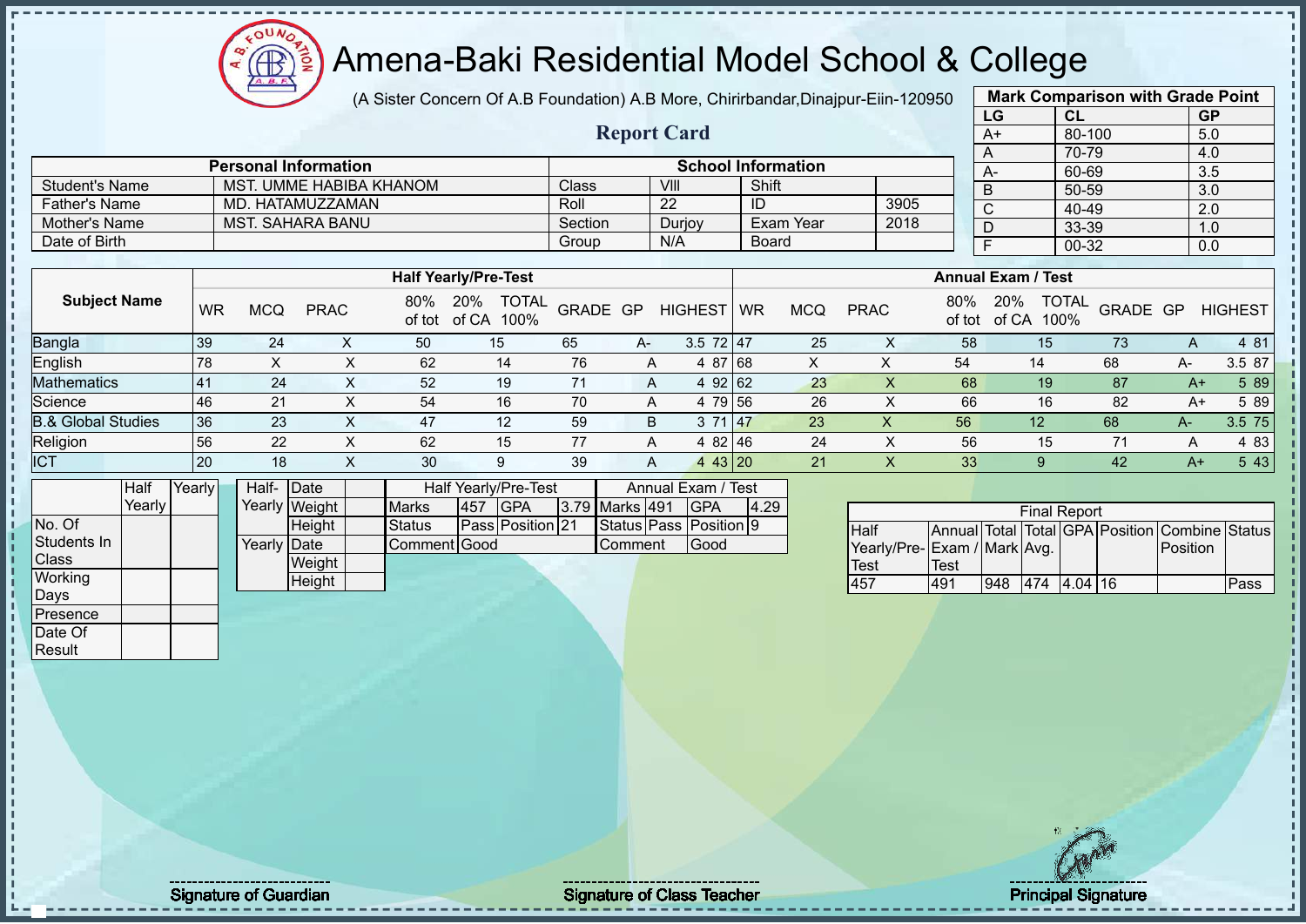# Amena-Baki Residential Model School & College

(A Sister Concern Of A.B Foundation) A.B More, Chirirbandar,Dinajpur-Eiin-120950

## Report Card

| Mark Comparison with Grade Point | | |
|---|---|---|
| LG | CL | GP |
| A+ | 80-100 | 5.0 |
| A | 70-79 | 4.0 |
| A- | 60-69 | 3.5 |
| B | 50-59 | 3.0 |
| C | 40-49 | 2.0 |
| D | 33-39 | 1.0 |
| F | 00-32 | 0.0 |

| Personal Information | | School Information | | | |
|---|---|---|---|---|---|
| Student's Name | MST. UMME HABIBA KHANOM | Class | VIII | Shift | |
| Father's Name | MD. HATAMUZZAMAN | Roll | 22 | ID | 3905 |
| Mother's Name | MST. SAHARA BANU | Section | Durjoy | Exam Year | 2018 |
| Date of Birth | | Group | N/A | Board | |

| Subject Name | Half Yearly/Pre-Test | | | | | | | | | | Annual Exam / Test | | | | | | | | | |
|---|---|---|---|---|---|---|---|---|---|---|---|---|---|---|---|---|---|---|---|---|
| | WR | MCQ | PRAC | 80% of tot | 20% of CA | TOTAL 100% | GRADE | GP | HIGHEST | | WR | MCQ | PRAC | 80% of tot | 20% of CA | TOTAL 100% | GRADE | GP | HIGHEST |
| Bangla | 39 | 24 | X | 50 | 15 | 65 | A- | 3.5 | 72 | | 47 | 25 | X | 58 | 15 | 73 | A | 4 | 81 |
| English | 78 | X | X | 62 | 14 | 76 | A | 4 | 87 | | 68 | X | X | 54 | 14 | 68 | A- | 3.5 | 87 |
| Mathematics | 41 | 24 | X | 52 | 19 | 71 | A | 4 | 92 | | 62 | 23 | X | 68 | 19 | 87 | A+ | 5 | 89 |
| Science | 46 | 21 | X | 54 | 16 | 70 | A | 4 | 79 | | 56 | 26 | X | 66 | 16 | 82 | A+ | 5 | 89 |
| B.& Global Studies | 36 | 23 | X | 47 | 12 | 59 | B | 3 | 71 | | 47 | 23 | X | 56 | 12 | 68 | A- | 3.5 | 75 |
| Religion | 56 | 22 | X | 62 | 15 | 77 | A | 4 | 82 | | 46 | 24 | X | 56 | 15 | 71 | A | 4 | 83 |
| ICT | 20 | 18 | X | 30 | 9 | 39 | A | 4 | 43 | | 20 | 21 | X | 33 | 9 | 42 | A+ | 5 | 43 |

| | Half Yearly | Yearly |
|---|---|---|
| No. Of Students In Class | | |
| Working Days | | |
| Presence | | |
| Date Of Result | | |

| | | |
|---|---|---|
| Half-Yearly | Date | |
| | Weight | |
| | Height | |
| Yearly | Date | |
| | Weight | |
| | Height | |

| Half Yearly/Pre-Test | | | | Annual Exam / Test | | | |
|---|---|---|---|---|---|---|---|
| Marks | 457 | GPA | 3.79 | Marks | 491 | GPA | 4.29 |
| Status | Pass | Position | 21 | Status | Pass | Position | 9 |
| Comment | Good | | | Comment | Good | | |

| Final Report | | | | | | | |
|---|---|---|---|---|---|---|---|
| Half Yearly/Pre-Test | Annual Exam / Test | Total Mark | Total Avg. | GPA | Position | Combine Position | Status |
| 457 | 491 | 948 | 474 | 4.04 | 16 | | Pass |

Signature of Guardian | Signature of Class Teacher | Principal Signature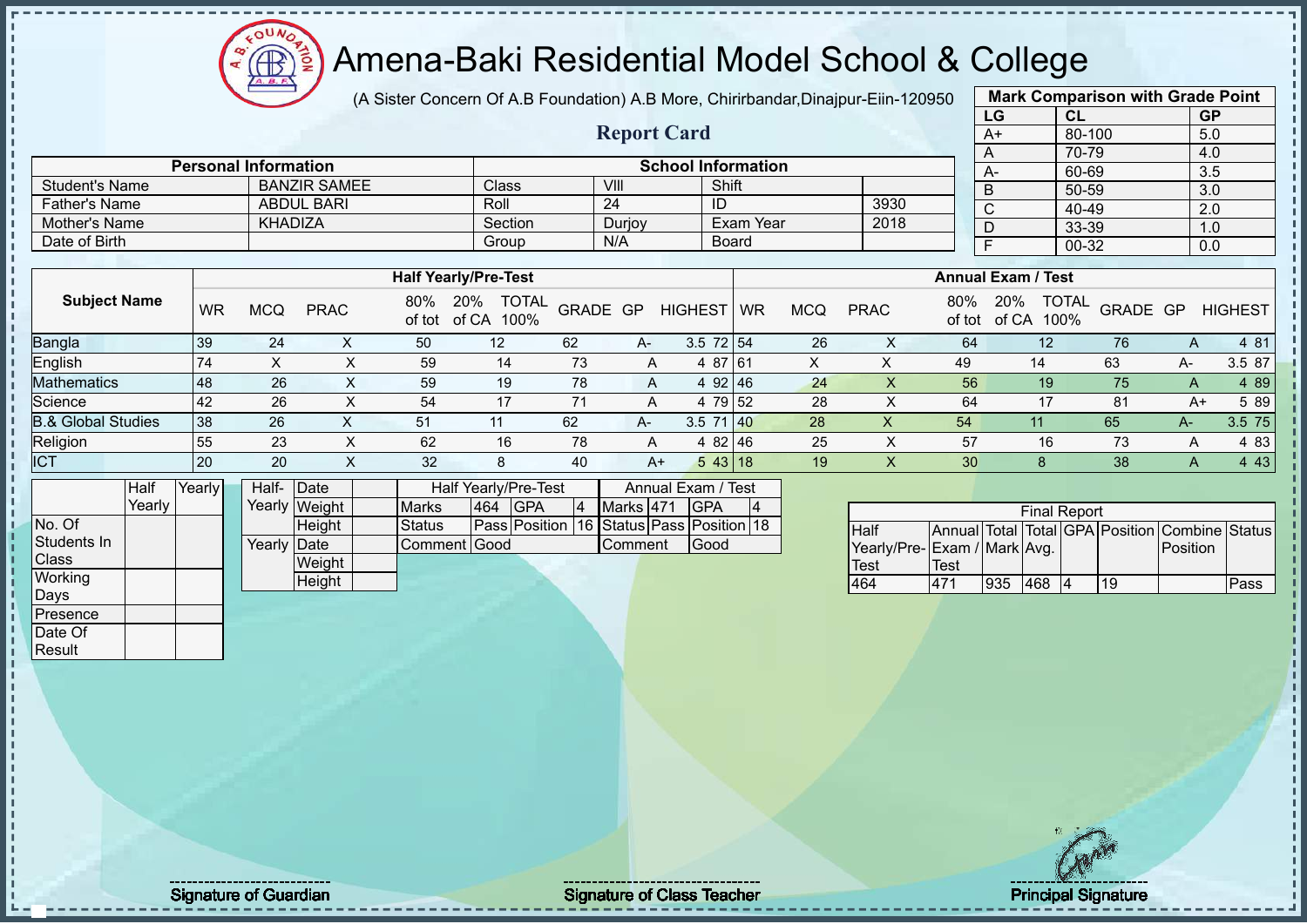# Amena-Baki Residential Model School & College

(A Sister Concern Of A.B Foundation) A.B More, Chirirbandar,Dinajpur-Eiin-120950

## Report Card

| Mark Comparison with Grade Point | | |
|---|---|---|
| LG | CL | GP |
| A+ | 80-100 | 5.0 |
| A | 70-79 | 4.0 |
| A- | 60-69 | 3.5 |
| B | 50-59 | 3.0 |
| C | 40-49 | 2.0 |
| D | 33-39 | 1.0 |
| F | 00-32 | 0.0 |

| Personal Information | | School Information | | | |
|---|---|---|---|---|---|
| Student's Name | BANZIR SAMEE | Class | VIII | Shift | |
| Father's Name | ABDUL BARI | Roll | 24 | ID | 3930 |
| Mother's Name | KHADIZA | Section | Durjoy | Exam Year | 2018 |
| Date of Birth | | Group | N/A | Board | |

| Subject Name | Half Yearly/Pre-Test | | | | | | | | | | Annual Exam / Test | | | | | | | | | |
|---|---|---|---|---|---|---|---|---|---|---|---|---|---|---|---|---|---|---|---|---|
| | WR | MCQ | PRAC | 80% of tot | 20% of CA | TOTAL 100% | GRADE | GP | HIGHEST | | WR | MCQ | PRAC | 80% of tot | 20% of CA | TOTAL 100% | GRADE | GP | HIGHEST |
| Bangla | 39 | 24 | X | 50 | 12 | 62 | A- | 3.5 | 72 | | 54 | 26 | X | 64 | 12 | 76 | A | 4 | 81 |
| English | 74 | X | X | 59 | 14 | 73 | A | 4 | 87 | | 61 | X | X | 49 | 14 | 63 | A- | 3.5 | 87 |
| Mathematics | 48 | 26 | X | 59 | 19 | 78 | A | 4 | 92 | | 46 | 24 | X | 56 | 19 | 75 | A | 4 | 89 |
| Science | 42 | 26 | X | 54 | 17 | 71 | A | 4 | 79 | | 52 | 28 | X | 64 | 17 | 81 | A+ | 5 | 89 |
| B.& Global Studies | 38 | 26 | X | 51 | 11 | 62 | A- | 3.5 | 71 | | 40 | 28 | X | 54 | 11 | 65 | A- | 3.5 | 75 |
| Religion | 55 | 23 | X | 62 | 16 | 78 | A | 4 | 82 | | 46 | 25 | X | 57 | 16 | 73 | A | 4 | 83 |
| ICT | 20 | 20 | X | 32 | 8 | 40 | A+ | 5 | 43 | | 18 | 19 | X | 30 | 8 | 38 | A | 4 | 43 |

| | Half Yearly | Yearly |
|---|---|---|
| No. Of Students In Class | | |
| Working Days | | |
| Presence | | |
| Date Of Result | | |

| | | |
|---|---|---|
| Half-Yearly | Date | |
| | Weight | |
| | Height | |
| Yearly | Date | |
| | Weight | |
| | Height | |

| Half Yearly/Pre-Test | | | | Annual Exam / Test | | | |
|---|---|---|---|---|---|---|---|
| Marks | 464 | GPA | 4 | Marks | 471 | GPA | 4 |
| Status | Pass | Position | 16 | Status | Pass | Position | 18 |
| Comment | Good | | | Comment | Good | | |

| Final Report | | | | | | | |
|---|---|---|---|---|---|---|---|
| Half Yearly/Pre-Test | Annual Exam / Test | Total Mark | Total Avg. | GPA | Position | Combine Position | Status |
| 464 | 471 | 935 | 468 | 4 | 19 | | Pass |

Signature of Guardian

Signature of Class Teacher

Principal Signature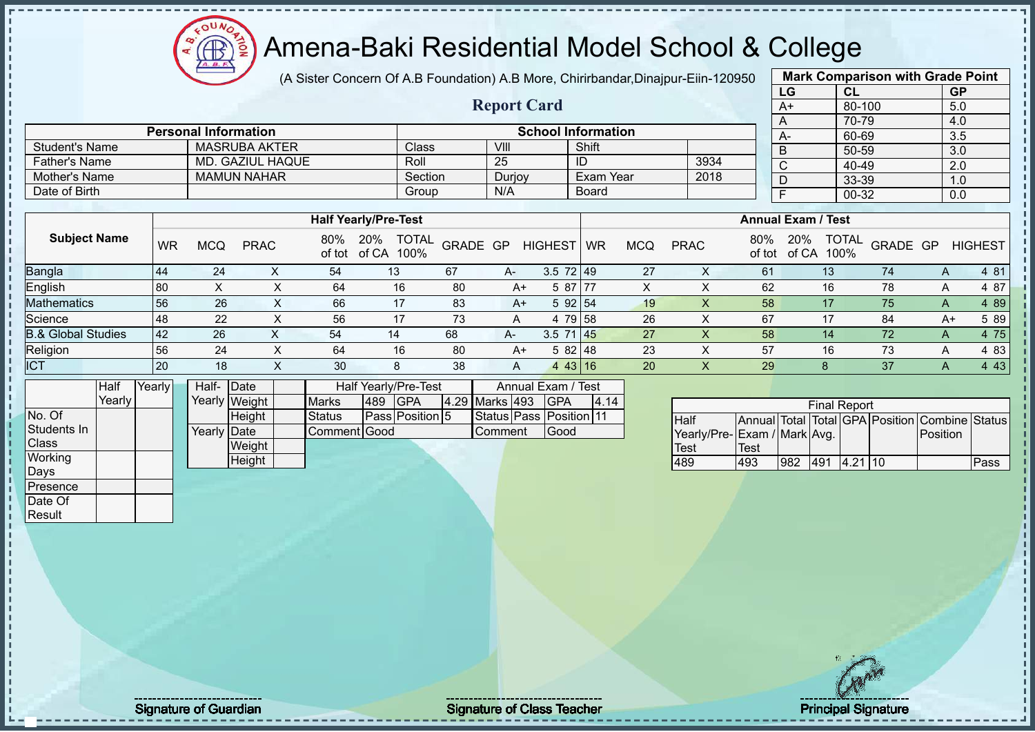# Amena-Baki Residential Model School & College

(A Sister Concern Of A.B Foundation) A.B More, Chirirbandar,Dinajpur-Eiin-120950

## Report Card

| Mark Comparison with Grade Point | | |
|---|---|---|
| LG | CL | GP |
| A+ | 80-100 | 5.0 |
| A | 70-79 | 4.0 |
| A- | 60-69 | 3.5 |
| B | 50-59 | 3.0 |
| C | 40-49 | 2.0 |
| D | 33-39 | 1.0 |
| F | 00-32 | 0.0 |

| Personal Information | | School Information | | | |
|---|---|---|---|---|---|
| Student's Name | MASRUBA AKTER | Class | VIII | Shift | |
| Father's Name | MD. GAZIUL HAQUE | Roll | 25 | ID | 3934 |
| Mother's Name | MAMUN NAHAR | Section | Durjoy | Exam Year | 2018 |
| Date of Birth | | Group | N/A | Board | |

| Subject Name | Half Yearly/Pre-Test | | | | | | | | | Annual Exam / Test | | | | | | | | |
|---|---|---|---|---|---|---|---|---|---|---|---|---|---|---|---|---|---|---|
| | WR | MCQ | PRAC | 80% of tot | 20% of CA | TOTAL 100% | GRADE | GP | HIGHEST | WR | MCQ | PRAC | 80% of tot | 20% of CA | TOTAL 100% | GRADE | GP | HIGHEST |
| Bangla | 44 | 24 | X | 54 | 13 | 67 | A- | 3.5 | 72 | 49 | 27 | X | 61 | 13 | 74 | A | 4 | 81 |
| English | 80 | X | X | 64 | 16 | 80 | A+ | 5 | 87 | 77 | X | X | 62 | 16 | 78 | A | 4 | 87 |
| Mathematics | 56 | 26 | X | 66 | 17 | 83 | A+ | 5 | 92 | 54 | 19 | X | 58 | 17 | 75 | A | 4 | 89 |
| Science | 48 | 22 | X | 56 | 17 | 73 | A | 4 | 79 | 58 | 26 | X | 67 | 17 | 84 | A+ | 5 | 89 |
| B.& Global Studies | 42 | 26 | X | 54 | 14 | 68 | A- | 3.5 | 71 | 45 | 27 | X | 58 | 14 | 72 | A | 4 | 75 |
| Religion | 56 | 24 | X | 64 | 16 | 80 | A+ | 5 | 82 | 48 | 23 | X | 57 | 16 | 73 | A | 4 | 83 |
| ICT | 20 | 18 | X | 30 | 8 | 38 | A | 4 | 43 | 16 | 20 | X | 29 | 8 | 37 | A | 4 | 43 |

| | Half Yearly | Yearly |
|---|---|---|
| No. Of Students In Class | | |
| Working Days | | |
| Presence | | |
| Date Of Result | | |

| | | |
|---|---|---|
| Half-Yearly | Date | |
| | Weight | |
| | Height | |
| Yearly | Date | |
| | Weight | |
| | Height | |

| Half Yearly/Pre-Test | | | | Annual Exam / Test | | | |
|---|---|---|---|---|---|---|---|
| Marks | 489 | GPA | 4.29 | Marks | 493 | GPA | 4.14 |
| Status | Pass | Position | 5 | Status | Pass | Position | 11 |
| Comment | Good | | | Comment | Good | | |

| Final Report | | | | | | | |
|---|---|---|---|---|---|---|---|
| Half Yearly/Pre-Test | Annual Exam / Test | Total Mark | Total Avg. | GPA | Position | Combine Position | Status |
| 489 | 493 | 982 | 491 | 4.21 | 10 | | Pass |

Signature of Guardian

Signature of Class Teacher

Principal Signature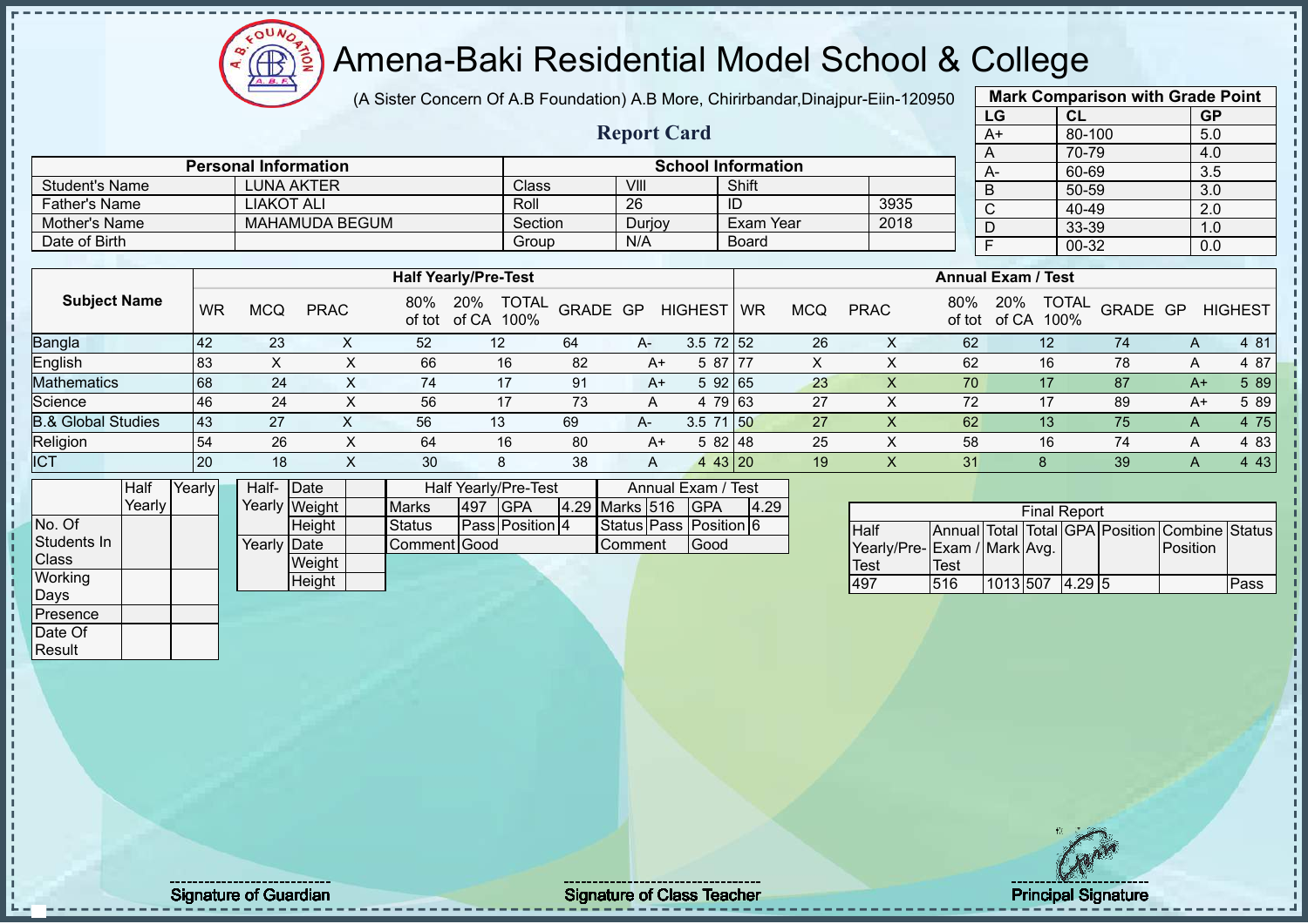# Amena-Baki Residential Model School & College

(A Sister Concern Of A.B Foundation) A.B More, Chirirbandar,Dinajpur-Eiin-120950

## Report Card

| Mark Comparison with Grade Point | | |
|---|---|---|
| LG | CL | GP |
| A+ | 80-100 | 5.0 |
| A | 70-79 | 4.0 |
| A- | 60-69 | 3.5 |
| B | 50-59 | 3.0 |
| C | 40-49 | 2.0 |
| D | 33-39 | 1.0 |
| F | 00-32 | 0.0 |

| Personal Information | | School Information | | | |
|---|---|---|---|---|---|
| Student's Name | LUNA AKTER | Class | VIII | Shift | |
| Father's Name | LIAKOT ALI | Roll | 26 | ID | 3935 |
| Mother's Name | MAHAMUDA BEGUM | Section | Durjoy | Exam Year | 2018 |
| Date of Birth | | Group | N/A | Board | |

| Subject Name | Half Yearly/Pre-Test | | | | | | | | | Annual Exam / Test | | | | | | | | |
|---|---|---|---|---|---|---|---|---|---|---|---|---|---|---|---|---|---|---|
| | WR | MCQ | PRAC | 80% of tot | 20% of CA | TOTAL 100% | GRADE | GP | HIGHEST | WR | MCQ | PRAC | 80% of tot | 20% of CA | TOTAL 100% | GRADE | GP | HIGHEST |
| Bangla | 42 | 23 | X | 52 | 12 | 64 | A- | 3.5 | 72 | 52 | 26 | X | 62 | 12 | 74 | A | 4 | 81 |
| English | 83 | X | X | 66 | 16 | 82 | A+ | 5 | 87 | 77 | X | X | 62 | 16 | 78 | A | 4 | 87 |
| Mathematics | 68 | 24 | X | 74 | 17 | 91 | A+ | 5 | 92 | 65 | 23 | X | 70 | 17 | 87 | A+ | 5 | 89 |
| Science | 46 | 24 | X | 56 | 17 | 73 | A | 4 | 79 | 63 | 27 | X | 72 | 17 | 89 | A+ | 5 | 89 |
| B.& Global Studies | 43 | 27 | X | 56 | 13 | 69 | A- | 3.5 | 71 | 50 | 27 | X | 62 | 13 | 75 | A | 4 | 75 |
| Religion | 54 | 26 | X | 64 | 16 | 80 | A+ | 5 | 82 | 48 | 25 | X | 58 | 16 | 74 | A | 4 | 83 |
| ICT | 20 | 18 | X | 30 | 8 | 38 | A | 4 | 43 | 20 | 19 | X | 31 | 8 | 39 | A | 4 | 43 |

| | Half Yearly | Yearly |
|---|---|---|
| No. Of Students In Class | | |
| Working Days | | |
| Presence | | |
| Date Of Result | | |

| | | |
|---|---|---|
| Half-Yearly | Date | |
| | Weight | |
| | Height | |
| Yearly | Date | |
| | Weight | |
| | Height | |

| Half Yearly/Pre-Test | | | | Annual Exam / Test | | | |
|---|---|---|---|---|---|---|---|
| Marks | 497 | GPA | 4.29 | Marks | 516 | GPA | 4.29 |
| Status | Pass | Position | 4 | Status | Pass | Position | 6 |
| Comment | Good | | | Comment | Good | | |

| Final Report | | | | | | | |
|---|---|---|---|---|---|---|---|
| Half Yearly/Pre-Test | Annual Exam / Test | Total Mark | Total Avg. | GPA | Position | Combine Position | Status |
| 497 | 516 | 1013 | 507 | 4.29 | 5 | | Pass |

Signature of Guardian

Signature of Class Teacher

Principal Signature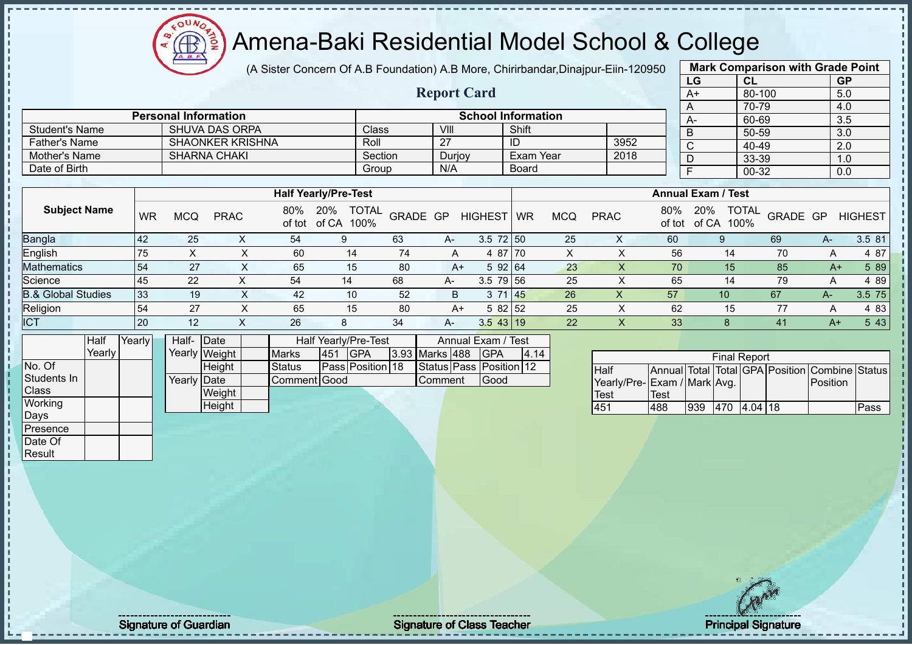# Amena-Baki Residential Model School & College

(A Sister Concern Of A.B Foundation) A.B More, Chirirbandar,Dinajpur-Eiin-120950

## Report Card

| Mark Comparison with Grade Point | | |
|---|---|---|
| LG | CL | GP |
| A+ | 80-100 | 5.0 |
| A | 70-79 | 4.0 |
| A- | 60-69 | 3.5 |
| B | 50-59 | 3.0 |
| C | 40-49 | 2.0 |
| D | 33-39 | 1.0 |
| F | 00-32 | 0.0 |

| Personal Information | | School Information | | | |
|---|---|---|---|---|---|
| Student's Name | SHUVA DAS ORPA | Class | VIII | Shift | |
| Father's Name | SHAONKER KRISHNA | Roll | 27 | ID | 3952 |
| Mother's Name | SHARNA CHAKI | Section | Durjoy | Exam Year | 2018 |
| Date of Birth | | Group | N/A | Board | |

| Subject Name | Half Yearly/Pre-Test | | | | | | | | | Annual Exam / Test | | | | | | | | |
|---|---|---|---|---|---|---|---|---|---|---|---|---|---|---|---|---|---|---|
| | WR | MCQ | PRAC | 80% of tot | 20% of CA | TOTAL 100% | GRADE | GP | HIGHEST | WR | MCQ | PRAC | 80% of tot | 20% of CA | TOTAL 100% | GRADE | GP | HIGHEST |
| Bangla | 42 | 25 | X | 54 | 9 | 63 | A- | 3.5 | 72 | 50 | 25 | X | 60 | 9 | 69 | A- | 3.5 | 81 |
| English | 75 | X | X | 60 | 14 | 74 | A | 4 | 87 | 70 | X | X | 56 | 14 | 70 | A | 4 | 87 |
| Mathematics | 54 | 27 | X | 65 | 15 | 80 | A+ | 5 | 92 | 64 | 23 | X | 70 | 15 | 85 | A+ | 5 | 89 |
| Science | 45 | 22 | X | 54 | 14 | 68 | A- | 3.5 | 79 | 56 | 25 | X | 65 | 14 | 79 | A | 4 | 89 |
| B.& Global Studies | 33 | 19 | X | 42 | 10 | 52 | B | 3 | 71 | 45 | 26 | X | 57 | 10 | 67 | A- | 3.5 | 75 |
| Religion | 54 | 27 | X | 65 | 15 | 80 | A+ | 5 | 82 | 52 | 25 | X | 62 | 15 | 77 | A | 4 | 83 |
| ICT | 20 | 12 | X | 26 | 8 | 34 | A- | 3.5 | 43 | 19 | 22 | X | 33 | 8 | 41 | A+ | 5 | 43 |

| | Half Yearly | Yearly |
|---|---|---|
| No. Of Students In Class | | |
| Working Days | | |
| Presence | | |
| Date Of Result | | |

| | | |
|---|---|---|
| Half-Yearly | Date | |
| | Weight | |
| | Height | |
| Yearly | Date | |
| | Weight | |
| | Height | |

| Half Yearly/Pre-Test | | | | Annual Exam / Test | | | |
|---|---|---|---|---|---|---|---|
| Marks | 451 | GPA | 3.93 | Marks | 488 | GPA | 4.14 |
| Status | Pass | Position | 18 | Status | Pass | Position | 12 |
| Comment | Good | | | Comment | Good | | |

| Final Report | | | | | | | |
|---|---|---|---|---|---|---|---|
| Half Yearly/Pre-Test | Annual Exam / Test | Total Mark | Total Avg. | GPA | Position | Combine Position | Status |
| 451 | 488 | 939 | 470 | 4.04 | 18 | | Pass |

Signature of Guardian

Signature of Class Teacher

Principal Signature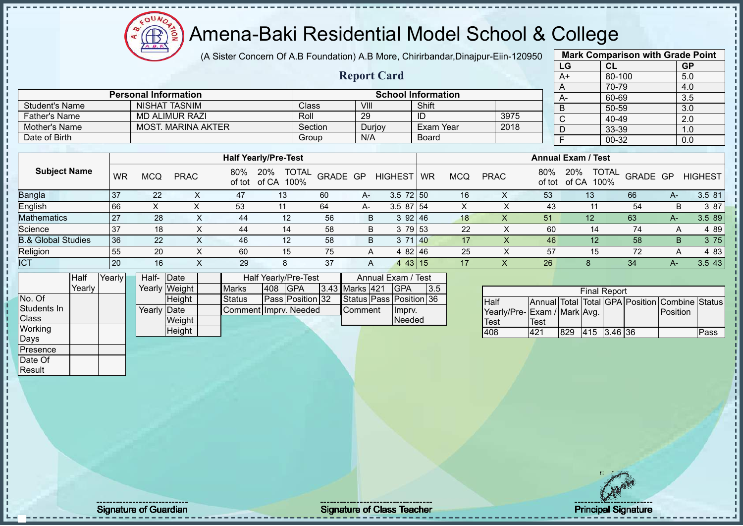# Amena-Baki Residential Model School & College

(A Sister Concern Of A.B Foundation) A.B More, Chirirbandar,Dinajpur-Eiin-120950

## Report Card

| Mark Comparison with Grade Point | | |
|---|---|---|
| LG | CL | GP |
| A+ | 80-100 | 5.0 |
| A | 70-79 | 4.0 |
| A- | 60-69 | 3.5 |
| B | 50-59 | 3.0 |
| C | 40-49 | 2.0 |
| D | 33-39 | 1.0 |
| F | 00-32 | 0.0 |

| Personal Information | | School Information | | | |
|---|---|---|---|---|---|
| Student's Name | NISHAT TASNIM | Class | VIII | Shift | |
| Father's Name | MD ALIMUR RAZI | Roll | 29 | ID | 3975 |
| Mother's Name | MOST. MARINA AKTER | Section | Durjoy | Exam Year | 2018 |
| Date of Birth | | Group | N/A | Board | |

| Subject Name | Half Yearly/Pre-Test | | | | | | | | | Annual Exam / Test | | | | | | | | |
|---|---|---|---|---|---|---|---|---|---|---|---|---|---|---|---|---|---|---|
| | WR | MCQ | PRAC | 80% of tot | 20% of CA | TOTAL 100% | GRADE | GP | HIGHEST | WR | MCQ | PRAC | 80% of tot | 20% of CA | TOTAL 100% | GRADE | GP | HIGHEST |
| Bangla | 37 | 22 | X | 47 | 13 | 60 | A- | 3.5 | 72 | 50 | 16 | X | 53 | 13 | 66 | A- | 3.5 | 81 |
| English | 66 | X | X | 53 | 11 | 64 | A- | 3.5 | 87 | 54 | X | X | 43 | 11 | 54 | B | 3 | 87 |
| Mathematics | 27 | 28 | X | 44 | 12 | 56 | B | 3 | 92 | 46 | 18 | X | 51 | 12 | 63 | A- | 3.5 | 89 |
| Science | 37 | 18 | X | 44 | 14 | 58 | B | 3 | 79 | 53 | 22 | X | 60 | 14 | 74 | A | 4 | 89 |
| B.& Global Studies | 36 | 22 | X | 46 | 12 | 58 | B | 3 | 71 | 40 | 17 | X | 46 | 12 | 58 | B | 3 | 75 |
| Religion | 55 | 20 | X | 60 | 15 | 75 | A | 4 | 82 | 46 | 25 | X | 57 | 15 | 72 | A | 4 | 83 |
| ICT | 20 | 16 | X | 29 | 8 | 37 | A | 4 | 43 | 15 | 17 | X | 26 | 8 | 34 | A- | 3.5 | 43 |

| | Half Yearly | Yearly |
|---|---|---|
| No. Of Students In Class | | |
| Working Days | | |
| Presence | | |
| Date Of Result | | |

| | | |
|---|---|---|
| Half-Yearly | Date | |
| | Weight | |
| | Height | |
| Yearly | Date | |
| | Weight | |
| | Height | |

| Half Yearly/Pre-Test | | | | Annual Exam / Test | | | |
|---|---|---|---|---|---|---|---|
| Marks | 408 | GPA | 3.43 | Marks | 421 | GPA | 3.5 |
| Status | Pass | Position | 32 | Status | Pass | Position | 36 |
| Comment | Imprv. Needed | | | Comment | Imprv. Needed | | |

| Final Report | | | | | | | |
|---|---|---|---|---|---|---|---|
| Half Yearly/Pre-Test | Annual Exam / Test | Total Mark | Total Avg. | GPA | Position | Combine Position | Status |
| 408 | 421 | 829 | 415 | 3.46 | 36 | | Pass |

Signature of Guardian | Signature of Class Teacher | Principal Signature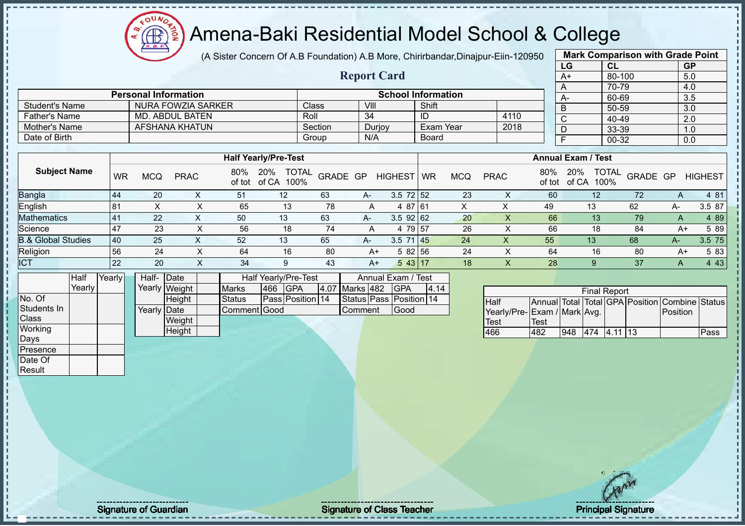# Amena-Baki Residential Model School & College

(A Sister Concern Of A.B Foundation) A.B More, Chirirbandar,Dinajpur-Eiin-120950

## Report Card

| Mark Comparison with Grade Point | | |
|---|---|---|
| LG | CL | GP |
| A+ | 80-100 | 5.0 |
| A | 70-79 | 4.0 |
| A- | 60-69 | 3.5 |
| B | 50-59 | 3.0 |
| C | 40-49 | 2.0 |
| D | 33-39 | 1.0 |
| F | 00-32 | 0.0 |

| Personal Information | | School Information | | | |
|---|---|---|---|---|---|
| Student's Name | NURA FOWZIA SARKER | Class | VIII | Shift | |
| Father's Name | MD. ABDUL BATEN | Roll | 34 | ID | 4110 |
| Mother's Name | AFSHANA KHATUN | Section | Durjoy | Exam Year | 2018 |
| Date of Birth | | Group | N/A | Board | |

| Subject Name | Half Yearly/Pre-Test | | | | | | | | | Annual Exam / Test | | | | | | | | |
|---|---|---|---|---|---|---|---|---|---|---|---|---|---|---|---|---|---|---|
| | WR | MCQ | PRAC | 80% of tot | 20% of CA | TOTAL 100% | GRADE | GP | HIGHEST | WR | MCQ | PRAC | 80% of tot | 20% of CA | TOTAL 100% | GRADE | GP | HIGHEST |
| Bangla | 44 | 20 | X | 51 | 12 | 63 | A- | 3.5 | 72 | 52 | 23 | X | 60 | 12 | 72 | A | 4 | 81 |
| English | 81 | X | X | 65 | 13 | 78 | A | 4 | 87 | 61 | X | X | 49 | 13 | 62 | A- | 3.5 | 87 |
| Mathematics | 41 | 22 | X | 50 | 13 | 63 | A- | 3.5 | 92 | 62 | 20 | X | 66 | 13 | 79 | A | 4 | 89 |
| Science | 47 | 23 | X | 56 | 18 | 74 | A | 4 | 79 | 57 | 26 | X | 66 | 18 | 84 | A+ | 5 | 89 |
| B.& Global Studies | 40 | 25 | X | 52 | 13 | 65 | A- | 3.5 | 71 | 45 | 24 | X | 55 | 13 | 68 | A- | 3.5 | 75 |
| Religion | 56 | 24 | X | 64 | 16 | 80 | A+ | 5 | 82 | 56 | 24 | X | 64 | 16 | 80 | A+ | 5 | 83 |
| ICT | 22 | 20 | X | 34 | 9 | 43 | A+ | 5 | 43 | 17 | 18 | X | 28 | 9 | 37 | A | 4 | 43 |

| | Half Yearly | Yearly |
|---|---|---|
| No. Of Students In Class | | |
| Working Days | | |
| Presence | | |
| Date Of Result | | |

| | | |
|---|---|---|
| Half-Yearly | Date | |
| | Weight | |
| | Height | |
| Yearly | Date | |
| | Weight | |
| | Height | |

| Half Yearly/Pre-Test | | | | Annual Exam / Test | | | |
|---|---|---|---|---|---|---|---|
| Marks | 466 | GPA | 4.07 | Marks | 482 | GPA | 4.14 |
| Status | Pass | Position | 14 | Status | Pass | Position | 14 |
| Comment | Good | | | Comment | Good | | |

| Final Report | | | | | | | |
|---|---|---|---|---|---|---|---|
| Half Yearly/Pre-Test | Annual Exam / Test | Total Mark | Total Avg. | GPA | Position | Combine Position | Status |
| 466 | 482 | 948 | 474 | 4.11 | 13 | | Pass |

Signature of Guardian

Signature of Class Teacher

Principal Signature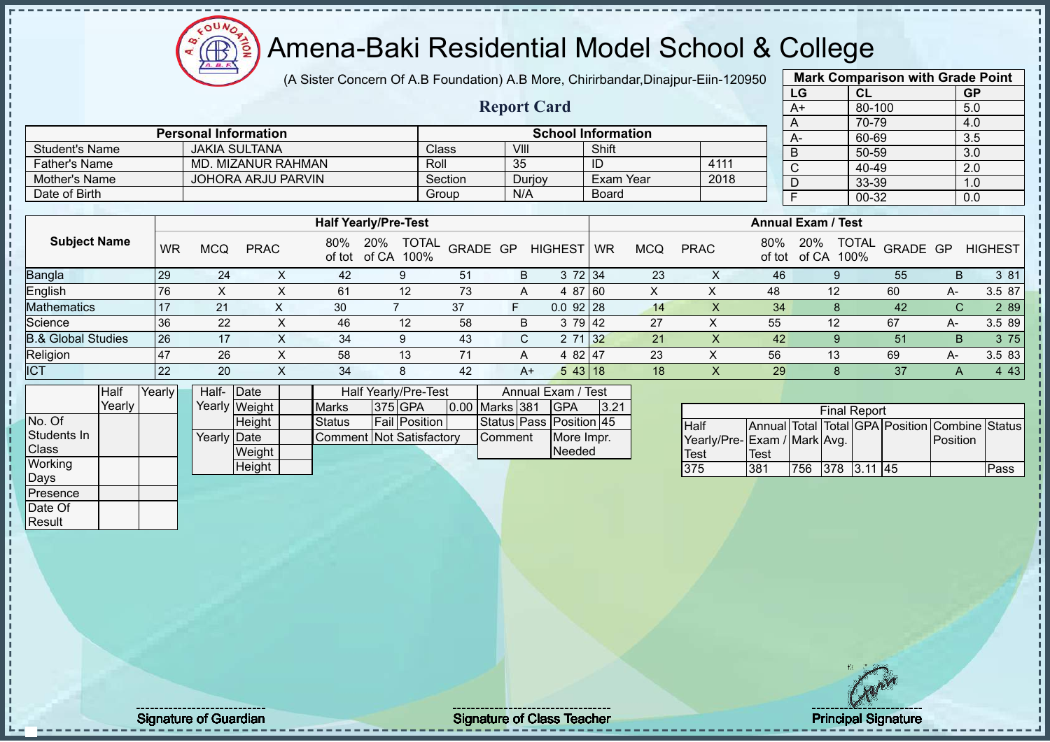# Amena-Baki Residential Model School & College

(A Sister Concern Of A.B Foundation) A.B More, Chirirbandar,Dinajpur-Eiin-120950

## Report Card

| Mark Comparison with Grade Point | | |
|---|---|---|
| LG | CL | GP |
| A+ | 80-100 | 5.0 |
| A | 70-79 | 4.0 |
| A- | 60-69 | 3.5 |
| B | 50-59 | 3.0 |
| C | 40-49 | 2.0 |
| D | 33-39 | 1.0 |
| F | 00-32 | 0.0 |

| Personal Information | | School Information | | | |
|---|---|---|---|---|---|
| Student's Name | JAKIA SULTANA | Class | VIII | Shift | |
| Father's Name | MD. MIZANUR RAHMAN | Roll | 35 | ID | 4111 |
| Mother's Name | JOHORA ARJU PARVIN | Section | Durjoy | Exam Year | 2018 |
| Date of Birth | | Group | N/A | Board | |

| Subject Name | Half Yearly/Pre-Test | | | | | | | | | Annual Exam / Test | | | | | | | | |
|---|---|---|---|---|---|---|---|---|---|---|---|---|---|---|---|---|---|---|
| | WR | MCQ | PRAC | 80% of tot | 20% of CA | TOTAL 100% | GRADE | GP | HIGHEST | WR | MCQ | PRAC | 80% of tot | 20% of CA | TOTAL 100% | GRADE | GP | HIGHEST |
| Bangla | 29 | 24 | X | 42 | 9 | 51 | B | 3 | 72 | 34 | 23 | X | 46 | 9 | 55 | B | 3 | 81 |
| English | 76 | X | X | 61 | 12 | 73 | A | 4 | 87 | 60 | X | X | 48 | 12 | 60 | A- | 3.5 | 87 |
| Mathematics | 17 | 21 | X | 30 | 7 | 37 | F | 0.0 | 92 | 28 | 14 | X | 34 | 8 | 42 | C | 2 | 89 |
| Science | 36 | 22 | X | 46 | 12 | 58 | B | 3 | 79 | 42 | 27 | X | 55 | 12 | 67 | A- | 3.5 | 89 |
| B.& Global Studies | 26 | 17 | X | 34 | 9 | 43 | C | 2 | 71 | 32 | 21 | X | 42 | 9 | 51 | B | 3 | 75 |
| Religion | 47 | 26 | X | 58 | 13 | 71 | A | 4 | 82 | 47 | 23 | X | 56 | 13 | 69 | A- | 3.5 | 83 |
| ICT | 22 | 20 | X | 34 | 8 | 42 | A+ | 5 | 43 | 18 | 18 | X | 29 | 8 | 37 | A | 4 | 43 |

| | Half Yearly | Yearly |
|---|---|---|
| No. Of Students In Class | | |
| Working Days | | |
| Presence | | |
| Date Of Result | | |

| | | |
|---|---|---|
| Half-Yearly | Date | |
| | Weight | |
| | Height | |
| Yearly | Date | |
| | Weight | |
| | Height | |

| Half Yearly/Pre-Test | | | | Annual Exam / Test | | | |
|---|---|---|---|---|---|---|---|
| Marks | 375 | GPA | 0.00 | Marks | 381 | GPA | 3.21 |
| Status | Fail | Position | | Status | Pass | Position | 45 |
| Comment | Not Satisfactory | | | Comment | | More Impr. Needed | |

| Final Report | | | | | | | |
|---|---|---|---|---|---|---|---|
| Half Yearly/Pre-Test | Annual Exam / Test | Total Mark | Total Avg. | GPA | Position | Combine Position | Status |
| 375 | 381 | 756 | 378 | 3.11 | 45 | | Pass |

Signature of Guardian

Signature of Class Teacher

Principal Signature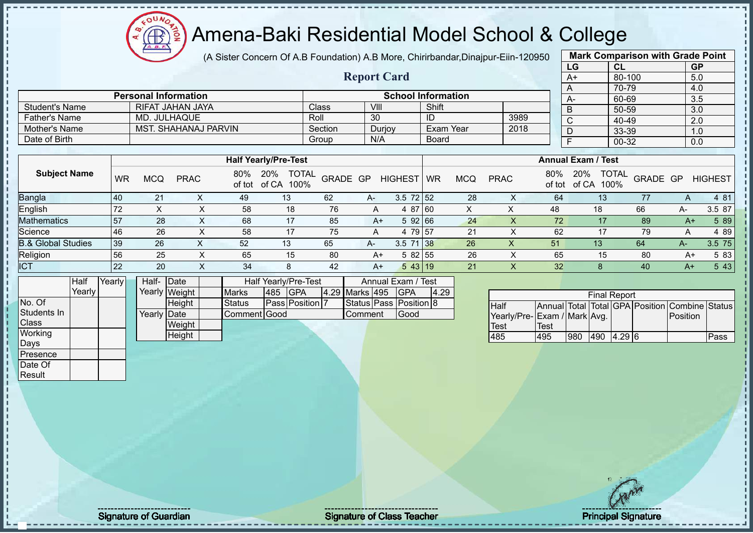# Amena-Baki Residential Model School & College

(A Sister Concern Of A.B Foundation) A.B More, Chirirbandar,Dinajpur-Eiin-120950

## Report Card

| Mark Comparison with Grade Point | | |
|---|---|---|
| LG | CL | GP |
| A+ | 80-100 | 5.0 |
| A | 70-79 | 4.0 |
| A- | 60-69 | 3.5 |
| B | 50-59 | 3.0 |
| C | 40-49 | 2.0 |
| D | 33-39 | 1.0 |
| F | 00-32 | 0.0 |

| Personal Information | | School Information | | | |
|---|---|---|---|---|---|
| Student's Name | RIFAT JAHAN JAYA | Class | VIII | Shift | |
| Father's Name | MD. JULHAQUE | Roll | 30 | ID | 3989 |
| Mother's Name | MST. SHAHANAJ PARVIN | Section | Durjoy | Exam Year | 2018 |
| Date of Birth | | Group | N/A | Board | |

| Subject Name | Half Yearly/Pre-Test | | | | | | | | | Annual Exam / Test | | | | | | | | |
|---|---|---|---|---|---|---|---|---|---|---|---|---|---|---|---|---|---|---|
| | WR | MCQ | PRAC | 80% of tot | 20% of CA | TOTAL 100% | GRADE | GP | HIGHEST | WR | MCQ | PRAC | 80% of tot | 20% of CA | TOTAL 100% | GRADE | GP | HIGHEST |
| Bangla | 40 | 21 | X | 49 | 13 | 62 | A- | 3.5 | 72 | 52 | 28 | X | 64 | 13 | 77 | A | 4 | 81 |
| English | 72 | X | X | 58 | 18 | 76 | A | 4 | 87 | 60 | X | X | 48 | 18 | 66 | A- | 3.5 | 87 |
| Mathematics | 57 | 28 | X | 68 | 17 | 85 | A+ | 5 | 92 | 66 | 24 | X | 72 | 17 | 89 | A+ | 5 | 89 |
| Science | 46 | 26 | X | 58 | 17 | 75 | A | 4 | 79 | 57 | 21 | X | 62 | 17 | 79 | A | 4 | 89 |
| B.& Global Studies | 39 | 26 | X | 52 | 13 | 65 | A- | 3.5 | 71 | 38 | 26 | X | 51 | 13 | 64 | A- | 3.5 | 75 |
| Religion | 56 | 25 | X | 65 | 15 | 80 | A+ | 5 | 82 | 55 | 26 | X | 65 | 15 | 80 | A+ | 5 | 83 |
| ICT | 22 | 20 | X | 34 | 8 | 42 | A+ | 5 | 43 | 19 | 21 | X | 32 | 8 | 40 | A+ | 5 | 43 |

| | Half Yearly | Yearly |
|---|---|---|
| No. Of Students In Class | | |
| Working Days | | |
| Presence | | |
| Date Of Result | | |

| | | |
|---|---|---|
| Half-Yearly | Date | |
| | Weight | |
| | Height | |
| Yearly | Date | |
| | Weight | |
| | Height | |

| Half Yearly/Pre-Test | | | | Annual Exam / Test | | | |
|---|---|---|---|---|---|---|---|
| Marks | 485 | GPA | 4.29 | Marks | 495 | GPA | 4.29 |
| Status | Pass | Position | 7 | Status | Pass | Position | 8 |
| Comment | Good | | | Comment | Good | | |

| Final Report | | | | | | | |
|---|---|---|---|---|---|---|---|
| Half Yearly/Pre-Test | Annual Exam / Test | Total Mark | Total Avg. | GPA | Position | Combine Position | Status |
| 485 | 495 | 980 | 490 | 4.29 | 6 | | Pass |

Signature of Guardian | Signature of Class Teacher | Principal Signature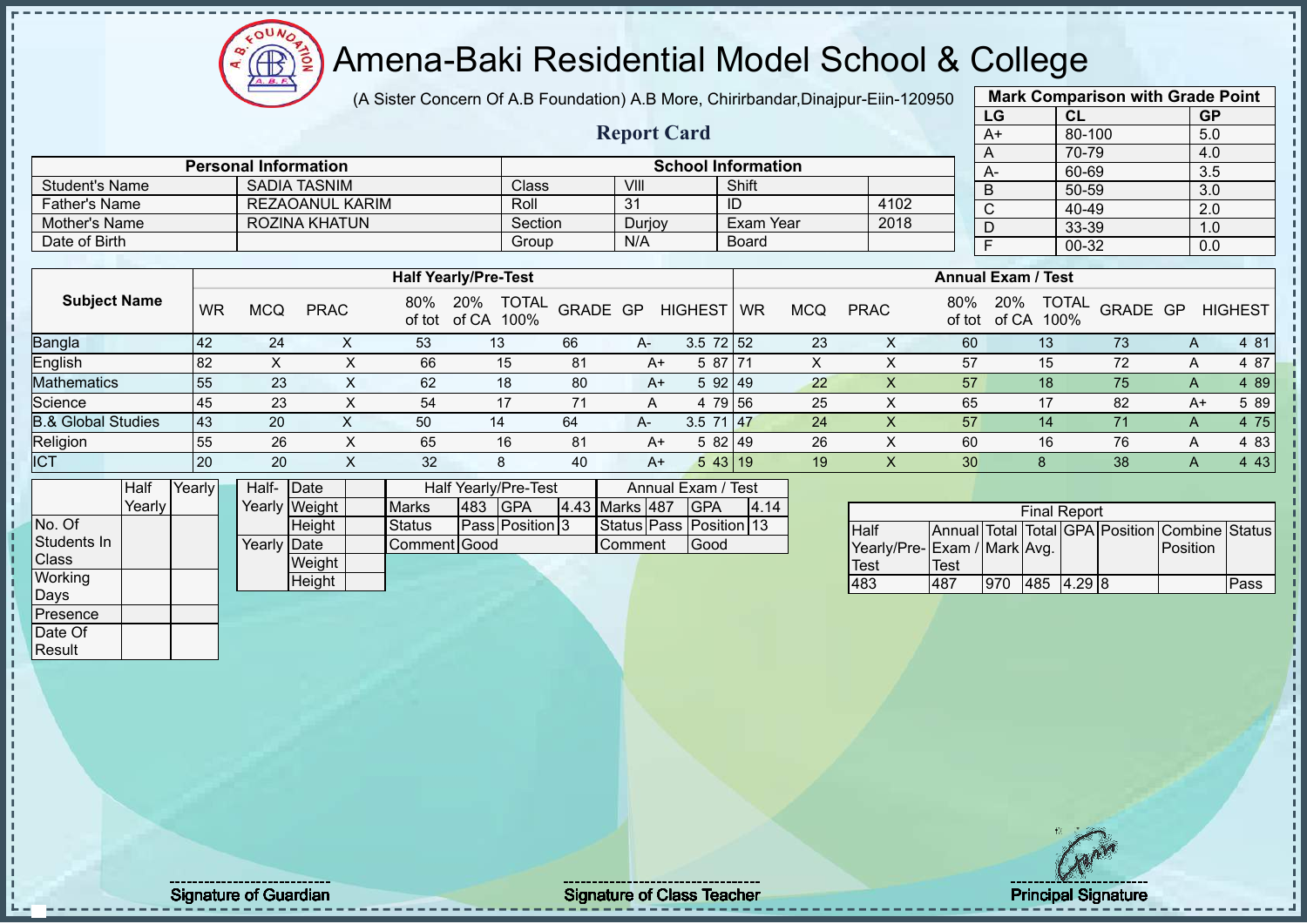# Amena-Baki Residential Model School & College

(A Sister Concern Of A.B Foundation) A.B More, Chirirbandar,Dinajpur-Eiin-120950

## Report Card

| Mark Comparison with Grade Point | | |
|---|---|---|
| LG | CL | GP |
| A+ | 80-100 | 5.0 |
| A | 70-79 | 4.0 |
| A- | 60-69 | 3.5 |
| B | 50-59 | 3.0 |
| C | 40-49 | 2.0 |
| D | 33-39 | 1.0 |
| F | 00-32 | 0.0 |

| Personal Information | | School Information | | | |
|---|---|---|---|---|---|
| Student's Name | SADIA TASNIM | Class | VIII | Shift | |
| Father's Name | REZAOANUL KARIM | Roll | 31 | ID | 4102 |
| Mother's Name | ROZINA KHATUN | Section | Durjoy | Exam Year | 2018 |
| Date of Birth | | Group | N/A | Board | |

| Subject Name | Half Yearly/Pre-Test | | | | | | | | | Annual Exam / Test | | | | | | | | |
|---|---|---|---|---|---|---|---|---|---|---|---|---|---|---|---|---|---|---|
| | WR | MCQ | PRAC | 80% of tot | 20% of CA | TOTAL 100% | GRADE | GP | HIGHEST | WR | MCQ | PRAC | 80% of tot | 20% of CA | TOTAL 100% | GRADE | GP | HIGHEST |
| Bangla | 42 | 24 | X | 53 | 13 | 66 | A- | 3.5 | 72 | 52 | 23 | X | 60 | 13 | 73 | A | 4 | 81 |
| English | 82 | X | X | 66 | 15 | 81 | A+ | 5 | 87 | 71 | X | X | 57 | 15 | 72 | A | 4 | 87 |
| Mathematics | 55 | 23 | X | 62 | 18 | 80 | A+ | 5 | 92 | 49 | 22 | X | 57 | 18 | 75 | A | 4 | 89 |
| Science | 45 | 23 | X | 54 | 17 | 71 | A | 4 | 79 | 56 | 25 | X | 65 | 17 | 82 | A+ | 5 | 89 |
| B.& Global Studies | 43 | 20 | X | 50 | 14 | 64 | A- | 3.5 | 71 | 47 | 24 | X | 57 | 14 | 71 | A | 4 | 75 |
| Religion | 55 | 26 | X | 65 | 16 | 81 | A+ | 5 | 82 | 49 | 26 | X | 60 | 16 | 76 | A | 4 | 83 |
| ICT | 20 | 20 | X | 32 | 8 | 40 | A+ | 5 | 43 | 19 | 19 | X | 30 | 8 | 38 | A | 4 | 43 |

| | Half Yearly | Yearly |
|---|---|---|
| No. Of Students In Class | | |
| Working Days | | |
| Presence | | |
| Date Of Result | | |

| | | |
|---|---|---|
| Half-Yearly | Date | |
| | Weight | |
| | Height | |
| Yearly | Date | |
| | Weight | |
| | Height | |

| Half Yearly/Pre-Test | | | | Annual Exam / Test | | | |
|---|---|---|---|---|---|---|---|
| Marks | 483 | GPA | 4.43 | Marks | 487 | GPA | 4.14 |
| Status | Pass | Position | 3 | Status | Pass | Position | 13 |
| Comment | Good | | | Comment | Good | | |

| Final Report | | | | | | | |
|---|---|---|---|---|---|---|---|
| Half Yearly/Pre-Test | Annual Exam / Test | Total Mark | Total Avg. | GPA | Position | Combine Position | Status |
| 483 | 487 | 970 | 485 | 4.29 | 8 | | Pass |

Signature of Guardian | Signature of Class Teacher | Principal Signature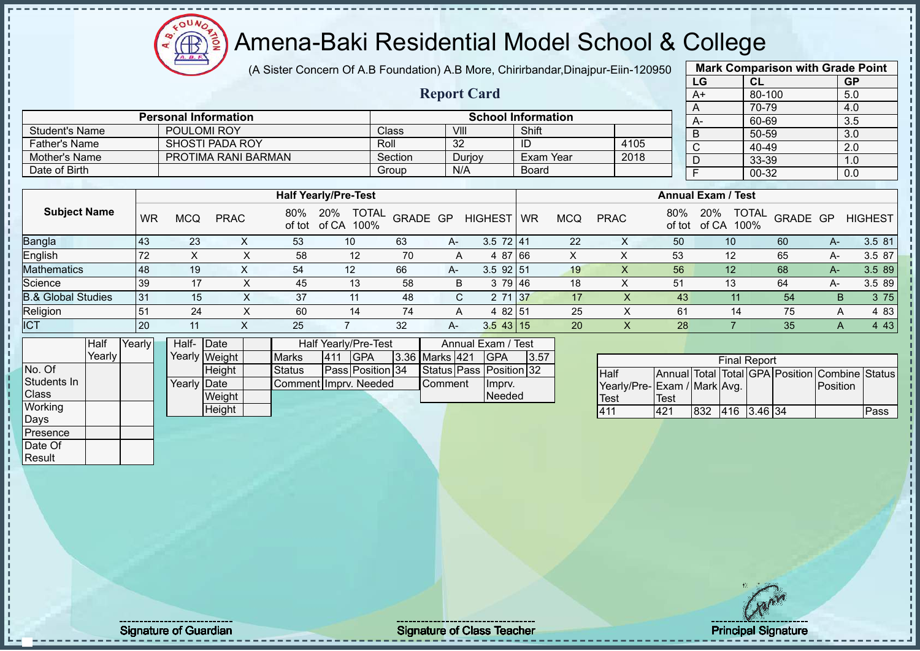# Amena-Baki Residential Model School & College

(A Sister Concern Of A.B Foundation) A.B More, Chirirbandar,Dinajpur-Eiin-120950

## Report Card

| Mark Comparison with Grade Point | | |
|---|---|---|
| LG | CL | GP |
| A+ | 80-100 | 5.0 |
| A | 70-79 | 4.0 |
| A- | 60-69 | 3.5 |
| B | 50-59 | 3.0 |
| C | 40-49 | 2.0 |
| D | 33-39 | 1.0 |
| F | 00-32 | 0.0 |

| Personal Information | | School Information | | | |
|---|---|---|---|---|---|
| Student's Name | POULOMI ROY | Class | VIII | Shift | |
| Father's Name | SHOSTI PADA ROY | Roll | 32 | ID | 4105 |
| Mother's Name | PROTIMA RANI BARMAN | Section | Durjoy | Exam Year | 2018 |
| Date of Birth | | Group | N/A | Board | |

| Subject Name | Half Yearly/Pre-Test | | | | | | | | | Annual Exam / Test | | | | | | | | |
|---|---|---|---|---|---|---|---|---|---|---|---|---|---|---|---|---|---|---|
| | WR | MCQ | PRAC | 80% of tot | 20% of CA | TOTAL 100% | GRADE | GP | HIGHEST | WR | MCQ | PRAC | 80% of tot | 20% of CA | TOTAL 100% | GRADE | GP | HIGHEST |
| Bangla | 43 | 23 | X | 53 | 10 | 63 | A- | 3.5 | 72 | 41 | 22 | X | 50 | 10 | 60 | A- | 3.5 | 81 |
| English | 72 | X | X | 58 | 12 | 70 | A | 4 | 87 | 66 | X | X | 53 | 12 | 65 | A- | 3.5 | 87 |
| Mathematics | 48 | 19 | X | 54 | 12 | 66 | A- | 3.5 | 92 | 51 | 19 | X | 56 | 12 | 68 | A- | 3.5 | 89 |
| Science | 39 | 17 | X | 45 | 13 | 58 | B | 3 | 79 | 46 | 18 | X | 51 | 13 | 64 | A- | 3.5 | 89 |
| B.& Global Studies | 31 | 15 | X | 37 | 11 | 48 | C | 2 | 71 | 37 | 17 | X | 43 | 11 | 54 | B | 3 | 75 |
| Religion | 51 | 24 | X | 60 | 14 | 74 | A | 4 | 82 | 51 | 25 | X | 61 | 14 | 75 | A | 4 | 83 |
| ICT | 20 | 11 | X | 25 | 7 | 32 | A- | 3.5 | 43 | 15 | 20 | X | 28 | 7 | 35 | A | 4 | 43 |

| | Half Yearly | Yearly |
|---|---|---|
| No. Of Students In Class | | |
| Working Days | | |
| Presence | | |
| Date Of Result | | |

| | | |
|---|---|---|
| Half-Yearly | Date | |
| | Weight | |
| | Height | |
| Yearly | Date | |
| | Weight | |
| | Height | |

| Half Yearly/Pre-Test | | | | Annual Exam / Test | | | |
|---|---|---|---|---|---|---|---|
| Marks | 411 | GPA | 3.36 | Marks | 421 | GPA | 3.57 |
| Status | Pass | Position | 34 | Status | Pass | Position | 32 |
| Comment | Imprv. Needed | | | Comment | Imprv. Needed | | |

| Final Report | | | | | | | |
|---|---|---|---|---|---|---|---|
| Half Yearly/Pre-Test | Annual Exam / Test | Total Mark | Total Avg. | GPA | Position | Combine Position | Status |
| 411 | 421 | 832 | 416 | 3.46 | 34 | | Pass |

Signature of Guardian

Signature of Class Teacher

Principal Signature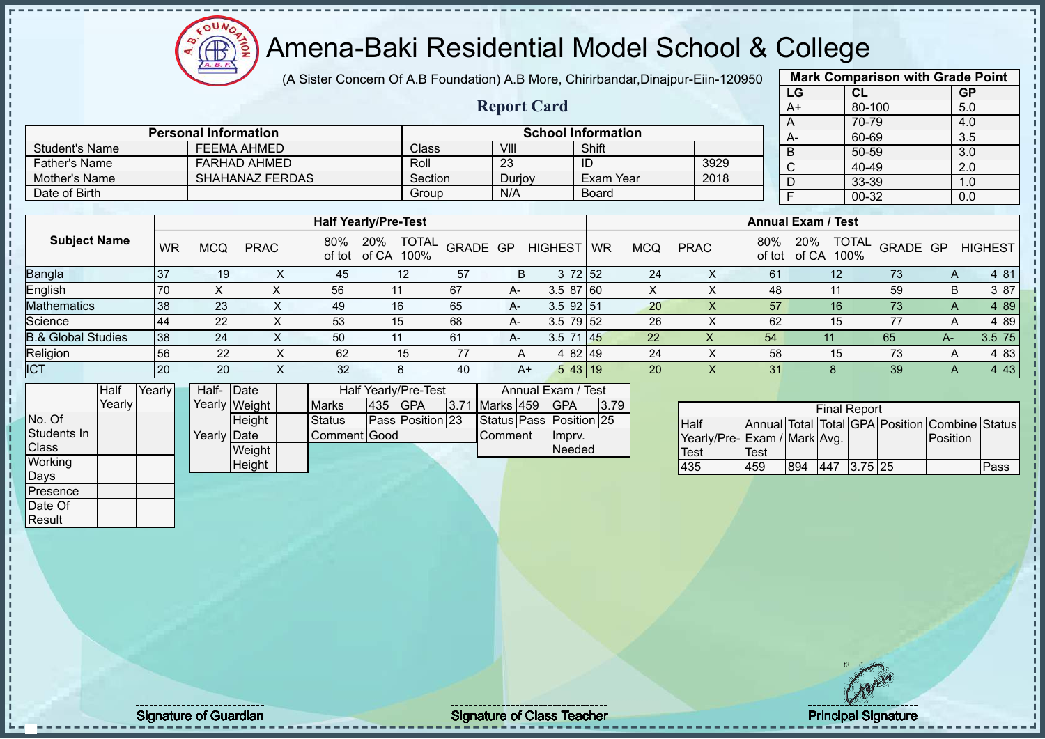# Amena-Baki Residential Model School & College

(A Sister Concern Of A.B Foundation) A.B More, Chirirbandar,Dinajpur-Eiin-120950

## Report Card

| Mark Comparison with Grade Point | | |
|---|---|---|
| LG | CL | GP |
| A+ | 80-100 | 5.0 |
| A | 70-79 | 4.0 |
| A- | 60-69 | 3.5 |
| B | 50-59 | 3.0 |
| C | 40-49 | 2.0 |
| D | 33-39 | 1.0 |
| F | 00-32 | 0.0 |

| Personal Information | | School Information | | | |
|---|---|---|---|---|---|
| Student's Name | FEEMA AHMED | Class | VIII | Shift | |
| Father's Name | FARHAD AHMED | Roll | 23 | ID | 3929 |
| Mother's Name | SHAHANAZ FERDAS | Section | Durjoy | Exam Year | 2018 |
| Date of Birth | | Group | N/A | Board | |

| Subject Name | Half Yearly/Pre-Test | | | | | | | | | Annual Exam / Test | | | | | | | | |
|---|---|---|---|---|---|---|---|---|---|---|---|---|---|---|---|---|---|---|
| | WR | MCQ | PRAC | 80% of tot | 20% of CA | TOTAL 100% | GRADE | GP | HIGHEST | WR | MCQ | PRAC | 80% of tot | 20% of CA | TOTAL 100% | GRADE | GP | HIGHEST |
| Bangla | 37 | 19 | X | 45 | 12 | 57 | B | 3 | 72 | 52 | 24 | X | 61 | 12 | 73 | A | 4 | 81 |
| English | 70 | X | X | 56 | 11 | 67 | A- | 3.5 | 87 | 60 | X | X | 48 | 11 | 59 | B | 3 | 87 |
| Mathematics | 38 | 23 | X | 49 | 16 | 65 | A- | 3.5 | 92 | 51 | 20 | X | 57 | 16 | 73 | A | 4 | 89 |
| Science | 44 | 22 | X | 53 | 15 | 68 | A- | 3.5 | 79 | 52 | 26 | X | 62 | 15 | 77 | A | 4 | 89 |
| B.& Global Studies | 38 | 24 | X | 50 | 11 | 61 | A- | 3.5 | 71 | 45 | 22 | X | 54 | 11 | 65 | A- | 3.5 | 75 |
| Religion | 56 | 22 | X | 62 | 15 | 77 | A | 4 | 82 | 49 | 24 | X | 58 | 15 | 73 | A | 4 | 83 |
| ICT | 20 | 20 | X | 32 | 8 | 40 | A+ | 5 | 43 | 19 | 20 | X | 31 | 8 | 39 | A | 4 | 43 |

| | Half Yearly | Yearly |
|---|---|---|
| No. Of Students In Class | | |
| Working Days | | |
| Presence | | |
| Date Of Result | | |

| | | |
|---|---|---|
| Half-Yearly | Date | |
| | Weight | |
| | Height | |
| Yearly | Date | |
| | Weight | |
| | Height | |

| Half Yearly/Pre-Test | | | |
|---|---|---|---|
| Marks | 435 | GPA | 3.71 |
| Status | Pass | Position | 23 |
| Comment | Good | | |

| Annual Exam / Test | | | |
|---|---|---|---|
| Marks | 459 | GPA | 3.79 |
| Status | Pass | Position | 25 |
| Comment | | Imprv. Needed | |

| Final Report | | | | | | | |
|---|---|---|---|---|---|---|---|
| Half Yearly/Pre-Test | Annual Exam / Test | Total Mark | Total Avg. | GPA | Position | Combine Position | Status |
| 435 | 459 | 894 | 447 | 3.75 | 25 | | Pass |

Signature of Guardian

Signature of Class Teacher

Principal Signature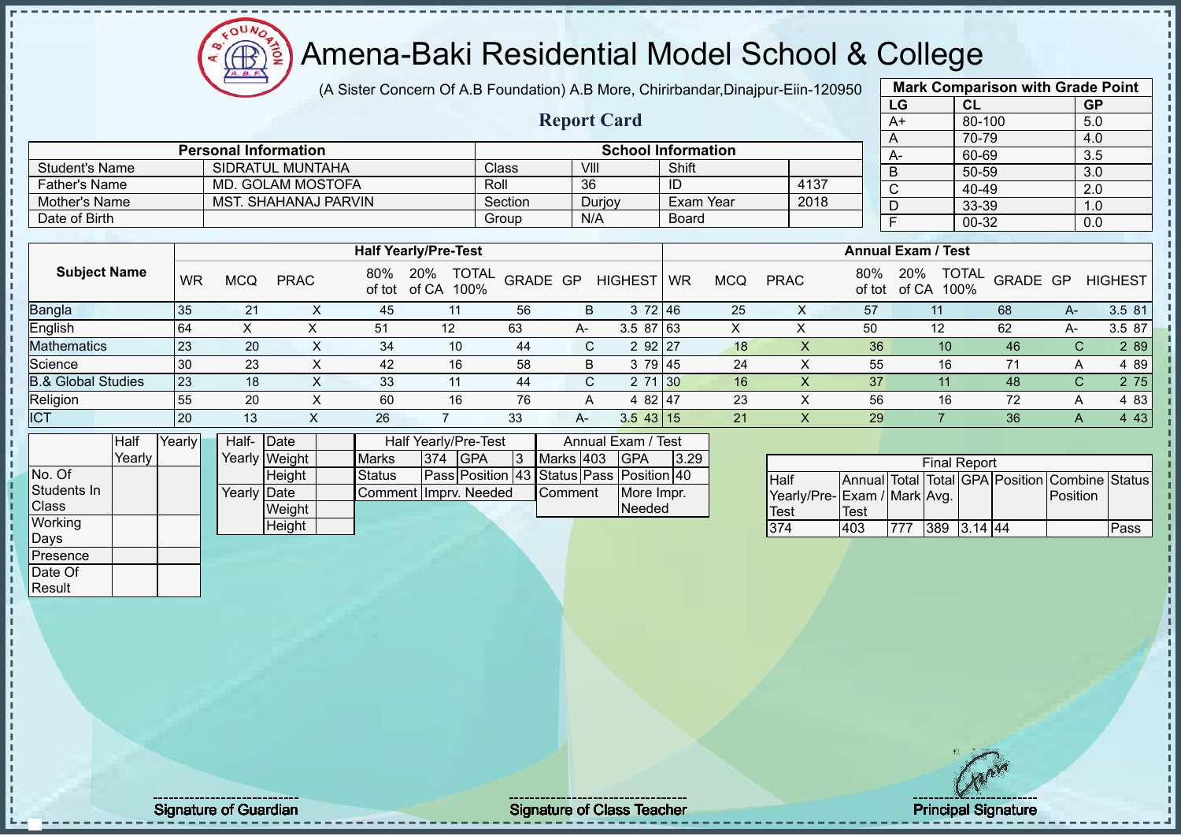# Amena-Baki Residential Model School & College

(A Sister Concern Of A.B Foundation) A.B More, Chirirbandar,Dinajpur-Eiin-120950

## Report Card

| Mark Comparison with Grade Point | | |
|---|---|---|
| LG | CL | GP |
| A+ | 80-100 | 5.0 |
| A | 70-79 | 4.0 |
| A- | 60-69 | 3.5 |
| B | 50-59 | 3.0 |
| C | 40-49 | 2.0 |
| D | 33-39 | 1.0 |
| F | 00-32 | 0.0 |

| Personal Information | | School Information | | | |
|---|---|---|---|---|---|
| Student's Name | SIDRATUL MUNTAHA | Class | VIII | Shift | |
| Father's Name | MD. GOLAM MOSTOFA | Roll | 36 | ID | 4137 |
| Mother's Name | MST. SHAHANAJ PARVIN | Section | Durjoy | Exam Year | 2018 |
| Date of Birth | | Group | N/A | Board | |

| Subject Name | Half Yearly/Pre-Test | | | | | | | | | Annual Exam / Test | | | | | | | | |
|---|---|---|---|---|---|---|---|---|---|---|---|---|---|---|---|---|---|---|
| | WR | MCQ | PRAC | 80% of tot | 20% of CA | TOTAL 100% | GRADE | GP | HIGHEST | WR | MCQ | PRAC | 80% of tot | 20% of CA | TOTAL 100% | GRADE | GP | HIGHEST |
| Bangla | 35 | 21 | X | 45 | 11 | 56 | B | 3 | 72 | 46 | 25 | X | 57 | 11 | 68 | A- | 3.5 | 81 |
| English | 64 | X | X | 51 | 12 | 63 | A- | 3.5 | 87 | 63 | X | X | 50 | 12 | 62 | A- | 3.5 | 87 |
| Mathematics | 23 | 20 | X | 34 | 10 | 44 | C | 2 | 92 | 27 | 18 | X | 36 | 10 | 46 | C | 2 | 89 |
| Science | 30 | 23 | X | 42 | 16 | 58 | B | 3 | 79 | 45 | 24 | X | 55 | 16 | 71 | A | 4 | 89 |
| B.& Global Studies | 23 | 18 | X | 33 | 11 | 44 | C | 2 | 71 | 30 | 16 | X | 37 | 11 | 48 | C | 2 | 75 |
| Religion | 55 | 20 | X | 60 | 16 | 76 | A | 4 | 82 | 47 | 23 | X | 56 | 16 | 72 | A | 4 | 83 |
| ICT | 20 | 13 | X | 26 | 7 | 33 | A- | 3.5 | 43 | 15 | 21 | X | 29 | 7 | 36 | A | 4 | 43 |

| | Half Yearly | Yearly |
|---|---|---|
| No. Of Students In Class | | |
| Working Days | | |
| Presence | | |
| Date Of Result | | |

| | | |
|---|---|---|
| Half-Yearly | Date | |
| | Weight | |
| | Height | |
| Yearly | Date | |
| | Weight | |
| | Height | |

| Half Yearly/Pre-Test | | | | Annual Exam / Test | | | |
|---|---|---|---|---|---|---|---|
| Marks | 374 | GPA | 3 | Marks | 403 | GPA | 3.29 |
| Status | Pass | Position | 43 | Status | Pass | Position | 40 |
| Comment | Imprv. Needed | | | Comment | | More Impr. Needed | |

| Final Report | | | | | | | |
|---|---|---|---|---|---|---|---|
| Half Yearly/Pre-Test | Annual Exam / Test | Total Mark | Total Avg. | GPA | Position | Combine Position | Status |
| 374 | 403 | 777 | 389 | 3.14 | 44 | | Pass |

Signature of Guardian — Signature of Class Teacher — Principal Signature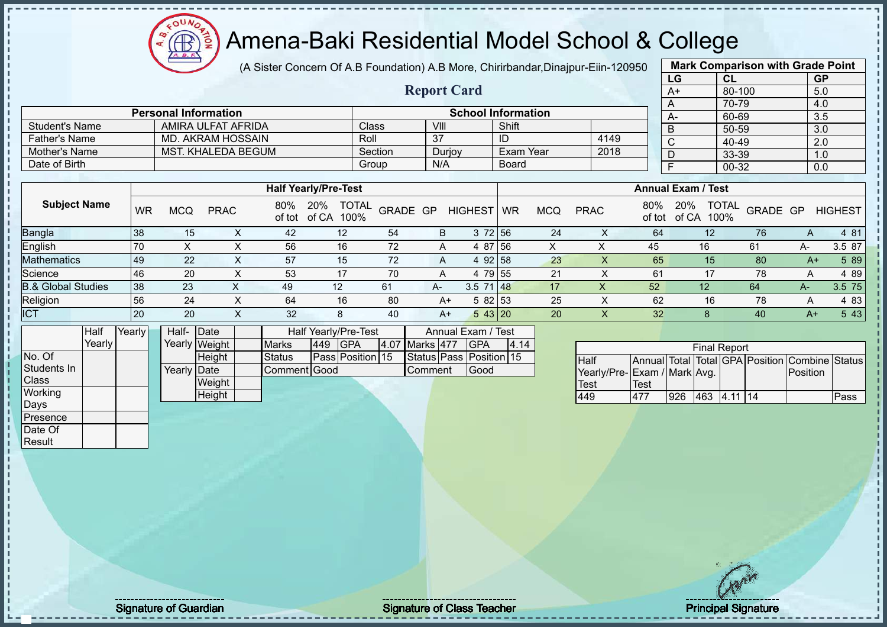# Amena-Baki Residential Model School & College

(A Sister Concern Of A.B Foundation) A.B More, Chirirbandar,Dinajpur-Eiin-120950

## Report Card

| Mark Comparison with Grade Point | | |
|---|---|---|
| LG | CL | GP |
| A+ | 80-100 | 5.0 |
| A | 70-79 | 4.0 |
| A- | 60-69 | 3.5 |
| B | 50-59 | 3.0 |
| C | 40-49 | 2.0 |
| D | 33-39 | 1.0 |
| F | 00-32 | 0.0 |

| Personal Information | | School Information | | | |
|---|---|---|---|---|---|
| Student's Name | AMIRA ULFAT AFRIDA | Class | VIII | Shift | |
| Father's Name | MD. AKRAM HOSSAIN | Roll | 37 | ID | 4149 |
| Mother's Name | MST. KHALEDA BEGUM | Section | Durjoy | Exam Year | 2018 |
| Date of Birth | | Group | N/A | Board | |

| Subject Name | Half Yearly/Pre-Test | | | | | | | | | Annual Exam / Test | | | | | | | | |
|---|---|---|---|---|---|---|---|---|---|---|---|---|---|---|---|---|---|---|
| | WR | MCQ | PRAC | 80% of tot | 20% of CA | TOTAL 100% | GRADE | GP | HIGHEST | WR | MCQ | PRAC | 80% of tot | 20% of CA | TOTAL 100% | GRADE | GP | HIGHEST |
| Bangla | 38 | 15 | X | 42 | 12 | 54 | B | 3 | 72 | 56 | 24 | X | 64 | 12 | 76 | A | 4 | 81 |
| English | 70 | X | X | 56 | 16 | 72 | A | 4 | 87 | 56 | X | X | 45 | 16 | 61 | A- | 3.5 | 87 |
| Mathematics | 49 | 22 | X | 57 | 15 | 72 | A | 4 | 92 | 58 | 23 | X | 65 | 15 | 80 | A+ | 5 | 89 |
| Science | 46 | 20 | X | 53 | 17 | 70 | A | 4 | 79 | 55 | 21 | X | 61 | 17 | 78 | A | 4 | 89 |
| B.& Global Studies | 38 | 23 | X | 49 | 12 | 61 | A- | 3.5 | 71 | 48 | 17 | X | 52 | 12 | 64 | A- | 3.5 | 75 |
| Religion | 56 | 24 | X | 64 | 16 | 80 | A+ | 5 | 82 | 53 | 25 | X | 62 | 16 | 78 | A | 4 | 83 |
| ICT | 20 | 20 | X | 32 | 8 | 40 | A+ | 5 | 43 | 20 | 20 | X | 32 | 8 | 40 | A+ | 5 | 43 |

| | Half Yearly | Yearly |
|---|---|---|
| No. Of Students In Class | | |
| Working Days | | |
| Presence | | |
| Date Of Result | | |

| | | |
|---|---|---|
| Half-Yearly | Date | |
| | Weight | |
| | Height | |
| Yearly | Date | |
| | Weight | |
| | Height | |

| Half Yearly/Pre-Test | | | | Annual Exam / Test | | | |
|---|---|---|---|---|---|---|---|
| Marks | 449 | GPA | 4.07 | Marks | 477 | GPA | 4.14 |
| Status | Pass | Position | 15 | Status | Pass | Position | 15 |
| Comment | Good | | | Comment | Good | | |

| Final Report | | | | | | | |
|---|---|---|---|---|---|---|---|
| Half Yearly/Pre-Test | Annual Exam / Test | Total Mark | Total Avg. | GPA | Position | Combine Position | Status |
| 449 | 477 | 926 | 463 | 4.11 | 14 | | Pass |

Signature of Guardian — Signature of Class Teacher — Principal Signature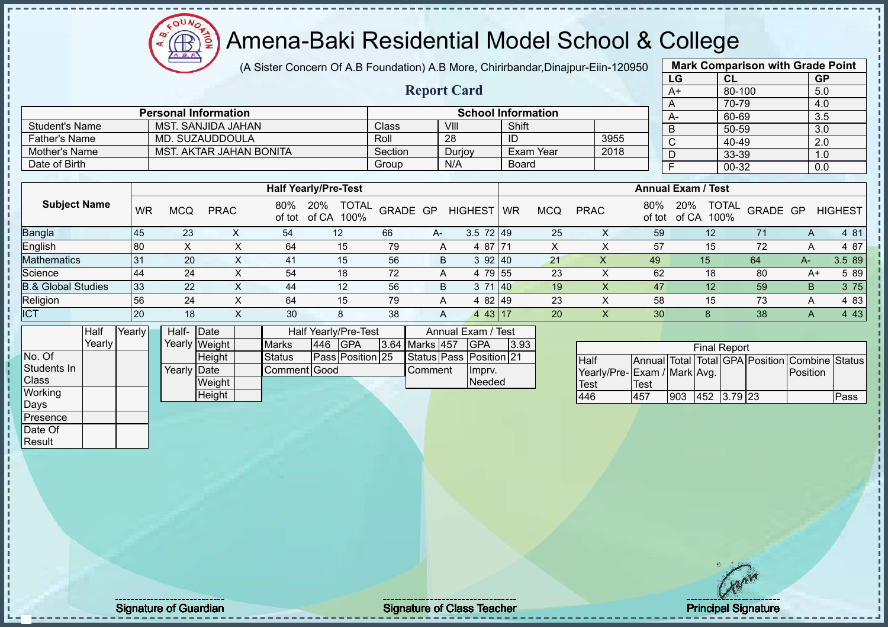# Amena-Baki Residential Model School & College

(A Sister Concern Of A.B Foundation) A.B More, Chirirbandar,Dinajpur-Eiin-120950

## Report Card

| Mark Comparison with Grade Point | | |
|---|---|---|
| LG | CL | GP |
| A+ | 80-100 | 5.0 |
| A | 70-79 | 4.0 |
| A- | 60-69 | 3.5 |
| B | 50-59 | 3.0 |
| C | 40-49 | 2.0 |
| D | 33-39 | 1.0 |
| F | 00-32 | 0.0 |

| Personal Information | | School Information | | | |
|---|---|---|---|---|---|
| Student's Name | MST. SANJIDA JAHAN | Class | VIII | Shift | |
| Father's Name | MD. SUZAUDDOULA | Roll | 28 | ID | 3955 |
| Mother's Name | MST. AKTAR JAHAN BONITA | Section | Durjoy | Exam Year | 2018 |
| Date of Birth | | Group | N/A | Board | |

| Subject Name | Half Yearly/Pre-Test | | | | | | | | | Annual Exam / Test | | | | | | | | |
|---|---|---|---|---|---|---|---|---|---|---|---|---|---|---|---|---|---|---|
| | WR | MCQ | PRAC | 80% of tot | 20% of CA | TOTAL 100% | GRADE | GP | HIGHEST | WR | MCQ | PRAC | 80% of tot | 20% of CA | TOTAL 100% | GRADE | GP | HIGHEST |
| Bangla | 45 | 23 | X | 54 | 12 | 66 | A- | 3.5 | 72 | 49 | 25 | X | 59 | 12 | 71 | A | 4 | 81 |
| English | 80 | X | X | 64 | 15 | 79 | A | 4 | 87 | 71 | X | X | 57 | 15 | 72 | A | 4 | 87 |
| Mathematics | 31 | 20 | X | 41 | 15 | 56 | B | 3 | 92 | 40 | 21 | X | 49 | 15 | 64 | A- | 3.5 | 89 |
| Science | 44 | 24 | X | 54 | 18 | 72 | A | 4 | 79 | 55 | 23 | X | 62 | 18 | 80 | A+ | 5 | 89 |
| B.& Global Studies | 33 | 22 | X | 44 | 12 | 56 | B | 3 | 71 | 40 | 19 | X | 47 | 12 | 59 | B | 3 | 75 |
| Religion | 56 | 24 | X | 64 | 15 | 79 | A | 4 | 82 | 49 | 23 | X | 58 | 15 | 73 | A | 4 | 83 |
| ICT | 20 | 18 | X | 30 | 8 | 38 | A | 4 | 43 | 17 | 20 | X | 30 | 8 | 38 | A | 4 | 43 |

| | Half Yearly | Yearly |
|---|---|---|
| No. Of Students In Class | | |
| Working Days | | |
| Presence | | |
| Date Of Result | | |

| | | |
|---|---|---|
| Half-Yearly | Date | |
| | Weight | |
| | Height | |
| Yearly | Date | |
| | Weight | |
| | Height | |

| Half Yearly/Pre-Test | | | | Annual Exam / Test | | | |
|---|---|---|---|---|---|---|---|
| Marks | 446 | GPA | 3.64 | Marks | 457 | GPA | 3.93 |
| Status | Pass | Position | 25 | Status | Pass | Position | 21 |
| Comment | Good | | | Comment | Imprv. Needed | | |

| Final Report | | | | | | | |
|---|---|---|---|---|---|---|---|
| Half Yearly/Pre-Test | Annual Exam / Test | Total Mark | Total Avg. | GPA | Position | Combine Position | Status |
| 446 | 457 | 903 | 452 | 3.79 | 23 | | Pass |

Signature of Guardian | Signature of Class Teacher | Principal Signature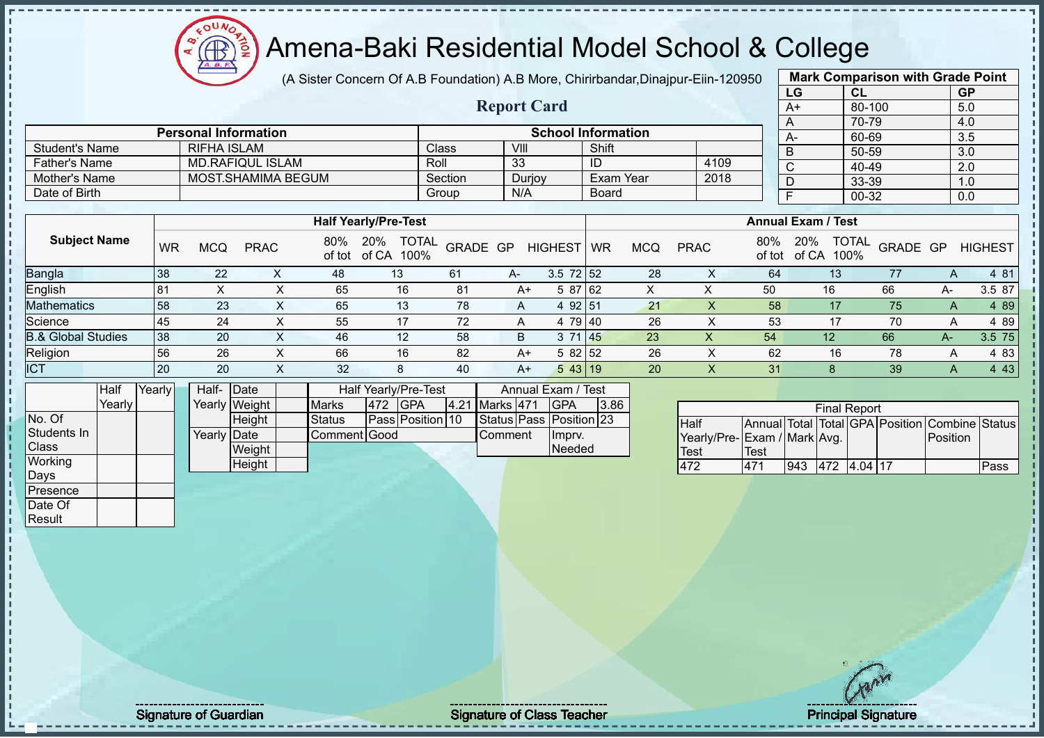# Amena-Baki Residential Model School & College

(A Sister Concern Of A.B Foundation) A.B More, Chirirbandar,Dinajpur-Eiin-120950

## Report Card

| Mark Comparison with Grade Point | | |
|---|---|---|
| LG | CL | GP |
| A+ | 80-100 | 5.0 |
| A | 70-79 | 4.0 |
| A- | 60-69 | 3.5 |
| B | 50-59 | 3.0 |
| C | 40-49 | 2.0 |
| D | 33-39 | 1.0 |
| F | 00-32 | 0.0 |

| Personal Information | | School Information | | | |
|---|---|---|---|---|---|
| Student's Name | RIFHA ISLAM | Class | VIII | Shift | |
| Father's Name | MD.RAFIQUL ISLAM | Roll | 33 | ID | 4109 |
| Mother's Name | MOST.SHAMIMA BEGUM | Section | Durjoy | Exam Year | 2018 |
| Date of Birth | | Group | N/A | Board | |

| Subject Name | Half Yearly/Pre-Test | | | | | | | | | Annual Exam / Test | | | | | | | | |
|---|---|---|---|---|---|---|---|---|---|---|---|---|---|---|---|---|---|---|
| | WR | MCQ | PRAC | 80% of tot | 20% of CA | TOTAL 100% | GRADE | GP | HIGHEST | WR | MCQ | PRAC | 80% of tot | 20% of CA | TOTAL 100% | GRADE | GP | HIGHEST |
| Bangla | 38 | 22 | X | 48 | 13 | 61 | A- | 3.5 | 72 | 52 | 28 | X | 64 | 13 | 77 | A | 4 | 81 |
| English | 81 | X | X | 65 | 16 | 81 | A+ | 5 | 87 | 62 | X | X | 50 | 16 | 66 | A- | 3.5 | 87 |
| Mathematics | 58 | 23 | X | 65 | 13 | 78 | A | 4 | 92 | 51 | 21 | X | 58 | 17 | 75 | A | 4 | 89 |
| Science | 45 | 24 | X | 55 | 17 | 72 | A | 4 | 79 | 40 | 26 | X | 53 | 17 | 70 | A | 4 | 89 |
| B.& Global Studies | 38 | 20 | X | 46 | 12 | 58 | B | 3 | 71 | 45 | 23 | X | 54 | 12 | 66 | A- | 3.5 | 75 |
| Religion | 56 | 26 | X | 66 | 16 | 82 | A+ | 5 | 82 | 52 | 26 | X | 62 | 16 | 78 | A | 4 | 83 |
| ICT | 20 | 20 | X | 32 | 8 | 40 | A+ | 5 | 43 | 19 | 20 | X | 31 | 8 | 39 | A | 4 | 43 |

| | Half Yearly | Yearly |
|---|---|---|
| No. Of Students In Class | | |
| Working Days | | |
| Presence | | |
| Date Of Result | | |

| | | |
|---|---|---|
| Half-Yearly | Date | |
| | Weight | |
| | Height | |
| Yearly | Date | |
| | Weight | |
| | Height | |

| Half Yearly/Pre-Test | | | | Annual Exam / Test | | | |
|---|---|---|---|---|---|---|---|
| Marks | 472 | GPA | 4.21 | Marks | 471 | GPA | 3.86 |
| Status | Pass | Position | 10 | Status | Pass | Position | 23 |
| Comment | Good | | | Comment | Imprv. Needed | | |

| Final Report | | | | | | | |
|---|---|---|---|---|---|---|---|
| Half Yearly/Pre-Test | Annual Exam / Test | Total Mark | Total Avg. | GPA | Position | Combine Position | Status |
| 472 | 471 | 943 | 472 | 4.04 | 17 | | Pass |

Signature of Guardian &nbsp;&nbsp;&nbsp; Signature of Class Teacher &nbsp;&nbsp;&nbsp; Principal Signature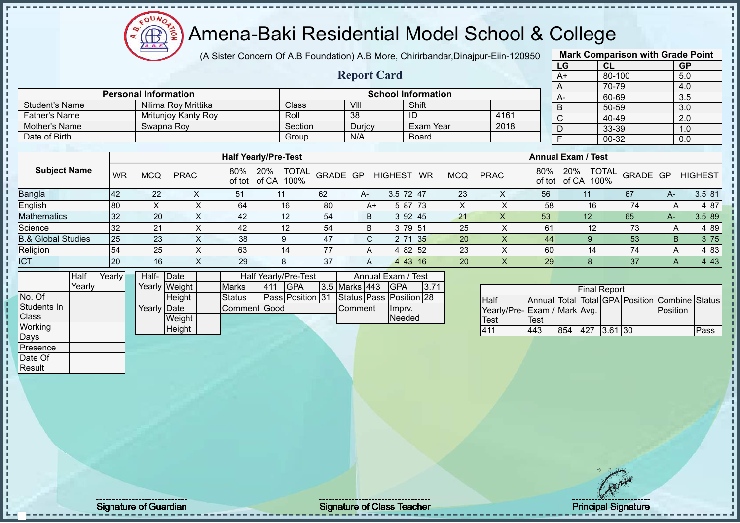# Amena-Baki Residential Model School & College

(A Sister Concern Of A.B Foundation) A.B More, Chirirbandar,Dinajpur-Eiin-120950

## Report Card

| Mark Comparison with Grade Point | | |
|---|---|---|
| LG | CL | GP |
| A+ | 80-100 | 5.0 |
| A | 70-79 | 4.0 |
| A- | 60-69 | 3.5 |
| B | 50-59 | 3.0 |
| C | 40-49 | 2.0 |
| D | 33-39 | 1.0 |
| F | 00-32 | 0.0 |

| Personal Information | | School Information | | | |
|---|---|---|---|---|---|
| Student's Name | Nilima Roy Mrittika | Class | VIII | Shift | |
| Father's Name | Mritunjoy Kanty Roy | Roll | 38 | ID | 4161 |
| Mother's Name | Swapna Roy | Section | Durjoy | Exam Year | 2018 |
| Date of Birth | | Group | N/A | Board | |

| Subject Name | Half Yearly/Pre-Test | | | | | | | | | Annual Exam / Test | | | | | | | | |
|---|---|---|---|---|---|---|---|---|---|---|---|---|---|---|---|---|---|---|
| | WR | MCQ | PRAC | 80% of tot | 20% of CA | TOTAL 100% | GRADE | GP | HIGHEST | WR | MCQ | PRAC | 80% of tot | 20% of CA | TOTAL 100% | GRADE | GP | HIGHEST |
| Bangla | 42 | 22 | X | 51 | 11 | 62 | A- | 3.5 | 72 | 47 | 23 | X | 56 | 11 | 67 | A- | 3.5 | 81 |
| English | 80 | X | X | 64 | 16 | 80 | A+ | 5 | 87 | 73 | X | X | 58 | 16 | 74 | A | 4 | 87 |
| Mathematics | 32 | 20 | X | 42 | 12 | 54 | B | 3 | 92 | 45 | 21 | X | 53 | 12 | 65 | A- | 3.5 | 89 |
| Science | 32 | 21 | X | 42 | 12 | 54 | B | 3 | 79 | 51 | 25 | X | 61 | 12 | 73 | A | 4 | 89 |
| B.& Global Studies | 25 | 23 | X | 38 | 9 | 47 | C | 2 | 71 | 35 | 20 | X | 44 | 9 | 53 | B | 3 | 75 |
| Religion | 54 | 25 | X | 63 | 14 | 77 | A | 4 | 82 | 52 | 23 | X | 60 | 14 | 74 | A | 4 | 83 |
| ICT | 20 | 16 | X | 29 | 8 | 37 | A | 4 | 43 | 16 | 20 | X | 29 | 8 | 37 | A | 4 | 43 |

| | Half Yearly | Yearly |
|---|---|---|
| No. Of Students In Class | | |
| Working Days | | |
| Presence | | |
| Date Of Result | | |

| | | |
|---|---|---|
| Half-Yearly | Date | |
| | Weight | |
| | Height | |
| Yearly | Date | |
| | Weight | |
| | Height | |

| Half Yearly/Pre-Test | | | | Annual Exam / Test | | | |
|---|---|---|---|---|---|---|---|
| Marks | 411 | GPA | 3.5 | Marks | 443 | GPA | 3.71 |
| Status | Pass | Position | 31 | Status | Pass | Position | 28 |
| Comment | Good | | | Comment | | Imprv. Needed | |

| Final Report | | | | | | | |
|---|---|---|---|---|---|---|---|
| Half Yearly/Pre-Test | Annual Exam / Test | Total Mark | Total Avg. | GPA | Position | Combine Position | Status |
| 411 | 443 | 854 | 427 | 3.61 | 30 | | Pass |

Signature of Guardian — Signature of Class Teacher — Principal Signature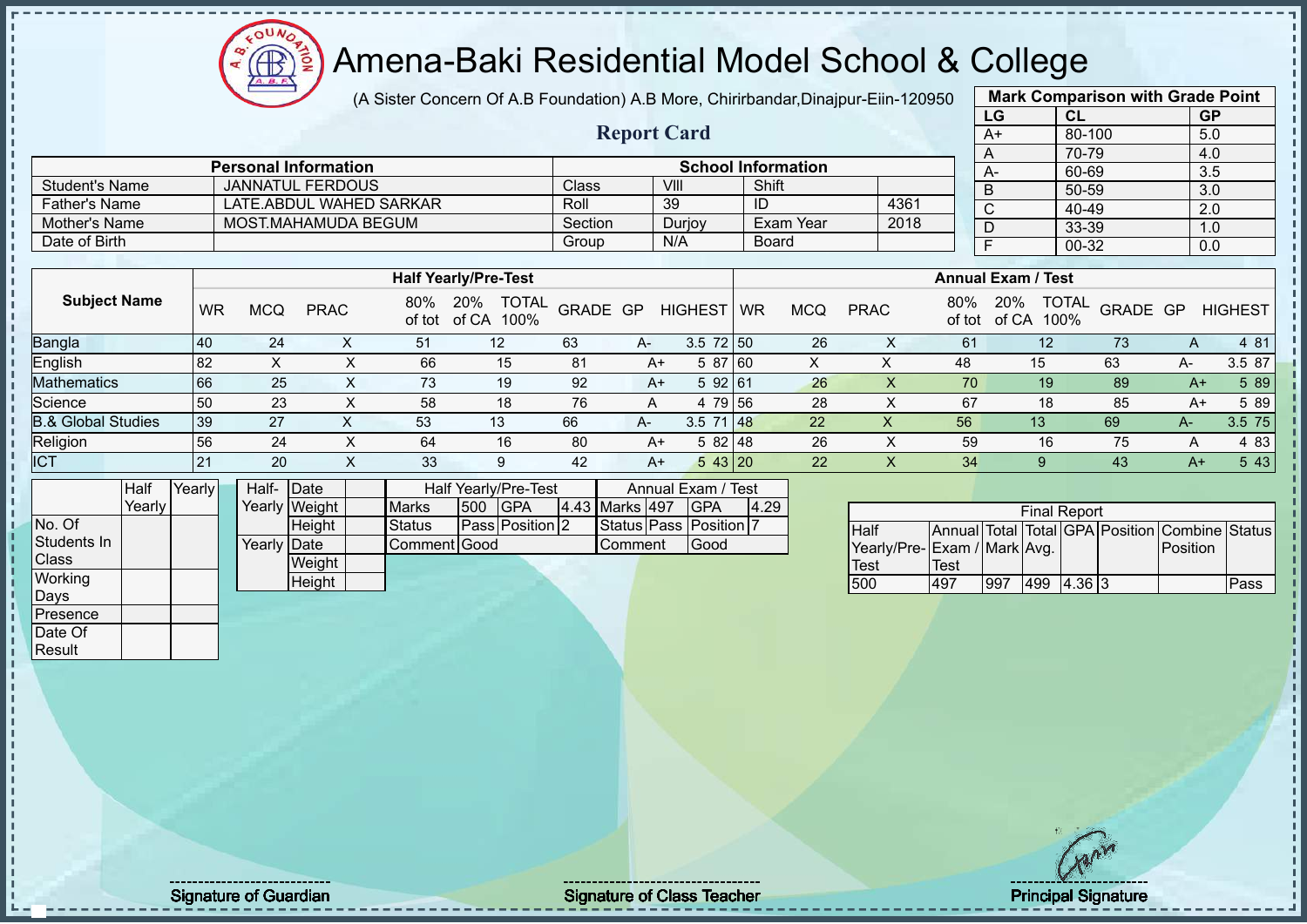# Amena-Baki Residential Model School & College

(A Sister Concern Of A.B Foundation) A.B More, Chirirbandar,Dinajpur-Eiin-120950

## Report Card

| Mark Comparison with Grade Point | | |
|---|---|---|
| LG | CL | GP |
| A+ | 80-100 | 5.0 |
| A | 70-79 | 4.0 |
| A- | 60-69 | 3.5 |
| B | 50-59 | 3.0 |
| C | 40-49 | 2.0 |
| D | 33-39 | 1.0 |
| F | 00-32 | 0.0 |

| Personal Information | | School Information | | | |
|---|---|---|---|---|---|
| Student's Name | JANNATUL FERDOUS | Class | VIII | Shift | |
| Father's Name | LATE.ABDUL WAHED SARKAR | Roll | 39 | ID | 4361 |
| Mother's Name | MOST.MAHAMUDA BEGUM | Section | Durjoy | Exam Year | 2018 |
| Date of Birth | | Group | N/A | Board | |

| Subject Name | Half Yearly/Pre-Test | | | | | | | | | Annual Exam / Test | | | | | | | | |
|---|---|---|---|---|---|---|---|---|---|---|---|---|---|---|---|---|---|---|
| | WR | MCQ | PRAC | 80% of tot | 20% of CA | TOTAL 100% | GRADE | GP | HIGHEST | WR | MCQ | PRAC | 80% of tot | 20% of CA | TOTAL 100% | GRADE | GP | HIGHEST |
| Bangla | 40 | 24 | X | 51 | 12 | 63 | A- | 3.5 | 72 | 50 | 26 | X | 61 | 12 | 73 | A | 4 | 81 |
| English | 82 | X | X | 66 | 15 | 81 | A+ | 5 | 87 | 60 | X | X | 48 | 15 | 63 | A- | 3.5 | 87 |
| Mathematics | 66 | 25 | X | 73 | 19 | 92 | A+ | 5 | 92 | 61 | 26 | X | 70 | 19 | 89 | A+ | 5 | 89 |
| Science | 50 | 23 | X | 58 | 18 | 76 | A | 4 | 79 | 56 | 28 | X | 67 | 18 | 85 | A+ | 5 | 89 |
| B.& Global Studies | 39 | 27 | X | 53 | 13 | 66 | A- | 3.5 | 71 | 48 | 22 | X | 56 | 13 | 69 | A- | 3.5 | 75 |
| Religion | 56 | 24 | X | 64 | 16 | 80 | A+ | 5 | 82 | 48 | 26 | X | 59 | 16 | 75 | A | 4 | 83 |
| ICT | 21 | 20 | X | 33 | 9 | 42 | A+ | 5 | 43 | 20 | 22 | X | 34 | 9 | 43 | A+ | 5 | 43 |

| | Half Yearly | Yearly |
|---|---|---|
| No. Of Students In Class | | |
| Working Days | | |
| Presence | | |
| Date Of Result | | |

| | | |
|---|---|---|
| Half-Yearly | Date | |
| | Weight | |
| | Height | |
| Yearly | Date | |
| | Weight | |
| | Height | |

| Half Yearly/Pre-Test | | | | Annual Exam / Test | | | |
|---|---|---|---|---|---|---|---|
| Marks | 500 | GPA | 4.43 | Marks | 497 | GPA | 4.29 |
| Status | Pass | Position | 2 | Status | Pass | Position | 7 |
| Comment | Good | | | Comment | Good | | |

| Final Report | | | | | | | |
|---|---|---|---|---|---|---|---|
| Half Yearly/Pre-Test | Annual Exam / Test | Total Mark | Total Avg. | GPA | Position | Combine Position | Status |
| 500 | 497 | 997 | 499 | 4.36 | 3 | | Pass |

Signature of Guardian

Signature of Class Teacher

Principal Signature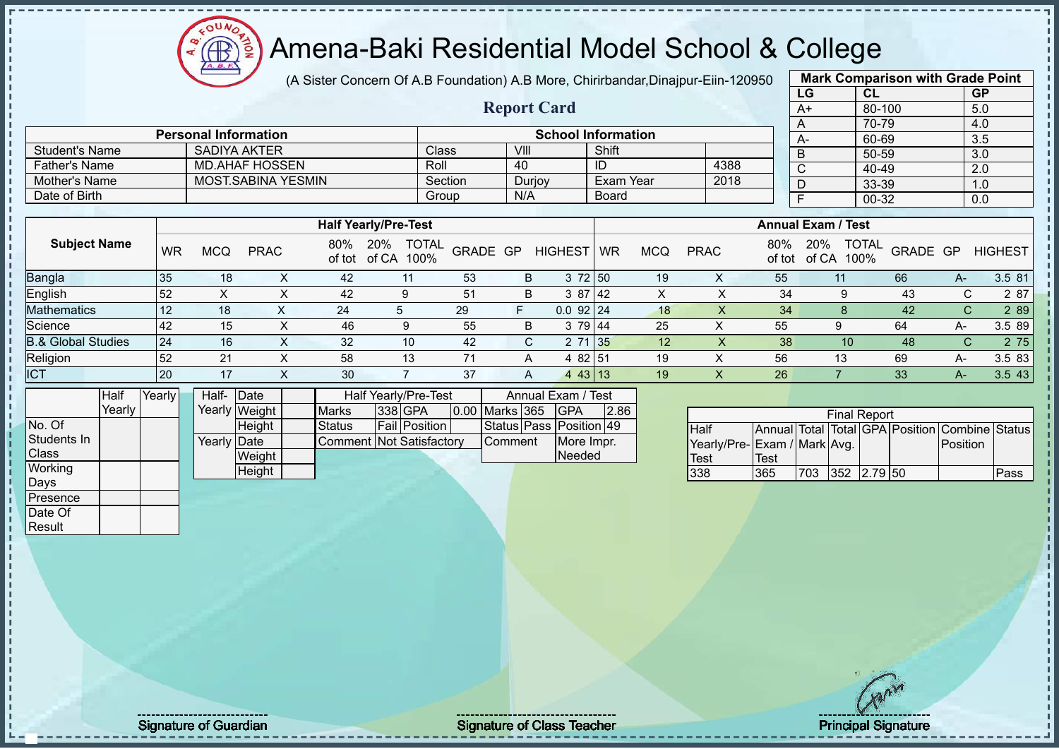# Amena-Baki Residential Model School & College

(A Sister Concern Of A.B Foundation) A.B More, Chirirbandar,Dinajpur-Eiin-120950

## Report Card

| Mark Comparison with Grade Point | | |
|---|---|---|
| LG | CL | GP |
| A+ | 80-100 | 5.0 |
| A | 70-79 | 4.0 |
| A- | 60-69 | 3.5 |
| B | 50-59 | 3.0 |
| C | 40-49 | 2.0 |
| D | 33-39 | 1.0 |
| F | 00-32 | 0.0 |

| Personal Information | | School Information | | | |
|---|---|---|---|---|---|
| Student's Name | SADIYA AKTER | Class | VIII | Shift | |
| Father's Name | MD.AHAF HOSSEN | Roll | 40 | ID | 4388 |
| Mother's Name | MOST.SABINA YESMIN | Section | Durjoy | Exam Year | 2018 |
| Date of Birth | | Group | N/A | Board | |

| Subject Name | Half Yearly/Pre-Test | | | | | | | | | Annual Exam / Test | | | | | | | | |
|---|---|---|---|---|---|---|---|---|---|---|---|---|---|---|---|---|---|---|
| | WR | MCQ | PRAC | 80% of tot | 20% of CA | TOTAL 100% | GRADE | GP | HIGHEST | WR | MCQ | PRAC | 80% of tot | 20% of CA | TOTAL 100% | GRADE | GP | HIGHEST |
| Bangla | 35 | 18 | X | 42 | 11 | 53 | B | 3 | 72 | 50 | 19 | X | 55 | 11 | 66 | A- | 3.5 | 81 |
| English | 52 | X | X | 42 | 9 | 51 | B | 3 | 87 | 42 | X | X | 34 | 9 | 43 | C | 2 | 87 |
| Mathematics | 12 | 18 | X | 24 | 5 | 29 | F | 0.0 | 92 | 24 | 18 | X | 34 | 8 | 42 | C | 2 | 89 |
| Science | 42 | 15 | X | 46 | 9 | 55 | B | 3 | 79 | 44 | 25 | X | 55 | 9 | 64 | A- | 3.5 | 89 |
| B.& Global Studies | 24 | 16 | X | 32 | 10 | 42 | C | 2 | 71 | 35 | 12 | X | 38 | 10 | 48 | C | 2 | 75 |
| Religion | 52 | 21 | X | 58 | 13 | 71 | A | 4 | 82 | 51 | 19 | X | 56 | 13 | 69 | A- | 3.5 | 83 |
| ICT | 20 | 17 | X | 30 | 7 | 37 | A | 4 | 43 | 13 | 19 | X | 26 | 7 | 33 | A- | 3.5 | 43 |

| | Half Yearly | Yearly |
|---|---|---|
| No. Of Students In Class | | |
| Working Days | | |
| Presence | | |
| Date Of Result | | |

| | | |
|---|---|---|
| Half-Yearly | Date | |
| | Weight | |
| | Height | |
| Yearly | Date | |
| | Weight | |
| | Height | |

| Half Yearly/Pre-Test | | | | Annual Exam / Test | | | |
|---|---|---|---|---|---|---|---|
| Marks | 338 | GPA | 0.00 | Marks | 365 | GPA | 2.86 |
| Status | Fail | Position | | Status | Pass | Position | 49 |
| Comment | Not Satisfactory | | | Comment | | More Impr. Needed | |

| Final Report | | | | | | | |
|---|---|---|---|---|---|---|---|
| Half Yearly/Pre-Test | Annual Exam / Test | Total Mark | Total Avg. | GPA | Position | Combine Position | Status |
| 338 | 365 | 703 | 352 | 2.79 | 50 | | Pass |

Signature of Guardian

Signature of Class Teacher

Principal Signature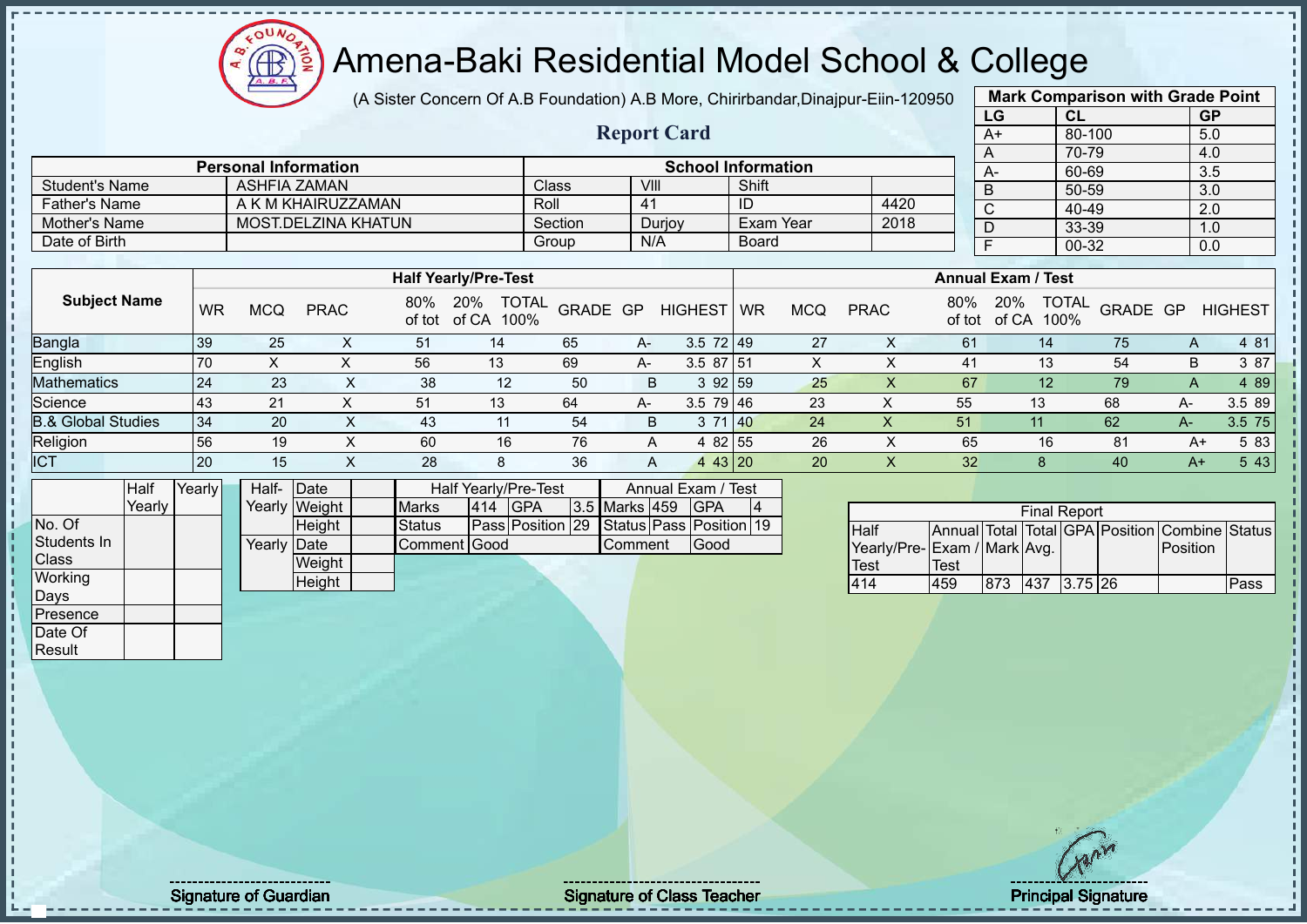# Amena-Baki Residential Model School & College

(A Sister Concern Of A.B Foundation) A.B More, Chirirbandar,Dinajpur-Eiin-120950

## Report Card

| Mark Comparison with Grade Point | | |
|---|---|---|
| LG | CL | GP |
| A+ | 80-100 | 5.0 |
| A | 70-79 | 4.0 |
| A- | 60-69 | 3.5 |
| B | 50-59 | 3.0 |
| C | 40-49 | 2.0 |
| D | 33-39 | 1.0 |
| F | 00-32 | 0.0 |

| Personal Information | | School Information | | | |
|---|---|---|---|---|---|
| Student's Name | ASHFIA ZAMAN | Class | VIII | Shift | |
| Father's Name | A K M KHAIRUZZAMAN | Roll | 41 | ID | 4420 |
| Mother's Name | MOST.DELZINA KHATUN | Section | Durjoy | Exam Year | 2018 |
| Date of Birth | | Group | N/A | Board | |

| Subject Name | Half Yearly/Pre-Test | | | | | | | | | Annual Exam / Test | | | | | | | | |
|---|---|---|---|---|---|---|---|---|---|---|---|---|---|---|---|---|---|---|
| | WR | MCQ | PRAC | 80% of tot | 20% of CA | TOTAL 100% | GRADE | GP | HIGHEST | WR | MCQ | PRAC | 80% of tot | 20% of CA | TOTAL 100% | GRADE | GP | HIGHEST |
| Bangla | 39 | 25 | X | 51 | 14 | 65 | A- | 3.5 | 72 | 49 | 27 | X | 61 | 14 | 75 | A | 4 | 81 |
| English | 70 | X | X | 56 | 13 | 69 | A- | 3.5 | 87 | 51 | X | X | 41 | 13 | 54 | B | 3 | 87 |
| Mathematics | 24 | 23 | X | 38 | 12 | 50 | B | 3 | 92 | 59 | 25 | X | 67 | 12 | 79 | A | 4 | 89 |
| Science | 43 | 21 | X | 51 | 13 | 64 | A- | 3.5 | 79 | 46 | 23 | X | 55 | 13 | 68 | A- | 3.5 | 89 |
| B.& Global Studies | 34 | 20 | X | 43 | 11 | 54 | B | 3 | 71 | 40 | 24 | X | 51 | 11 | 62 | A- | 3.5 | 75 |
| Religion | 56 | 19 | X | 60 | 16 | 76 | A | 4 | 82 | 55 | 26 | X | 65 | 16 | 81 | A+ | 5 | 83 |
| ICT | 20 | 15 | X | 28 | 8 | 36 | A | 4 | 43 | 20 | 20 | X | 32 | 8 | 40 | A+ | 5 | 43 |

| | Half Yearly | Yearly |
|---|---|---|
| No. Of Students In Class | | |
| Working Days | | |
| Presence | | |
| Date Of Result | | |

| | | |
|---|---|---|
| Half-Yearly | Date | |
| | Weight | |
| | Height | |
| Yearly | Date | |
| | Weight | |
| | Height | |

| Half Yearly/Pre-Test | | | | Annual Exam / Test | | | |
|---|---|---|---|---|---|---|---|
| Marks | 414 | GPA | 3.5 | Marks | 459 | GPA | 4 |
| Status | Pass | Position | 29 | Status | Pass | Position | 19 |
| Comment | Good | | | Comment | Good | | |

| Final Report | | | | | | | |
|---|---|---|---|---|---|---|---|
| Half Yearly/Pre-Test | Annual Exam / Test | Total Mark | Total Avg. | GPA | Position | Combine Position | Status |
| 414 | 459 | 873 | 437 | 3.75 | 26 | | Pass |

Signature of Guardian

Signature of Class Teacher

Principal Signature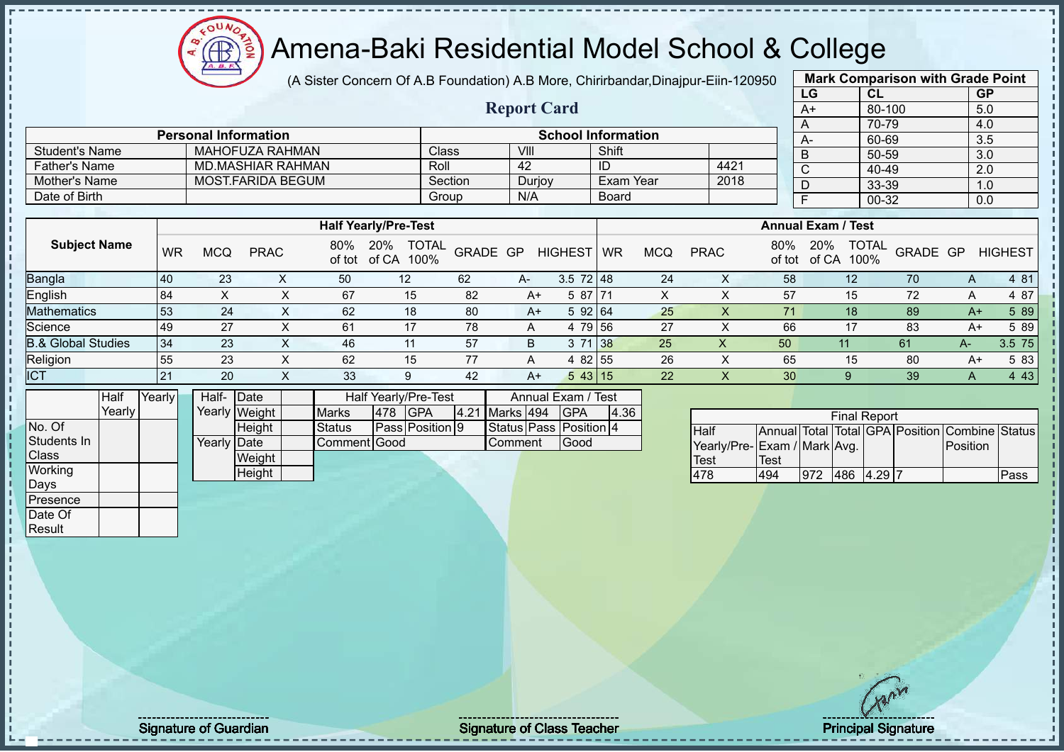# Amena-Baki Residential Model School & College

(A Sister Concern Of A.B Foundation) A.B More, Chirirbandar,Dinajpur-Eiin-120950

## Report Card

| Mark Comparison with Grade Point | | |
|---|---|---|
| LG | CL | GP |
| A+ | 80-100 | 5.0 |
| A | 70-79 | 4.0 |
| A- | 60-69 | 3.5 |
| B | 50-59 | 3.0 |
| C | 40-49 | 2.0 |
| D | 33-39 | 1.0 |
| F | 00-32 | 0.0 |

| Personal Information | | School Information | | | |
|---|---|---|---|---|---|
| Student's Name | MAHOFUZA RAHMAN | Class | VIII | Shift | |
| Father's Name | MD.MASHIAR RAHMAN | Roll | 42 | ID | 4421 |
| Mother's Name | MOST.FARIDA BEGUM | Section | Durjoy | Exam Year | 2018 |
| Date of Birth | | Group | N/A | Board | |

| Subject Name | Half Yearly/Pre-Test | | | | | | | | | Annual Exam / Test | | | | | | | | |
|---|---|---|---|---|---|---|---|---|---|---|---|---|---|---|---|---|---|---|
| | WR | MCQ | PRAC | 80% of tot | 20% of CA | TOTAL 100% | GRADE | GP | HIGHEST | WR | MCQ | PRAC | 80% of tot | 20% of CA | TOTAL 100% | GRADE | GP | HIGHEST |
| Bangla | 40 | 23 | X | 50 | 12 | 62 | A- | 3.5 | 72 | 48 | 24 | X | 58 | 12 | 70 | A | 4 | 81 |
| English | 84 | X | X | 67 | 15 | 82 | A+ | 5 | 87 | 71 | X | X | 57 | 15 | 72 | A | 4 | 87 |
| Mathematics | 53 | 24 | X | 62 | 18 | 80 | A+ | 5 | 92 | 64 | 25 | X | 71 | 18 | 89 | A+ | 5 | 89 |
| Science | 49 | 27 | X | 61 | 17 | 78 | A | 4 | 79 | 56 | 27 | X | 66 | 17 | 83 | A+ | 5 | 89 |
| B.& Global Studies | 34 | 23 | X | 46 | 11 | 57 | B | 3 | 71 | 38 | 25 | X | 50 | 11 | 61 | A- | 3.5 | 75 |
| Religion | 55 | 23 | X | 62 | 15 | 77 | A | 4 | 82 | 55 | 26 | X | 65 | 15 | 80 | A+ | 5 | 83 |
| ICT | 21 | 20 | X | 33 | 9 | 42 | A+ | 5 | 43 | 15 | 22 | X | 30 | 9 | 39 | A | 4 | 43 |

| | Half Yearly | Yearly |
|---|---|---|
| No. Of Students In Class | | |
| Working Days | | |
| Presence | | |
| Date Of Result | | |

| | | |
|---|---|---|
| Half-Yearly | Date | |
| | Weight | |
| | Height | |
| Yearly | Date | |
| | Weight | |
| | Height | |

| Half Yearly/Pre-Test | | | | Annual Exam / Test | | | |
|---|---|---|---|---|---|---|---|
| Marks | 478 | GPA | 4.21 | Marks | 494 | GPA | 4.36 |
| Status | Pass | Position | 9 | Status | Pass | Position | 4 |
| Comment | Good | | | Comment | Good | | |

| Final Report | | | | | | | |
|---|---|---|---|---|---|---|---|
| Half Yearly/Pre-Test | Annual Exam / Test | Total Mark | Total Avg. | GPA | Position | Combine Position | Status |
| 478 | 494 | 972 | 486 | 4.29 | 7 | | Pass |

Signature of Guardian

Signature of Class Teacher

Principal Signature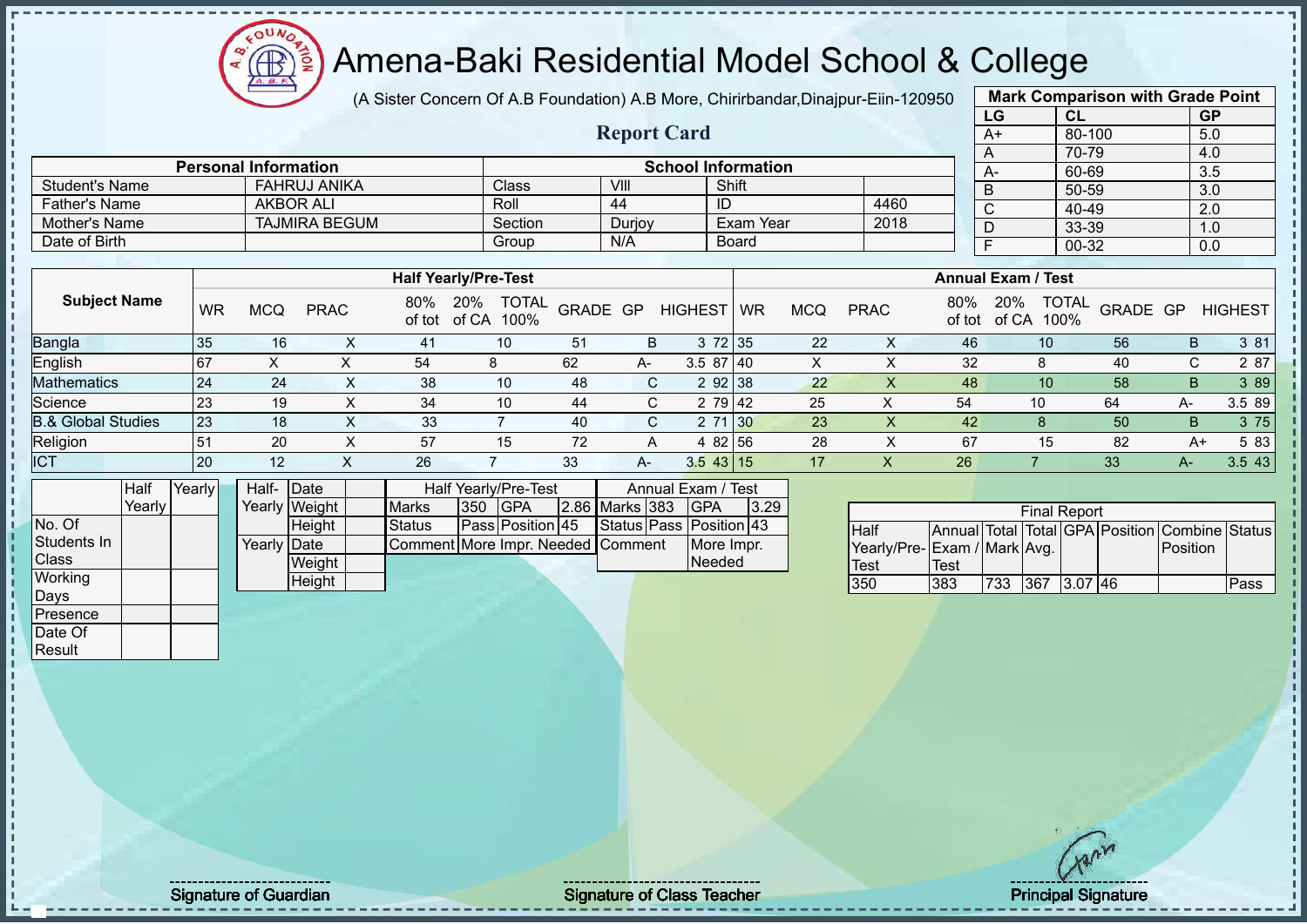# Amena-Baki Residential Model School & College

(A Sister Concern Of A.B Foundation) A.B More, Chirirbandar,Dinajpur-Eiin-120950

## Report Card

| Mark Comparison with Grade Point | | |
|---|---|---|
| LG | CL | GP |
| A+ | 80-100 | 5.0 |
| A | 70-79 | 4.0 |
| A- | 60-69 | 3.5 |
| B | 50-59 | 3.0 |
| C | 40-49 | 2.0 |
| D | 33-39 | 1.0 |
| F | 00-32 | 0.0 |

| Personal Information | | School Information | | | |
|---|---|---|---|---|---|
| Student's Name | FAHRUJ ANIKA | Class | VIII | Shift | |
| Father's Name | AKBOR ALI | Roll | 44 | ID | 4460 |
| Mother's Name | TAJMIRA BEGUM | Section | Durjoy | Exam Year | 2018 |
| Date of Birth | | Group | N/A | Board | |

| Subject Name | Half Yearly/Pre-Test | | | | | | | | | Annual Exam / Test | | | | | | | | |
|---|---|---|---|---|---|---|---|---|---|---|---|---|---|---|---|---|---|---|
| | WR | MCQ | PRAC | 80% of tot | 20% of CA | TOTAL 100% | GRADE | GP | HIGHEST | WR | MCQ | PRAC | 80% of tot | 20% of CA | TOTAL 100% | GRADE | GP | HIGHEST |
| Bangla | 35 | 16 | X | 41 | 10 | 51 | B | 3 | 72 | 35 | 22 | X | 46 | 10 | 56 | B | 3 | 81 |
| English | 67 | X | X | 54 | 8 | 62 | A- | 3.5 | 87 | 40 | X | X | 32 | 8 | 40 | C | 2 | 87 |
| Mathematics | 24 | 24 | X | 38 | 10 | 48 | C | 2 | 92 | 38 | 22 | X | 48 | 10 | 58 | B | 3 | 89 |
| Science | 23 | 19 | X | 34 | 10 | 44 | C | 2 | 79 | 42 | 25 | X | 54 | 10 | 64 | A- | 3.5 | 89 |
| B.& Global Studies | 23 | 18 | X | 33 | 7 | 40 | C | 2 | 71 | 30 | 23 | X | 42 | 8 | 50 | B | 3 | 75 |
| Religion | 51 | 20 | X | 57 | 15 | 72 | A | 4 | 82 | 56 | 28 | X | 67 | 15 | 82 | A+ | 5 | 83 |
| ICT | 20 | 12 | X | 26 | 7 | 33 | A- | 3.5 | 43 | 15 | 17 | X | 26 | 7 | 33 | A- | 3.5 | 43 |

| | Half Yearly | Yearly |
|---|---|---|
| No. Of Students In Class | | |
| Working Days | | |
| Presence | | |
| Date Of Result | | |

| | | |
|---|---|---|
| Half-Yearly | Date | |
| | Weight | |
| | Height | |
| Yearly | Date | |
| | Weight | |
| | Height | |

| Half Yearly/Pre-Test | | | | Annual Exam / Test | | | |
|---|---|---|---|---|---|---|---|
| Marks | 350 | GPA | 2.86 | Marks | 383 | GPA | 3.29 |
| Status | Pass | Position | 45 | Status | Pass | Position | 43 |
| Comment | More Impr. Needed | | | Comment | | More Impr. Needed | |

| Final Report | | | | | | | |
|---|---|---|---|---|---|---|---|
| Half Yearly/Pre-Test | Annual Exam / Test | Total Mark | Total Avg. | GPA | Position | Combine Position | Status |
| 350 | 383 | 733 | 367 | 3.07 | 46 | | Pass |

Signature of Guardian | Signature of Class Teacher | Principal Signature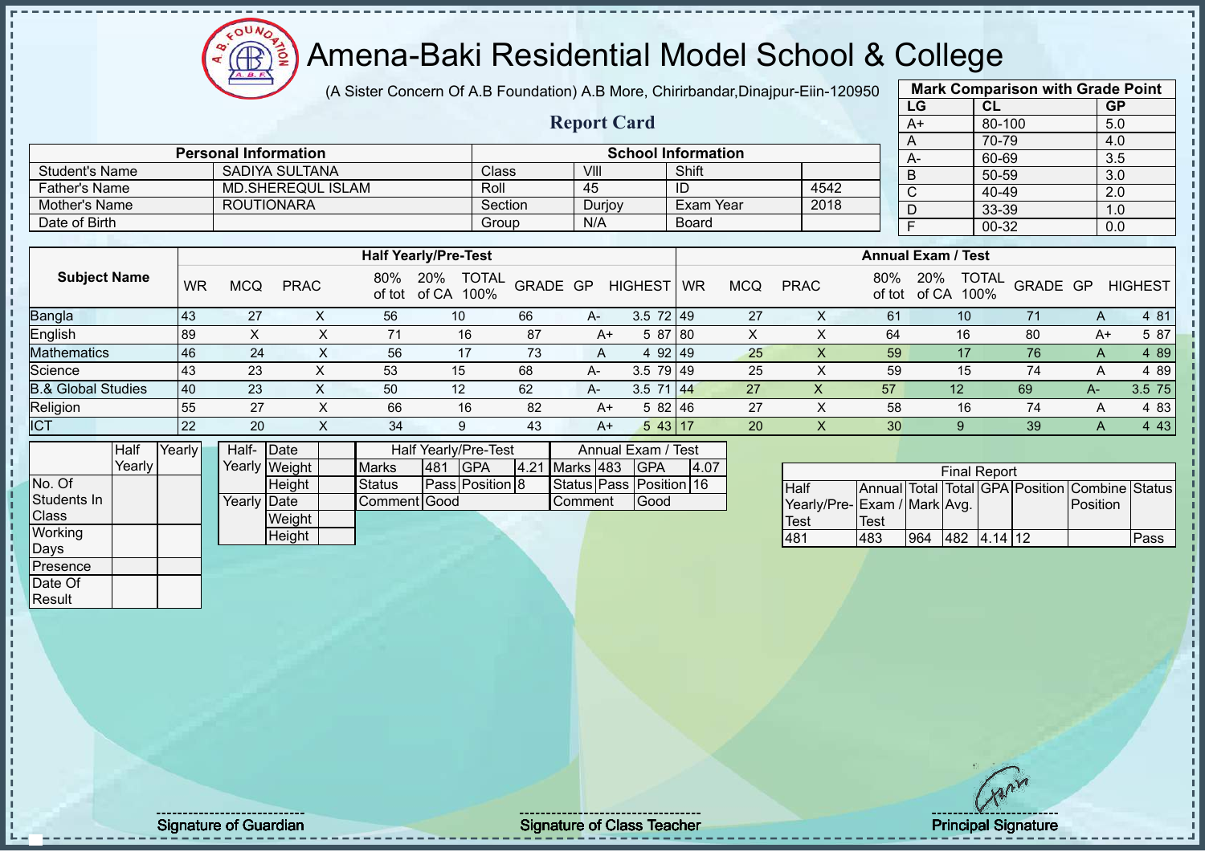# Amena-Baki Residential Model School & College

(A Sister Concern Of A.B Foundation) A.B More, Chirirbandar,Dinajpur-Eiin-120950

## Report Card

| Mark Comparison with Grade Point | | |
|---|---|---|
| LG | CL | GP |
| A+ | 80-100 | 5.0 |
| A | 70-79 | 4.0 |
| A- | 60-69 | 3.5 |
| B | 50-59 | 3.0 |
| C | 40-49 | 2.0 |
| D | 33-39 | 1.0 |
| F | 00-32 | 0.0 |

| Personal Information | | School Information | | | |
|---|---|---|---|---|---|
| Student's Name | SADIYA SULTANA | Class | VIII | Shift | |
| Father's Name | MD.SHEREQUL ISLAM | Roll | 45 | ID | 4542 |
| Mother's Name | ROUTIONARA | Section | Durjoy | Exam Year | 2018 |
| Date of Birth | | Group | N/A | Board | |

| Subject Name | Half Yearly/Pre-Test | | | | | | | | | Annual Exam / Test | | | | | | | | |
|---|---|---|---|---|---|---|---|---|---|---|---|---|---|---|---|---|---|---|
| | WR | MCQ | PRAC | 80% of tot | 20% of CA | TOTAL 100% | GRADE | GP | HIGHEST | WR | MCQ | PRAC | 80% of tot | 20% of CA | TOTAL 100% | GRADE | GP | HIGHEST |
| Bangla | 43 | 27 | X | 56 | 10 | 66 | A- | 3.5 | 72 | 49 | 27 | X | 61 | 10 | 71 | A | 4 | 81 |
| English | 89 | X | X | 71 | 16 | 87 | A+ | 5 | 87 | 80 | X | X | 64 | 16 | 80 | A+ | 5 | 87 |
| Mathematics | 46 | 24 | X | 56 | 17 | 73 | A | 4 | 92 | 49 | 25 | X | 59 | 17 | 76 | A | 4 | 89 |
| Science | 43 | 23 | X | 53 | 15 | 68 | A- | 3.5 | 79 | 49 | 25 | X | 59 | 15 | 74 | A | 4 | 89 |
| B.& Global Studies | 40 | 23 | X | 50 | 12 | 62 | A- | 3.5 | 71 | 44 | 27 | X | 57 | 12 | 69 | A- | 3.5 | 75 |
| Religion | 55 | 27 | X | 66 | 16 | 82 | A+ | 5 | 82 | 46 | 27 | X | 58 | 16 | 74 | A | 4 | 83 |
| ICT | 22 | 20 | X | 34 | 9 | 43 | A+ | 5 | 43 | 17 | 20 | X | 30 | 9 | 39 | A | 4 | 43 |

| | Half Yearly | Yearly |
|---|---|---|
| No. Of Students In Class | | |
| Working Days | | |
| Presence | | |
| Date Of Result | | |

| | | |
|---|---|---|
| Half-Yearly | Date | |
| | Weight | |
| | Height | |
| Yearly | Date | |
| | Weight | |
| | Height | |

| Half Yearly/Pre-Test | | | | Annual Exam / Test | | | |
|---|---|---|---|---|---|---|---|
| Marks | 481 | GPA | 4.21 | Marks | 483 | GPA | 4.07 |
| Status | Pass | Position | 8 | Status | Pass | Position | 16 |
| Comment | Good | | | Comment | Good | | |

| Final Report | | | | | | | |
|---|---|---|---|---|---|---|---|
| Half Yearly/Pre-Test | Annual Exam / Test | Total Mark | Total Avg. | GPA | Position | Combine Position | Status |
| 481 | 483 | 964 | 482 | 4.14 | 12 | | Pass |

Signature of Guardian

Signature of Class Teacher

Principal Signature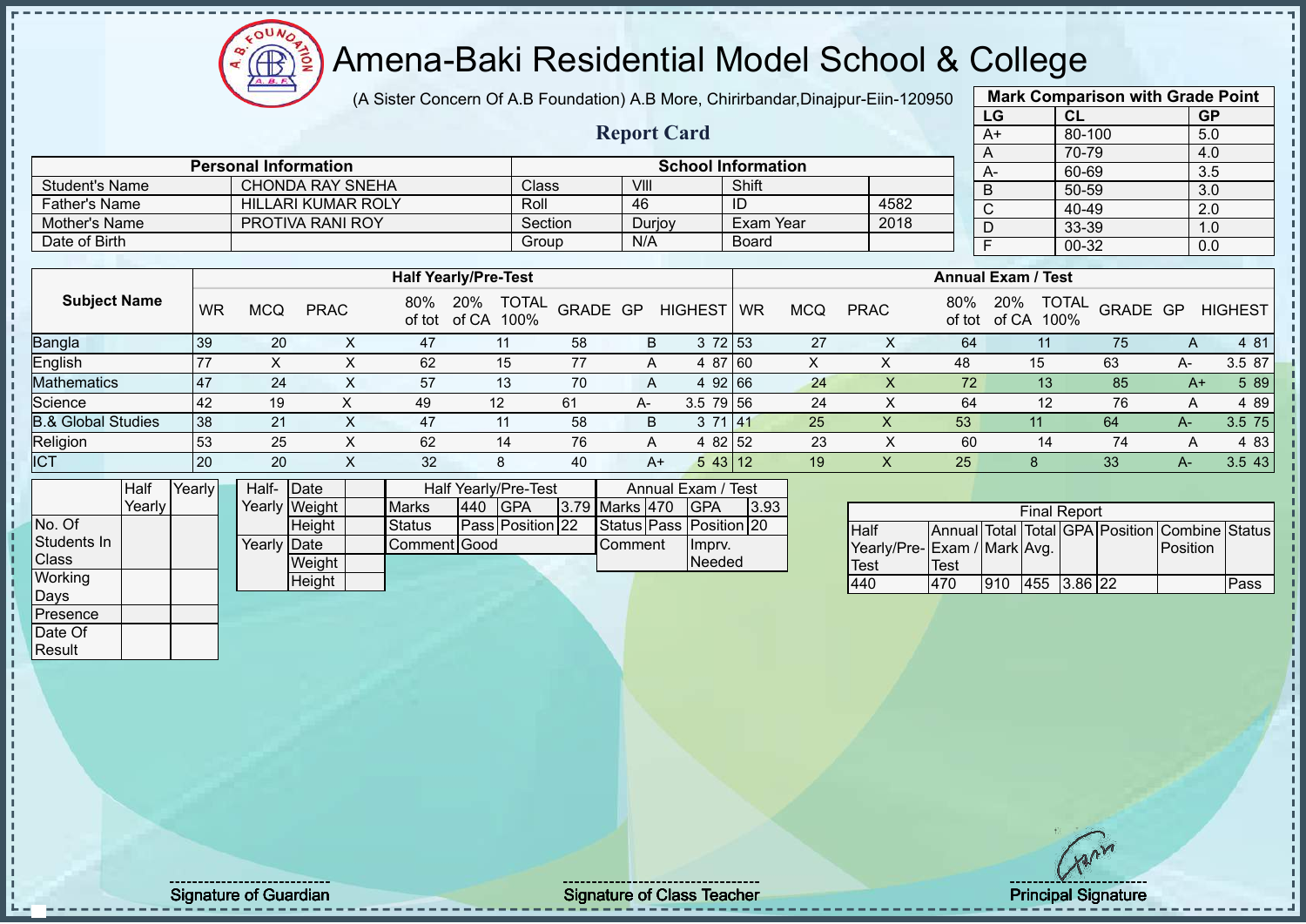# Amena-Baki Residential Model School & College

(A Sister Concern Of A.B Foundation) A.B More, Chirirbandar,Dinajpur-Eiin-120950

## Report Card

| Mark Comparison with Grade Point | | |
|---|---|---|
| LG | CL | GP |
| A+ | 80-100 | 5.0 |
| A | 70-79 | 4.0 |
| A- | 60-69 | 3.5 |
| B | 50-59 | 3.0 |
| C | 40-49 | 2.0 |
| D | 33-39 | 1.0 |
| F | 00-32 | 0.0 |

| Personal Information | | School Information | | | |
|---|---|---|---|---|---|
| Student's Name | CHONDA RAY SNEHA | Class | VIII | Shift | |
| Father's Name | HILLARI KUMAR ROLY | Roll | 46 | ID | 4582 |
| Mother's Name | PROTIVA RANI ROY | Section | Durjoy | Exam Year | 2018 |
| Date of Birth | | Group | N/A | Board | |

| Subject Name | Half Yearly/Pre-Test | | | | | | | | | | Annual Exam / Test | | | | | | | | | |
|---|---|---|---|---|---|---|---|---|---|---|---|---|---|---|---|---|---|---|---|---|
| | WR | MCQ | PRAC | 80% of tot | 20% of CA | TOTAL 100% | GRADE | GP | HIGHEST | WR | MCQ | PRAC | 80% of tot | 20% of CA | TOTAL 100% | GRADE | GP | HIGHEST |
| Bangla | 39 | 20 | X | 47 | 11 | 58 | B | 3 | 72 | 53 | 27 | X | 64 | 11 | 75 | A | 4 | 81 |
| English | 77 | X | X | 62 | 15 | 77 | A | 4 | 87 | 60 | X | X | 48 | 15 | 63 | A- | 3.5 | 87 |
| Mathematics | 47 | 24 | X | 57 | 13 | 70 | A | 4 | 92 | 66 | 24 | X | 72 | 13 | 85 | A+ | 5 | 89 |
| Science | 42 | 19 | X | 49 | 12 | 61 | A- | 3.5 | 79 | 56 | 24 | X | 64 | 12 | 76 | A | 4 | 89 |
| B.& Global Studies | 38 | 21 | X | 47 | 11 | 58 | B | 3 | 71 | 41 | 25 | X | 53 | 11 | 64 | A- | 3.5 | 75 |
| Religion | 53 | 25 | X | 62 | 14 | 76 | A | 4 | 82 | 52 | 23 | X | 60 | 14 | 74 | A | 4 | 83 |
| ICT | 20 | 20 | X | 32 | 8 | 40 | A+ | 5 | 43 | 12 | 19 | X | 25 | 8 | 33 | A- | 3.5 | 43 |

| | Half Yearly | Yearly |
|---|---|---|
| No. Of Students In Class | | |
| Working Days | | |
| Presence | | |
| Date Of Result | | |

| | | |
|---|---|---|
| Half-Yearly | Date | |
| | Weight | |
| | Height | |
| Yearly | Date | |
| | Weight | |
| | Height | |

| Half Yearly/Pre-Test | | | | Annual Exam / Test | | | |
|---|---|---|---|---|---|---|---|
| Marks | 440 | GPA | 3.79 | Marks | 470 | GPA | 3.93 |
| Status | Pass | Position | 22 | Status | Pass | Position | 20 |
| Comment | Good | | | Comment | | Imprv. Needed | |

| Final Report | | | | | | | |
|---|---|---|---|---|---|---|---|
| Half Yearly/Pre-Test | Annual Exam / Test | Total Mark | Total Avg. | GPA | Position | Combine Position | Status |
| 440 | 470 | 910 | 455 | 3.86 | 22 | | Pass |

Signature of Guardian | Signature of Class Teacher | Principal Signature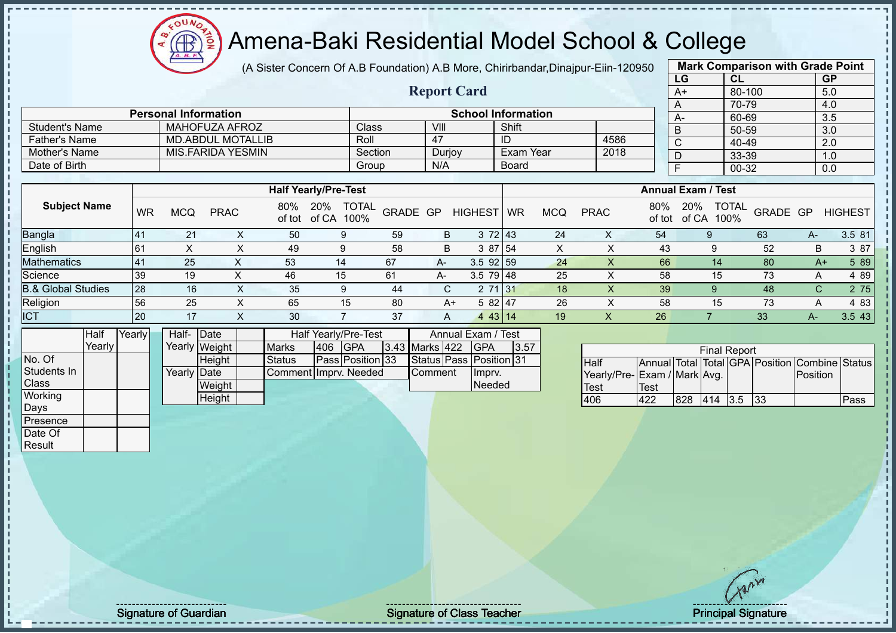# Amena-Baki Residential Model School & College

(A Sister Concern Of A.B Foundation) A.B More, Chirirbandar,Dinajpur-Eiin-120950

## Report Card

| Mark Comparison with Grade Point | | |
|---|---|---|
| LG | CL | GP |
| A+ | 80-100 | 5.0 |
| A | 70-79 | 4.0 |
| A- | 60-69 | 3.5 |
| B | 50-59 | 3.0 |
| C | 40-49 | 2.0 |
| D | 33-39 | 1.0 |
| F | 00-32 | 0.0 |

| Personal Information | | School Information | | | |
|---|---|---|---|---|---|
| Student's Name | MAHOFUZA AFROZ | Class | VIII | Shift | |
| Father's Name | MD.ABDUL MOTALLIB | Roll | 47 | ID | 4586 |
| Mother's Name | MIS.FARIDA YESMIN | Section | Durjoy | Exam Year | 2018 |
| Date of Birth | | Group | N/A | Board | |

| Subject Name | Half Yearly/Pre-Test | | | | | | | | | Annual Exam / Test | | | | | | | | |
|---|---|---|---|---|---|---|---|---|---|---|---|---|---|---|---|---|---|---|
| | WR | MCQ | PRAC | 80% of tot | 20% of CA | TOTAL 100% | GRADE | GP | HIGHEST | WR | MCQ | PRAC | 80% of tot | 20% of CA | TOTAL 100% | GRADE | GP | HIGHEST |
| Bangla | 41 | 21 | X | 50 | 9 | 59 | B | 3 | 72 | 43 | 24 | X | 54 | 9 | 63 | A- | 3.5 | 81 |
| English | 61 | X | X | 49 | 9 | 58 | B | 3 | 87 | 54 | X | X | 43 | 9 | 52 | B | 3 | 87 |
| Mathematics | 41 | 25 | X | 53 | 14 | 67 | A- | 3.5 | 92 | 59 | 24 | X | 66 | 14 | 80 | A+ | 5 | 89 |
| Science | 39 | 19 | X | 46 | 15 | 61 | A- | 3.5 | 79 | 48 | 25 | X | 58 | 15 | 73 | A | 4 | 89 |
| B.& Global Studies | 28 | 16 | X | 35 | 9 | 44 | C | 2 | 71 | 31 | 18 | X | 39 | 9 | 48 | C | 2 | 75 |
| Religion | 56 | 25 | X | 65 | 15 | 80 | A+ | 5 | 82 | 47 | 26 | X | 58 | 15 | 73 | A | 4 | 83 |
| ICT | 20 | 17 | X | 30 | 7 | 37 | A | 4 | 43 | 14 | 19 | X | 26 | 7 | 33 | A- | 3.5 | 43 |

| | Half Yearly | Yearly |
|---|---|---|
| No. Of Students In Class | | |
| Working Days | | |
| Presence | | |
| Date Of Result | | |

| | | |
|---|---|---|
| Half-Yearly | Date | |
| | Weight | |
| | Height | |
| Yearly | Date | |
| | Weight | |
| | Height | |

| Half Yearly/Pre-Test | | | |
|---|---|---|---|
| Marks | 406 | GPA | 3.43 |
| Status | Pass | Position | 33 |
| Comment | Imprv. Needed | | |

| Annual Exam / Test | | | |
|---|---|---|---|
| Marks | 422 | GPA | 3.57 |
| Status | Pass | Position | 31 |
| Comment | | Imprv. Needed | |

| Final Report | | | | | | | |
|---|---|---|---|---|---|---|---|
| Half Yearly/Pre-Test | Annual Exam / Test | Total Mark | Total Avg. | GPA | Position | Combine Position | Status |
| 406 | 422 | 828 | 414 | 3.5 | 33 | | Pass |

Signature of Guardian

Signature of Class Teacher

Principal Signature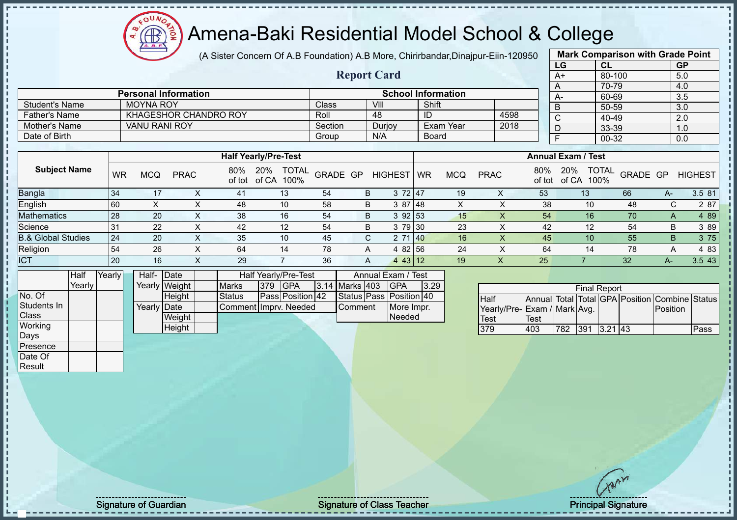# Amena-Baki Residential Model School & College

(A Sister Concern Of A.B Foundation) A.B More, Chirirbandar,Dinajpur-Eiin-120950

## Report Card

| Mark Comparison with Grade Point | | |
|---|---|---|
| LG | CL | GP |
| A+ | 80-100 | 5.0 |
| A | 70-79 | 4.0 |
| A- | 60-69 | 3.5 |
| B | 50-59 | 3.0 |
| C | 40-49 | 2.0 |
| D | 33-39 | 1.0 |
| F | 00-32 | 0.0 |

| Personal Information | | School Information | | | |
|---|---|---|---|---|---|
| Student's Name | MOYNA ROY | Class | VIII | Shift | |
| Father's Name | KHAGESHOR CHANDRO ROY | Roll | 48 | ID | 4598 |
| Mother's Name | VANU RANI ROY | Section | Durjoy | Exam Year | 2018 |
| Date of Birth | | Group | N/A | Board | |

| Subject Name | Half Yearly/Pre-Test | | | | | | | | | Annual Exam / Test | | | | | | | | |
|---|---|---|---|---|---|---|---|---|---|---|---|---|---|---|---|---|---|---|
| | WR | MCQ | PRAC | 80% of tot | 20% of CA | TOTAL 100% | GRADE | GP | HIGHEST | WR | MCQ | PRAC | 80% of tot | 20% of CA | TOTAL 100% | GRADE | GP | HIGHEST |
| Bangla | 34 | 17 | X | 41 | 13 | 54 | B | 3 | 72 | 47 | 19 | X | 53 | 13 | 66 | A- | 3.5 | 81 |
| English | 60 | X | X | 48 | 10 | 58 | B | 3 | 87 | 48 | X | X | 38 | 10 | 48 | C | 2 | 87 |
| Mathematics | 28 | 20 | X | 38 | 16 | 54 | B | 3 | 92 | 53 | 15 | X | 54 | 16 | 70 | A | 4 | 89 |
| Science | 31 | 22 | X | 42 | 12 | 54 | B | 3 | 79 | 30 | 23 | X | 42 | 12 | 54 | B | 3 | 89 |
| B.& Global Studies | 24 | 20 | X | 35 | 10 | 45 | C | 2 | 71 | 40 | 16 | X | 45 | 10 | 55 | B | 3 | 75 |
| Religion | 54 | 26 | X | 64 | 14 | 78 | A | 4 | 82 | 56 | 24 | X | 64 | 14 | 78 | A | 4 | 83 |
| ICT | 20 | 16 | X | 29 | 7 | 36 | A | 4 | 43 | 12 | 19 | X | 25 | 7 | 32 | A- | 3.5 | 43 |

| | Half Yearly | Yearly |
|---|---|---|
| No. Of Students In Class | | |
| Working Days | | |
| Presence | | |
| Date Of Result | | |

| | | |
|---|---|---|
| Half-Yearly | Date | |
| | Weight | |
| | Height | |
| Yearly | Date | |
| | Weight | |
| | Height | |

| Half Yearly/Pre-Test | | | | Annual Exam / Test | | | |
|---|---|---|---|---|---|---|---|
| Marks | 379 | GPA | 3.14 | Marks | 403 | GPA | 3.29 |
| Status | Pass | Position | 42 | Status | Pass | Position | 40 |
| Comment | Imprv. Needed | | | Comment | More Impr. Needed | | |

| Final Report | | | | | | | |
|---|---|---|---|---|---|---|---|
| Half Yearly/Pre-Test | Annual Exam / Test | Total Mark | Total Avg. | GPA | Position | Combine Position | Status |
| 379 | 403 | 782 | 391 | 3.21 | 43 | | Pass |

Signature of Guardian — Signature of Class Teacher — Principal Signature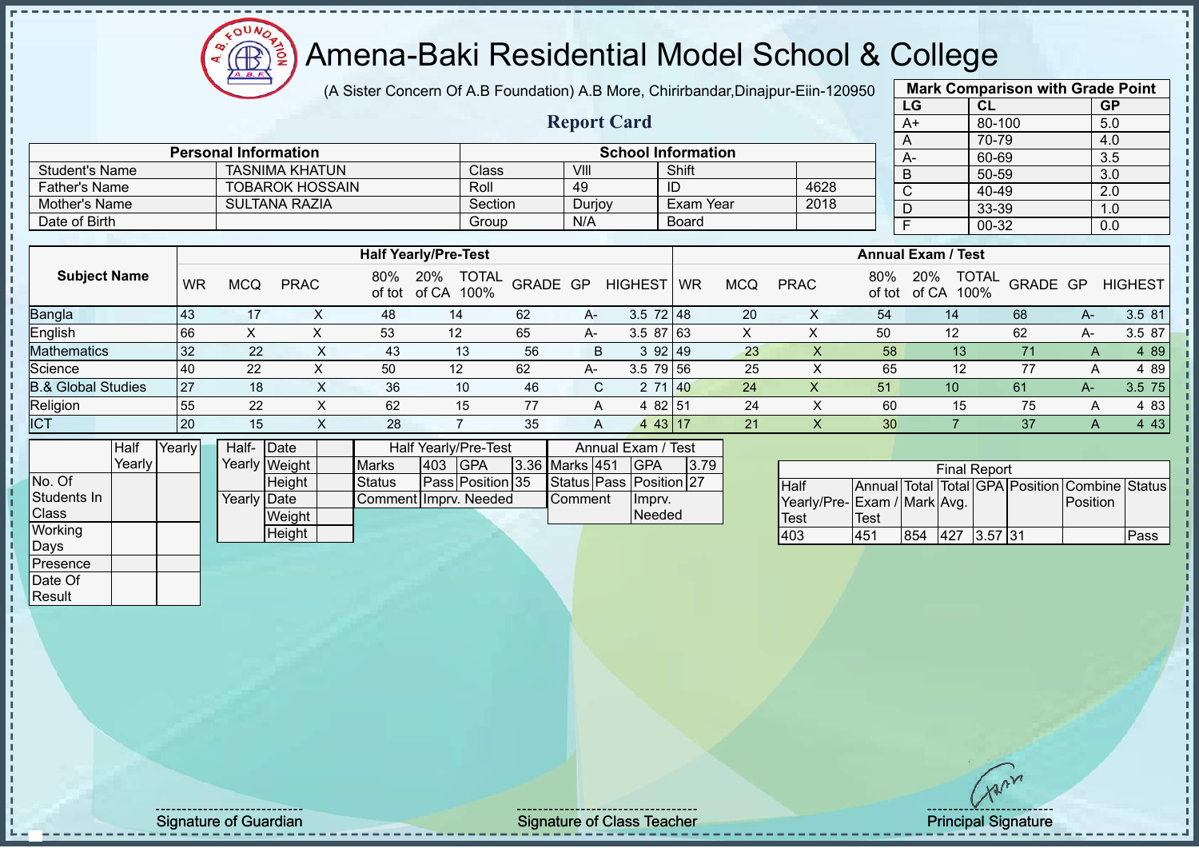# Amena-Baki Residential Model School & College

(A Sister Concern Of A.B Foundation) A.B More, Chirirbandar,Dinajpur-Eiin-120950

## Report Card

| Mark Comparison with Grade Point | | |
|---|---|---|
| LG | CL | GP |
| A+ | 80-100 | 5.0 |
| A | 70-79 | 4.0 |
| A- | 60-69 | 3.5 |
| B | 50-59 | 3.0 |
| C | 40-49 | 2.0 |
| D | 33-39 | 1.0 |
| F | 00-32 | 0.0 |

| Personal Information | | School Information | | | |
|---|---|---|---|---|---|
| Student's Name | TASNIMA KHATUN | Class | VIII | Shift | |
| Father's Name | TOBAROK HOSSAIN | Roll | 49 | ID | 4628 |
| Mother's Name | SULTANA RAZIA | Section | Durjoy | Exam Year | 2018 |
| Date of Birth | | Group | N/A | Board | |

| Subject Name | Half Yearly/Pre-Test | | | | | | | | | Annual Exam / Test | | | | | | | | |
|---|---|---|---|---|---|---|---|---|---|---|---|---|---|---|---|---|---|---|
| | WR | MCQ | PRAC | 80% of tot | 20% of CA | TOTAL 100% | GRADE | GP | HIGHEST | WR | MCQ | PRAC | 80% of tot | 20% of CA | TOTAL 100% | GRADE | GP | HIGHEST |
| Bangla | 43 | 17 | X | 48 | 14 | 62 | A- | 3.5 | 72 | 48 | 20 | X | 54 | 14 | 68 | A- | 3.5 | 81 |
| English | 66 | X | X | 53 | 12 | 65 | A- | 3.5 | 87 | 63 | X | X | 50 | 12 | 62 | A- | 3.5 | 87 |
| Mathematics | 32 | 22 | X | 43 | 13 | 56 | B | 3 | 92 | 49 | 23 | X | 58 | 13 | 71 | A | 4 | 89 |
| Science | 40 | 22 | X | 50 | 12 | 62 | A- | 3.5 | 79 | 56 | 25 | X | 65 | 12 | 77 | A | 4 | 89 |
| B.& Global Studies | 27 | 18 | X | 36 | 10 | 46 | C | 2 | 71 | 40 | 24 | X | 51 | 10 | 61 | A- | 3.5 | 75 |
| Religion | 55 | 22 | X | 62 | 15 | 77 | A | 4 | 82 | 51 | 24 | X | 60 | 15 | 75 | A | 4 | 83 |
| ICT | 20 | 15 | X | 28 | 7 | 35 | A | 4 | 43 | 17 | 21 | X | 30 | 7 | 37 | A | 4 | 43 |

| | Half Yearly | Yearly |
|---|---|---|
| No. Of Students In Class | | |
| Working Days | | |
| Presence | | |
| Date Of Result | | |

| | | |
|---|---|---|
| Half-Yearly | Date | |
| | Weight | |
| | Height | |
| Yearly | Date | |
| | Weight | |
| | Height | |

| Half Yearly/Pre-Test | | | |
|---|---|---|---|
| Marks | 403 | GPA | 3.36 |
| Status | Pass | Position | 35 |
| Comment | Imprv. Needed | | |

| Annual Exam / Test | | | |
|---|---|---|---|
| Marks | 451 | GPA | 3.79 |
| Status | Pass | Position | 27 |
| Comment | Imprv. Needed | | |

| Final Report | | | | | | | |
|---|---|---|---|---|---|---|---|
| Half Yearly/Pre-Test | Annual Exam / Test | Total Mark | Total Avg. | GPA | Position | Combine Position | Status |
| 403 | 451 | 854 | 427 | 3.57 | 31 | | Pass |

Signature of Guardian

Signature of Class Teacher

Principal Signature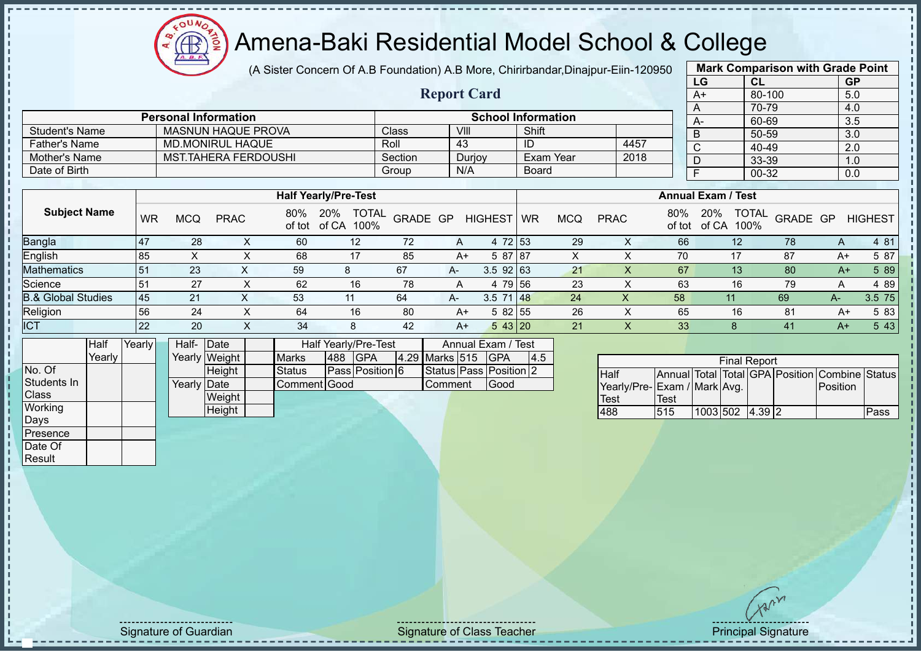# Amena-Baki Residential Model School & College

(A Sister Concern Of A.B Foundation) A.B More, Chirirbandar,Dinajpur-Eiin-120950

## Report Card

| Mark Comparison with Grade Point | | |
|---|---|---|
| LG | CL | GP |
| A+ | 80-100 | 5.0 |
| A | 70-79 | 4.0 |
| A- | 60-69 | 3.5 |
| B | 50-59 | 3.0 |
| C | 40-49 | 2.0 |
| D | 33-39 | 1.0 |
| F | 00-32 | 0.0 |

| Personal Information | | School Information | | | |
|---|---|---|---|---|---|
| Student's Name | MASNUN HAQUE PROVA | Class | VIII | Shift | |
| Father's Name | MD.MONIRUL HAQUE | Roll | 43 | ID | 4457 |
| Mother's Name | MST.TAHERA FERDOUSHI | Section | Durjoy | Exam Year | 2018 |
| Date of Birth | | Group | N/A | Board | |

| Subject Name | Half Yearly/Pre-Test | | | | | | | | | Annual Exam / Test | | | | | | | | |
|---|---|---|---|---|---|---|---|---|---|---|---|---|---|---|---|---|---|---|
| | WR | MCQ | PRAC | 80% of tot | 20% of CA | TOTAL 100% | GRADE | GP | HIGHEST | WR | MCQ | PRAC | 80% of tot | 20% of CA | TOTAL 100% | GRADE | GP | HIGHEST |
| Bangla | 47 | 28 | X | 60 | 12 | 72 | A | 4 | 72 | 53 | 29 | X | 66 | 12 | 78 | A | 4 | 81 |
| English | 85 | X | X | 68 | 17 | 85 | A+ | 5 | 87 | 87 | X | X | 70 | 17 | 87 | A+ | 5 | 87 |
| Mathematics | 51 | 23 | X | 59 | 8 | 67 | A- | 3.5 | 92 | 63 | 21 | X | 67 | 13 | 80 | A+ | 5 | 89 |
| Science | 51 | 27 | X | 62 | 16 | 78 | A | 4 | 79 | 56 | 23 | X | 63 | 16 | 79 | A | 4 | 89 |
| B.& Global Studies | 45 | 21 | X | 53 | 11 | 64 | A- | 3.5 | 71 | 48 | 24 | X | 58 | 11 | 69 | A- | 3.5 | 75 |
| Religion | 56 | 24 | X | 64 | 16 | 80 | A+ | 5 | 82 | 55 | 26 | X | 65 | 16 | 81 | A+ | 5 | 83 |
| ICT | 22 | 20 | X | 34 | 8 | 42 | A+ | 5 | 43 | 20 | 21 | X | 33 | 8 | 41 | A+ | 5 | 43 |

| | Half Yearly | Yearly |
|---|---|---|
| No. Of Students In Class | | |
| Working Days | | |
| Presence | | |
| Date Of Result | | |

| | | |
|---|---|---|
| Half-Yearly | Date | |
| | Weight | |
| | Height | |
| Yearly | Date | |
| | Weight | |
| | Height | |

| Half Yearly/Pre-Test | | | | Annual Exam / Test | | | |
|---|---|---|---|---|---|---|---|
| Marks | 488 | GPA | 4.29 | Marks | 515 | GPA | 4.5 |
| Status | Pass | Position | 6 | Status | Pass | Position | 2 |
| Comment | Good | | | Comment | Good | | |

| Final Report | | | | | | | |
|---|---|---|---|---|---|---|---|
| Half Yearly/Pre-Test | Annual Exam / Test | Total Mark | Total Avg. | GPA | Position | Combine Position | Status |
| 488 | 515 | 1003 | 502 | 4.39 | 2 | | Pass |

Signature of Guardian

Signature of Class Teacher

Principal Signature